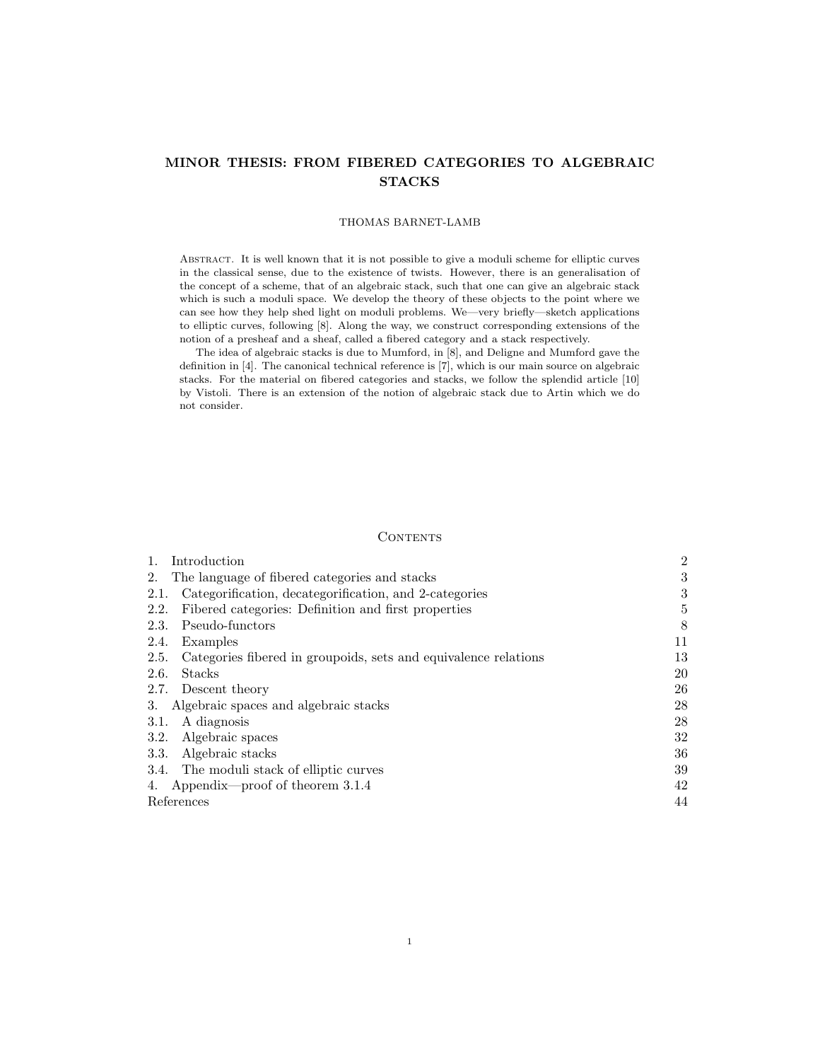# MINOR THESIS: FROM FIBERED CATEGORIES TO ALGEBRAIC STACKS

THOMAS BARNET-LAMB

Abstract. It is well known that it is not possible to give a moduli scheme for elliptic curves in the classical sense, due to the existence of twists. However, there is an generalisation of the concept of a scheme, that of an algebraic stack, such that one can give an algebraic stack which is such a moduli space. We develop the theory of these objects to the point where we can see how they help shed light on moduli problems. We—very briefly—sketch applications to elliptic curves, following [8]. Along the way, we construct corresponding extensions of the notion of a presheaf and a sheaf, called a fibered category and a stack respectively.

The idea of algebraic stacks is due to Mumford, in [8], and Deligne and Mumford gave the definition in [4]. The canonical technical reference is [7], which is our main source on algebraic stacks. For the material on fibered categories and stacks, we follow the splendid article [10] by Vistoli. There is an extension of the notion of algebraic stack due to Artin which we do not consider.

## Contents

| | |
|---|---|
| 1. Introduction | 2 |
| 2. The language of fibered categories and stacks | 3 |
| 2.1. Categorification, decategorification, and 2-categories | 3 |
| 2.2. Fibered categories: Definition and first properties | 5 |
| 2.3. Pseudo-functors | 8 |
| 2.4. Examples | 11 |
| 2.5. Categories fibered in groupoids, sets and equivalence relations | 13 |
| 2.6. Stacks | 20 |
| 2.7. Descent theory | 26 |
| 3. Algebraic spaces and algebraic stacks | 28 |
| 3.1. A diagnosis | 28 |
| 3.2. Algebraic spaces | 32 |
| 3.3. Algebraic stacks | 36 |
| 3.4. The moduli stack of elliptic curves | 39 |
| 4. Appendix—proof of theorem 3.1.4 | 42 |
| References | 44 |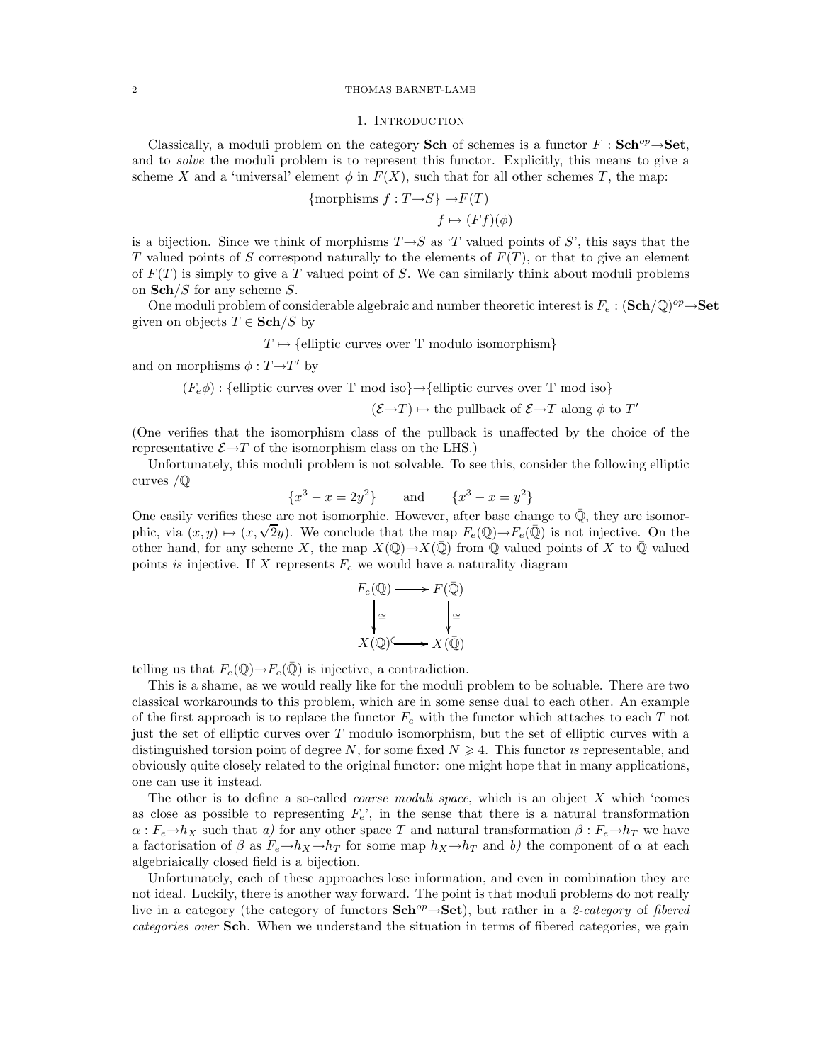## 1. Introduction

Classically, a moduli problem on the category **Sch** of schemes is a functor $F : \mathbf{Sch}^{op} \to \mathbf{Set}$, and to *solve* the moduli problem is to represent this functor. Explicitly, this means to give a scheme $X$ and a 'universal' element $\phi$ in $F(X)$, such that for all other schemes $T$, the map:

$$\{\text{morphisms } f : T \to S\} \to F(T)$$
$$f \mapsto (Ff)(\phi)$$

is a bijection. Since we think of morphisms $T \to S$ as '$T$ valued points of $S$', this says that the $T$ valued points of $S$ correspond naturally to the elements of $F(T)$, or that to give an element of $F(T)$ is simply to give a $T$ valued point of $S$. We can similarly think about moduli problems on $\mathbf{Sch}/S$ for any scheme $S$.

One moduli problem of considerable algebraic and number theoretic interest is $F_e : (\mathbf{Sch}/\mathbb{Q})^{op} \to \mathbf{Set}$ given on objects $T \in \mathbf{Sch}/S$ by

$$T \mapsto \{\text{elliptic curves over T modulo isomorphism}\}$$

and on morphisms $\phi : T \to T'$ by

$$(F_e\phi) : \{\text{elliptic curves over T mod iso}\} \to \{\text{elliptic curves over T mod iso}\}$$
$$(\mathcal{E} \to T) \mapsto \text{the pullback of } \mathcal{E} \to T \text{ along } \phi \text{ to } T'$$

(One verifies that the isomorphism class of the pullback is unaffected by the choice of the representative $\mathcal{E} \to T$ of the isomorphism class on the LHS.)

Unfortunately, this moduli problem is not solvable. To see this, consider the following elliptic curves $/\mathbb{Q}$

$$\{x^3 - x = 2y^2\} \qquad \text{and} \qquad \{x^3 - x = y^2\}$$

One easily verifies these are not isomorphic. However, after base change to $\bar{\mathbb{Q}}$, they are isomorphic, via $(x, y) \mapsto (x, \sqrt{2}y)$. We conclude that the map $F_e(\mathbb{Q}) \to F_e(\bar{\mathbb{Q}})$ is not injective. On the other hand, for any scheme $X$, the map $X(\mathbb{Q}) \to X(\bar{\mathbb{Q}})$ from $\mathbb{Q}$ valued points of $X$ to $\bar{\mathbb{Q}}$ valued points *is* injective. If $X$ represents $F_e$ we would have a naturality diagram

$$\begin{array}{ccc} F_e(\mathbb{Q}) & \longrightarrow & F(\bar{\mathbb{Q}}) \\ \downarrow \cong & & \downarrow \cong \\ X(\mathbb{Q}) & \hookrightarrow & X(\bar{\mathbb{Q}}) \end{array}$$

telling us that $F_e(\mathbb{Q}) \to F_e(\bar{\mathbb{Q}})$ is injective, a contradiction.

This is a shame, as we would really like for the moduli problem to be soluable. There are two classical workarounds to this problem, which are in some sense dual to each other. An example of the first approach is to replace the functor $F_e$ with the functor which attaches to each $T$ not just the set of elliptic curves over $T$ modulo isomorphism, but the set of elliptic curves with a distinguished torsion point of degree $N$, for some fixed $N \geqslant 4$. This functor *is* representable, and obviously quite closely related to the original functor: one might hope that in many applications, one can use it instead.

The other is to define a so-called *coarse moduli space*, which is an object $X$ which 'comes as close as possible to representing $F_e$', in the sense that there is a natural transformation $\alpha : F_e \to h_X$ such that *a)* for any other space $T$ and natural transformation $\beta : F_e \to h_T$ we have a factorisation of $\beta$ as $F_e \to h_X \to h_T$ for some map $h_X \to h_T$ and *b)* the component of $\alpha$ at each algebriaically closed field is a bijection.

Unfortunately, each of these approaches lose information, and even in combination they are not ideal. Luckily, there is another way forward. The point is that moduli problems do not really live in a category (the category of functors $\mathbf{Sch}^{op} \to \mathbf{Set}$), but rather in a *2-category* of *fibered categories over* **Sch**. When we understand the situation in terms of fibered categories, we gain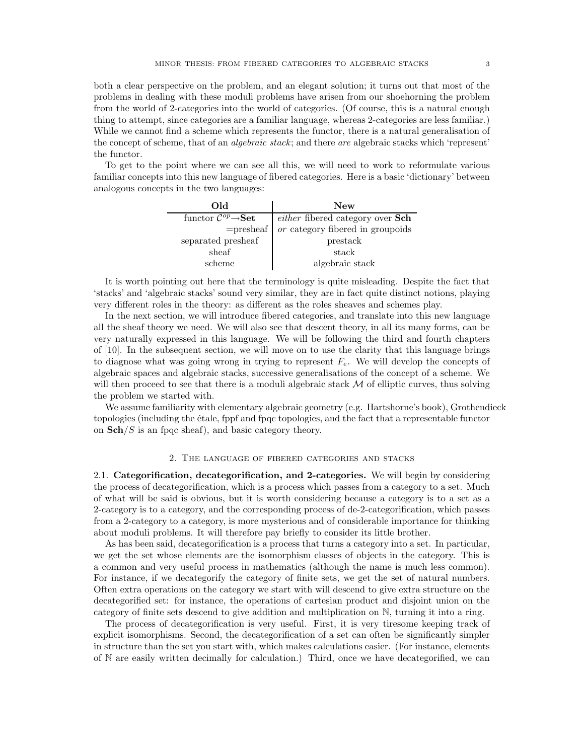both a clear perspective on the problem, and an elegant solution; it turns out that most of the problems in dealing with these moduli problems have arisen from our shoehorning the problem from the world of 2-categories into the world of categories. (Of course, this is a natural enough thing to attempt, since categories are a familiar language, whereas 2-categories are less familiar.) While we cannot find a scheme which represents the functor, there is a natural generalisation of the concept of scheme, that of an *algebraic stack*; and there *are* algebraic stacks which 'represent' the functor.

To get to the point where we can see all this, we will need to work to reformulate various familiar concepts into this new language of fibered categories. Here is a basic 'dictionary' between analogous concepts in the two languages:

| **Old** | **New** |
|---|---|
| functor $\mathcal{C}^{op} \to \mathbf{Set}$ | *either* fibered category over **Sch** |
| =presheaf | *or* category fibered in groupoids |
| separated presheaf | prestack |
| sheaf | stack |
| scheme | algebraic stack |

It is worth pointing out here that the terminology is quite misleading. Despite the fact that 'stacks' and 'algebraic stacks' sound very similar, they are in fact quite distinct notions, playing very different roles in the theory: as different as the roles sheaves and schemes play.

In the next section, we will introduce fibered categories, and translate into this new language all the sheaf theory we need. We will also see that descent theory, in all its many forms, can be very naturally expressed in this language. We will be following the third and fourth chapters of [10]. In the subsequent section, we will move on to use the clarity that this language brings to diagnose what was going wrong in trying to represent $F_e$. We will develop the concepts of algebraic spaces and algebraic stacks, successive generalisations of the concept of a scheme. We will then proceed to see that there is a moduli algebraic stack $\mathcal{M}$ of elliptic curves, thus solving the problem we started with.

We assume familiarity with elementary algebraic geometry (e.g. Hartshorne's book), Grothendieck topologies (including the étale, fppf and fpqc topologies, and the fact that a representable functor on $\mathbf{Sch}/S$ is an fpqc sheaf), and basic category theory.

## 2. The language of fibered categories and stacks

**2.1. Categorification, decategorification, and 2-categories.** We will begin by considering the process of decategorification, which is a process which passes from a category to a set. Much of what will be said is obvious, but it is worth considering because a category is to a set as a 2-category is to a category, and the corresponding process of de-2-categorification, which passes from a 2-category to a category, is more mysterious and of considerable importance for thinking about moduli problems. It will therefore pay briefly to consider its little brother.

As has been said, decategorification is a process that turns a category into a set. In particular, we get the set whose elements are the isomorphism classes of objects in the category. This is a common and very useful process in mathematics (although the name is much less common). For instance, if we decategorify the category of finite sets, we get the set of natural numbers. Often extra operations on the category we start with will descend to give extra structure on the decategorified set: for instance, the operations of cartesian product and disjoint union on the category of finite sets descend to give addition and multiplication on $\mathbb{N}$, turning it into a ring.

The process of decategorification is very useful. First, it is very tiresome keeping track of explicit isomorphisms. Second, the decategorification of a set can often be significantly simpler in structure than the set you start with, which makes calculations easier. (For instance, elements of $\mathbb{N}$ are easily written decimally for calculation.) Third, once we have decategorified, we can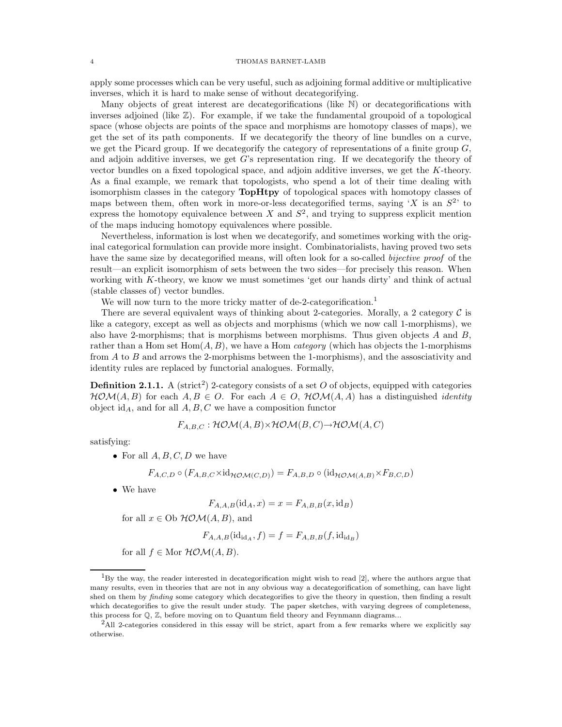apply some processes which can be very useful, such as adjoining formal additive or multiplicative inverses, which it is hard to make sense of without decategorifying.

Many objects of great interest are decategorifications (like $\mathbb{N}$) or decategorifications with inverses adjoined (like $\mathbb{Z}$). For example, if we take the fundamental groupoid of a topological space (whose objects are points of the space and morphisms are homotopy classes of maps), we get the set of its path components. If we decategorify the theory of line bundles on a curve, we get the Picard group. If we decategorify the category of representations of a finite group $G$, and adjoin additive inverses, we get $G$'s representation ring. If we decategorify the theory of vector bundles on a fixed topological space, and adjoin additive inverses, we get the $K$-theory. As a final example, we remark that topologists, who spend a lot of their time dealing with isomorphism classes in the category **TopHtpy** of topological spaces with homotopy classes of maps between them, often work in more-or-less decategorified terms, saying '$X$ is an $S^2$' to express the homotopy equivalence between $X$ and $S^2$, and trying to suppress explicit mention of the maps inducing homotopy equivalences where possible.

Nevertheless, information is lost when we decategorify, and sometimes working with the original categorical formulation can provide more insight. Combinatorialists, having proved two sets have the same size by decategorified means, will often look for a so-called *bijective proof* of the result—an explicit isomorphism of sets between the two sides—for precisely this reason. When working with $K$-theory, we know we must sometimes 'get our hands dirty' and think of actual (stable classes of) vector bundles.

We will now turn to the more tricky matter of de-2-categorification.[1]

There are several equivalent ways of thinking about 2-categories. Morally, a 2 category $\mathcal{C}$ is like a category, except as well as objects and morphisms (which we now call 1-morphisms), we also have 2-morphisms; that is morphisms between morphisms. Thus given objects $A$ and $B$, rather than a Hom set $\mathrm{Hom}(A, B)$, we have a Hom *category* (which has objects the 1-morphisms from $A$ to $B$ and arrows the 2-morphisms between the 1-morphisms), and the assosciativity and identity rules are replaced by functorial analogues. Formally,

**Definition 2.1.1.** A (strict[2]) 2-category consists of a set $O$ of objects, equipped with categories $\mathcal{HOM}(A, B)$ for each $A, B \in O$. For each $A \in O$, $\mathcal{HOM}(A, A)$ has a distinguished *identity* object $\mathrm{id}_A$, and for all $A, B, C$ we have a composition functor

$$F_{A,B,C} : \mathcal{HOM}(A, B) \times \mathcal{HOM}(B, C) \to \mathcal{HOM}(A, C)$$

satisfying:

- For all $A, B, C, D$ we have

$$F_{A,C,D} \circ (F_{A,B,C} \times \mathrm{id}_{\mathcal{HOM}(C,D)}) = F_{A,B,D} \circ (\mathrm{id}_{\mathcal{HOM}(A,B)} \times F_{B,C,D})$$

- We have

$$F_{A,A,B}(\mathrm{id}_A, x) = x = F_{A,B,B}(x, \mathrm{id}_B)$$

  for all $x \in \mathrm{Ob}\ \mathcal{HOM}(A, B)$, and

$$F_{A,A,B}(\mathrm{id}_{\mathrm{id}_A}, f) = f = F_{A,B,B}(f, \mathrm{id}_{\mathrm{id}_B})$$

  for all $f \in \mathrm{Mor}\ \mathcal{HOM}(A, B)$.

---

[1] By the way, the reader interested in decategorification might wish to read [2], where the authors argue that many results, even in theories that are not in any obvious way a decategorification of something, can have light shed on them by *finding* some category which decategorifies to give the theory in question, then finding a result which decategorifies to give the result under study. The paper sketches, with varying degrees of completeness, this process for $\mathbb{Q}$, $\mathbb{Z}$, before moving on to Quantum field theory and Feynmann diagrams...

[2] All 2-categories considered in this essay will be strict, apart from a few remarks where we explicitly say otherwise.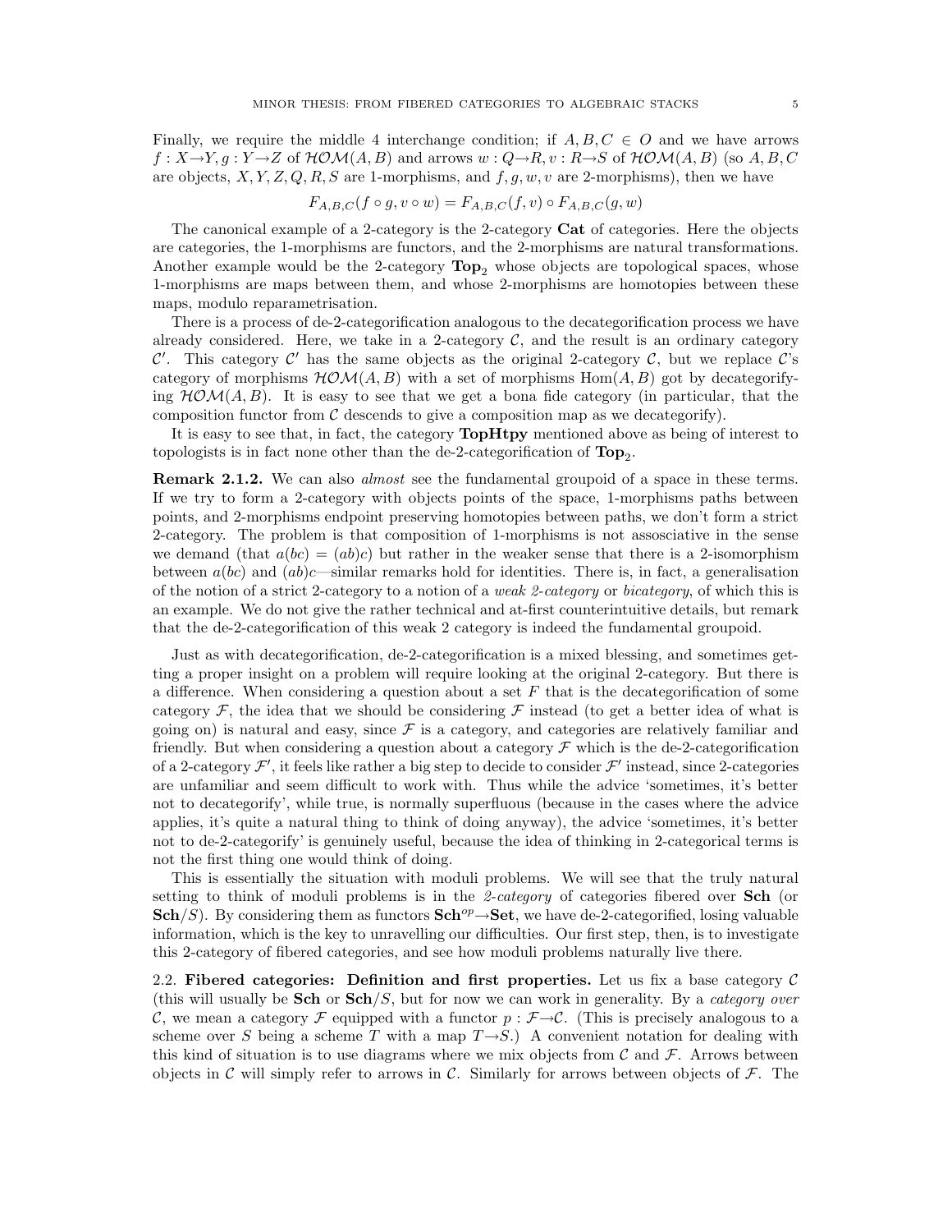Finally, we require the middle 4 interchange condition; if $A, B, C \in O$ and we have arrows $f : X \to Y, g : Y \to Z$ of $\mathcal{HOM}(A, B)$ and arrows $w : Q \to R, v : R \to S$ of $\mathcal{HOM}(A, B)$ (so $A, B, C$ are objects, $X, Y, Z, Q, R, S$ are 1-morphisms, and $f, g, w, v$ are 2-morphisms), then we have

$$F_{A,B,C}(f \circ g, v \circ w) = F_{A,B,C}(f, v) \circ F_{A,B,C}(g, w)$$

The canonical example of a 2-category is the 2-category **Cat** of categories. Here the objects are categories, the 1-morphisms are functors, and the 2-morphisms are natural transformations. Another example would be the 2-category $\mathbf{Top}_2$ whose objects are topological spaces, whose 1-morphisms are maps between them, and whose 2-morphisms are homotopies between these maps, modulo reparametrisation.

There is a process of de-2-categorification analogous to the decategorification process we have already considered. Here, we take in a 2-category $\mathcal{C}$, and the result is an ordinary category $\mathcal{C}'$. This category $\mathcal{C}'$ has the same objects as the original 2-category $\mathcal{C}$, but we replace $\mathcal{C}$'s category of morphisms $\mathcal{HOM}(A, B)$ with a set of morphisms $\mathrm{Hom}(A, B)$ got by decategorifying $\mathcal{HOM}(A, B)$. It is easy to see that we get a bona fide category (in particular, that the composition functor from $\mathcal{C}$ descends to give a composition map as we decategorify).

It is easy to see that, in fact, the category **TopHtpy** mentioned above as being of interest to topologists is in fact none other than the de-2-categorification of $\mathbf{Top}_2$.

**Remark 2.1.2.** We can also *almost* see the fundamental groupoid of a space in these terms. If we try to form a 2-category with objects points of the space, 1-morphisms paths between points, and 2-morphisms endpoint preserving homotopies between paths, we don't form a strict 2-category. The problem is that composition of 1-morphisms is not assosciative in the sense we demand (that $a(bc) = (ab)c$) but rather in the weaker sense that there is a 2-isomorphism between $a(bc)$ and $(ab)c$—similar remarks hold for identities. There is, in fact, a generalisation of the notion of a strict 2-category to a notion of a *weak 2-category* or *bicategory*, of which this is an example. We do not give the rather technical and at-first counterintuitive details, but remark that the de-2-categorification of this weak 2 category is indeed the fundamental groupoid.

Just as with decategorification, de-2-categorification is a mixed blessing, and sometimes getting a proper insight on a problem will require looking at the original 2-category. But there is a difference. When considering a question about a set $F$ that is the decategorification of some category $\mathcal{F}$, the idea that we should be considering $\mathcal{F}$ instead (to get a better idea of what is going on) is natural and easy, since $\mathcal{F}$ is a category, and categories are relatively familiar and friendly. But when considering a question about a category $\mathcal{F}$ which is the de-2-categorification of a 2-category $\mathcal{F}'$, it feels like rather a big step to decide to consider $\mathcal{F}'$ instead, since 2-categories are unfamiliar and seem difficult to work with. Thus while the advice 'sometimes, it's better not to decategorify', while true, is normally superfluous (because in the cases where the advice applies, it's quite a natural thing to think of doing anyway), the advice 'sometimes, it's better not to de-2-categorify' is genuinely useful, because the idea of thinking in 2-categorical terms is not the first thing one would think of doing.

This is essentially the situation with moduli problems. We will see that the truly natural setting to think of moduli problems is in the *2-category* of categories fibered over **Sch** (or $\mathbf{Sch}/S$). By considering them as functors $\mathbf{Sch}^{op} \to \mathbf{Set}$, we have de-2-categorified, losing valuable information, which is the key to unravelling our difficulties. Our first step, then, is to investigate this 2-category of fibered categories, and see how moduli problems naturally live there.

## 2.2. Fibered categories: Definition and first properties.

Let us fix a base category $\mathcal{C}$ (this will usually be **Sch** or $\mathbf{Sch}/S$, but for now we can work in generality. By a *category over* $\mathcal{C}$, we mean a category $\mathcal{F}$ equipped with a functor $p : \mathcal{F} \to \mathcal{C}$. (This is precisely analogous to a scheme over $S$ being a scheme $T$ with a map $T \to S$.) A convenient notation for dealing with this kind of situation is to use diagrams where we mix objects from $\mathcal{C}$ and $\mathcal{F}$. Arrows between objects in $\mathcal{C}$ will simply refer to arrows in $\mathcal{C}$. Similarly for arrows between objects of $\mathcal{F}$. The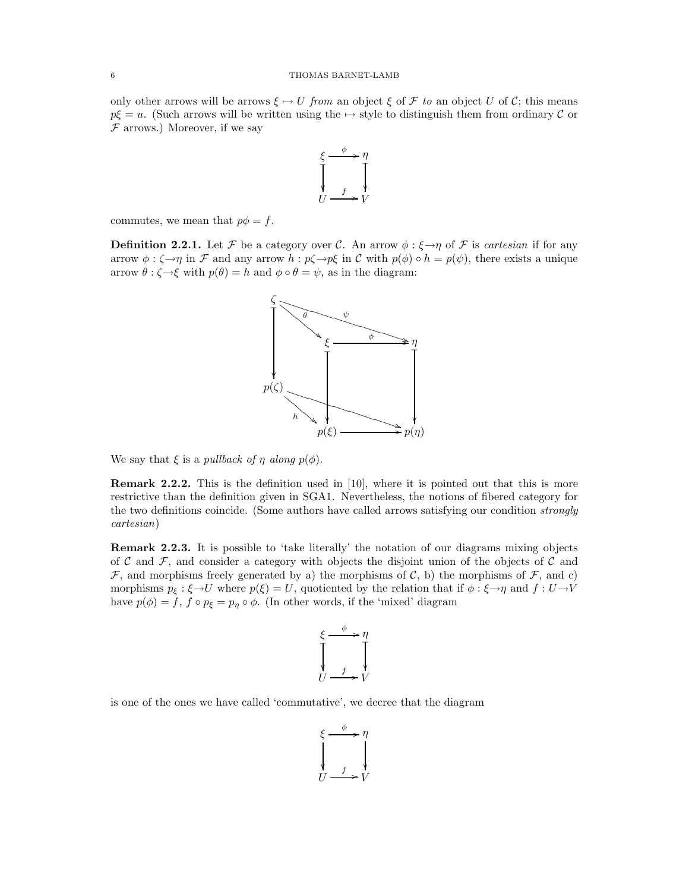only other arrows will be arrows $\xi \mapsto U$ *from* an object $\xi$ of $\mathcal{F}$ *to* an object $U$ of $\mathcal{C}$; this means $p\xi = u$. (Such arrows will be written using the $\mapsto$ style to distinguish them from ordinary $\mathcal{C}$ or $\mathcal{F}$ arrows.) Moreover, if we say

$$\begin{array}{ccc} \xi & \xrightarrow{\phi} & \eta \\ \downarrow & & \downarrow \\ U & \xrightarrow{f} & V \end{array}$$

commutes, we mean that $p\phi = f$.

**Definition 2.2.1.** Let $\mathcal{F}$ be a category over $\mathcal{C}$. An arrow $\phi : \xi \to \eta$ of $\mathcal{F}$ is *cartesian* if for any arrow $\phi : \zeta \to \eta$ in $\mathcal{F}$ and any arrow $h : p\zeta \to p\xi$ in $\mathcal{C}$ with $p(\phi) \circ h = p(\psi)$, there exists a unique arrow $\theta : \zeta \to \xi$ with $p(\theta) = h$ and $\phi \circ \theta = \psi$, as in the diagram:

$$\begin{array}{ccccc} \zeta & & & & \\ & \searrow^{\theta} & & \searrow^{\psi} & \\ & & \xi & \xrightarrow{\phi} & \eta \\ \downarrow & & \downarrow & & \downarrow \\ p(\zeta) & & & & \\ & \searrow^{h} & & \searrow & \\ & & p(\xi) & \longrightarrow & p(\eta) \end{array}$$

We say that $\xi$ is a *pullback of* $\eta$ *along* $p(\phi)$.

**Remark 2.2.2.** This is the definition used in [10], where it is pointed out that this is more restrictive than the definition given in SGA1. Nevertheless, the notions of fibered category for the two definitions coincide. (Some authors have called arrows satisfying our condition *strongly cartesian*)

**Remark 2.2.3.** It is possible to 'take literally' the notation of our diagrams mixing objects of $\mathcal{C}$ and $\mathcal{F}$, and consider a category with objects the disjoint union of the objects of $\mathcal{C}$ and $\mathcal{F}$, and morphisms freely generated by a) the morphisms of $\mathcal{C}$, b) the morphisms of $\mathcal{F}$, and c) morphisms $p_\xi : \xi \to U$ where $p(\xi) = U$, quotiented by the relation that if $\phi : \xi \to \eta$ and $f : U \to V$ have $p(\phi) = f$, $f \circ p_\xi = p_\eta \circ \phi$. (In other words, if the 'mixed' diagram

$$\begin{array}{ccc} \xi & \xrightarrow{\phi} & \eta \\ \downarrow & & \downarrow \\ U & \xrightarrow{f} & V \end{array}$$

is one of the ones we have called 'commutative', we decree that the diagram

$$\begin{array}{ccc} \xi & \xrightarrow{\phi} & \eta \\ \downarrow & & \downarrow \\ U & \xrightarrow{f} & V \end{array}$$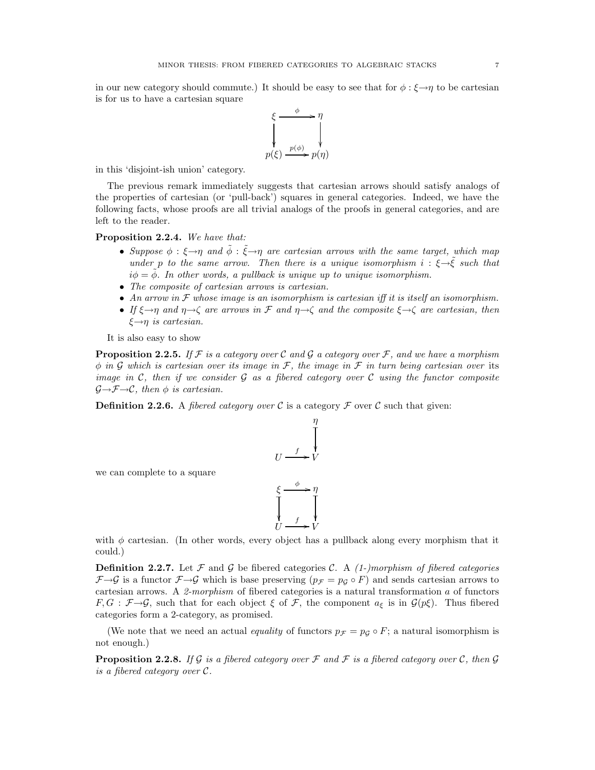in our new category should commute.) It should be easy to see that for $\phi : \xi \to \eta$ to be cartesian is for us to have a cartesian square

$$\begin{array}{ccc} \xi & \xrightarrow{\phi} & \eta \\ \downarrow & & \downarrow \\ p(\xi) & \xrightarrow{p(\phi)} & p(\eta) \end{array}$$

in this 'disjoint-ish union' category.

The previous remark immediately suggests that cartesian arrows should satisfy analogs of the properties of cartesian (or 'pull-back') squares in general categories. Indeed, we have the following facts, whose proofs are all trivial analogs of the proofs in general categories, and are left to the reader.

**Proposition 2.2.4.** *We have that:*

- *Suppose $\phi : \xi \to \eta$ and $\tilde{\phi} : \tilde{\xi} \to \eta$ are cartesian arrows with the same target, which map under $p$ to the same arrow. Then there is a unique isomorphism $i : \xi \to \tilde{\xi}$ such that $i\phi = \tilde{\phi}$. In other words, a pullback is unique up to unique isomorphism.*
- *The composite of cartesian arrows is cartesian.*
- *An arrow in $\mathcal{F}$ whose image is an isomorphism is cartesian iff it is itself an isomorphism.*
- *If $\xi \to \eta$ and $\eta \to \zeta$ are arrows in $\mathcal{F}$ and $\eta \to \zeta$ and the composite $\xi \to \zeta$ are cartesian, then $\xi \to \eta$ is cartesian.*

It is also easy to show

**Proposition 2.2.5.** *If $\mathcal{F}$ is a category over $\mathcal{C}$ and $\mathcal{G}$ a category over $\mathcal{F}$, and we have a morphism $\phi$ in $\mathcal{G}$ which is cartesian over its image in $\mathcal{F}$, the image in $\mathcal{F}$ in turn being cartesian over* its *image in $\mathcal{C}$, then if we consider $\mathcal{G}$ as a fibered category over $\mathcal{C}$ using the functor composite $\mathcal{G} \to \mathcal{F} \to \mathcal{C}$, then $\phi$ is cartesian.*

**Definition 2.2.6.** A *fibered category over $\mathcal{C}$* is a category $\mathcal{F}$ over $\mathcal{C}$ such that given:

$$\begin{array}{ccc} & & \eta \\ & & \downarrow \\ U & \xrightarrow{f} & V \end{array}$$

we can complete to a square

$$\begin{array}{ccc} \xi & \xrightarrow{\phi} & \eta \\ \downarrow & & \downarrow \\ U & \xrightarrow{f} & V \end{array}$$

with $\phi$ cartesian. (In other words, every object has a pullback along every morphism that it could.)

**Definition 2.2.7.** Let $\mathcal{F}$ and $\mathcal{G}$ be fibered categories $\mathcal{C}$. A *(1-)morphism of fibered categories* $\mathcal{F} \to \mathcal{G}$ is a functor $\mathcal{F} \to \mathcal{G}$ which is base preserving ($p_{\mathcal{F}} = p_{\mathcal{G}} \circ F$) and sends cartesian arrows to cartesian arrows. A *2-morphism* of fibered categories is a natural transformation $a$ of functors $F, G : \mathcal{F} \to \mathcal{G}$, such that for each object $\xi$ of $\mathcal{F}$, the component $a_\xi$ is in $\mathcal{G}(p\xi)$. Thus fibered categories form a 2-category, as promised.

(We note that we need an actual *equality* of functors $p_{\mathcal{F}} = p_{\mathcal{G}} \circ F$; a natural isomorphism is not enough.)

**Proposition 2.2.8.** *If $\mathcal{G}$ is a fibered category over $\mathcal{F}$ and $\mathcal{F}$ is a fibered category over $\mathcal{C}$, then $\mathcal{G}$ is a fibered category over $\mathcal{C}$.*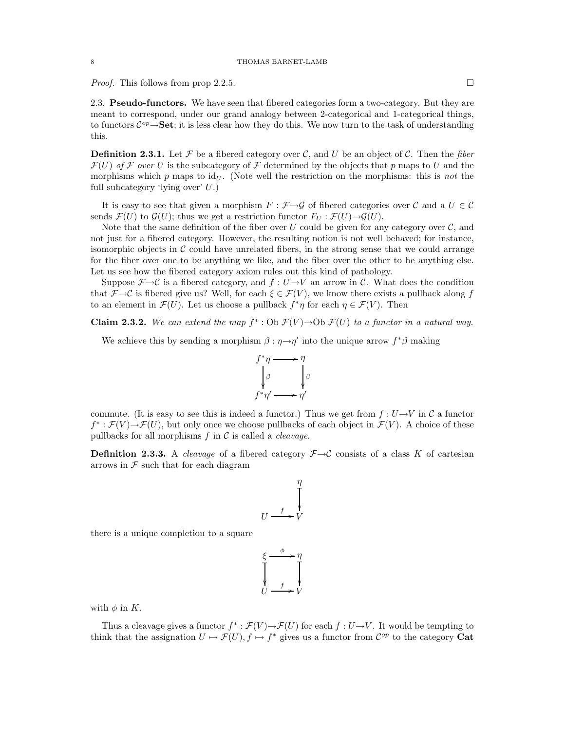*Proof.* This follows from prop 2.2.5. □

### 2.3. Pseudo-functors.

We have seen that fibered categories form a two-category. But they are meant to correspond, under our grand analogy between 2-categorical and 1-categorical things, to functors $\mathcal{C}^{op} \to \mathbf{Set}$; it is less clear how they do this. We now turn to the task of understanding this.

**Definition 2.3.1.** Let $\mathcal{F}$ be a fibered category over $\mathcal{C}$, and $U$ be an object of $\mathcal{C}$. Then the *fiber* $\mathcal{F}(U)$ *of* $\mathcal{F}$ *over* $U$ is the subcategory of $\mathcal{F}$ determined by the objects that $p$ maps to $U$ and the morphisms which $p$ maps to $\mathrm{id}_U$. (Note well the restriction on the morphisms: this is *not* the full subcategory 'lying over' $U$.)

It is easy to see that given a morphism $F : \mathcal{F} \to \mathcal{G}$ of fibered categories over $\mathcal{C}$ and a $U \in \mathcal{C}$ sends $\mathcal{F}(U)$ to $\mathcal{G}(U)$; thus we get a restriction functor $F_U : \mathcal{F}(U) \to \mathcal{G}(U)$.

Note that the same definition of the fiber over $U$ could be given for any category over $\mathcal{C}$, and not just for a fibered category. However, the resulting notion is not well behaved; for instance, isomorphic objects in $\mathcal{C}$ could have unrelated fibers, in the strong sense that we could arrange for the fiber over one to be anything we like, and the fiber over the other to be anything else. Let us see how the fibered category axiom rules out this kind of pathology.

Suppose $\mathcal{F} \to \mathcal{C}$ is a fibered category, and $f : U \to V$ an arrow in $\mathcal{C}$. What does the condition that $\mathcal{F} \to \mathcal{C}$ is fibered give us? Well, for each $\xi \in \mathcal{F}(V)$, we know there exists a pullback along $f$ to an element in $\mathcal{F}(U)$. Let us choose a pullback $f^*\eta$ for each $\eta \in \mathcal{F}(V)$. Then

**Claim 2.3.2.** *We can extend the map* $f^* : \mathrm{Ob}\ \mathcal{F}(V) \to \mathrm{Ob}\ \mathcal{F}(U)$ *to a functor in a natural way.*

We achieve this by sending a morphism $\beta : \eta \to \eta'$ into the unique arrow $f^*\beta$ making

$$\begin{array}{ccc} f^*\eta & \longrightarrow & \eta \\ \downarrow{\scriptstyle\beta} & & \downarrow{\scriptstyle\beta} \\ f^*\eta' & \longrightarrow & \eta' \end{array}$$

commute. (It is easy to see this is indeed a functor.) Thus we get from $f : U \to V$ in $\mathcal{C}$ a functor $f^* : \mathcal{F}(V) \to \mathcal{F}(U)$, but only once we choose pullbacks of each object in $\mathcal{F}(V)$. A choice of these pullbacks for all morphisms $f$ in $\mathcal{C}$ is called a *cleavage*.

**Definition 2.3.3.** A *cleavage* of a fibered category $\mathcal{F} \to \mathcal{C}$ consists of a class $K$ of cartesian arrows in $\mathcal{F}$ such that for each diagram

$$\begin{array}{ccc} & & \eta \\ & & \downarrow \\ U & \xrightarrow{f} & V \end{array}$$

there is a unique completion to a square

$$\begin{array}{ccc} \xi & \xrightarrow{\phi} & \eta \\ \downarrow & & \downarrow \\ U & \xrightarrow{f} & V \end{array}$$

with $\phi$ in $K$.

Thus a cleavage gives a functor $f^* : \mathcal{F}(V) \to \mathcal{F}(U)$ for each $f : U \to V$. It would be tempting to think that the assignation $U \mapsto \mathcal{F}(U), f \mapsto f^*$ gives us a functor from $\mathcal{C}^{op}$ to the category $\mathbf{Cat}$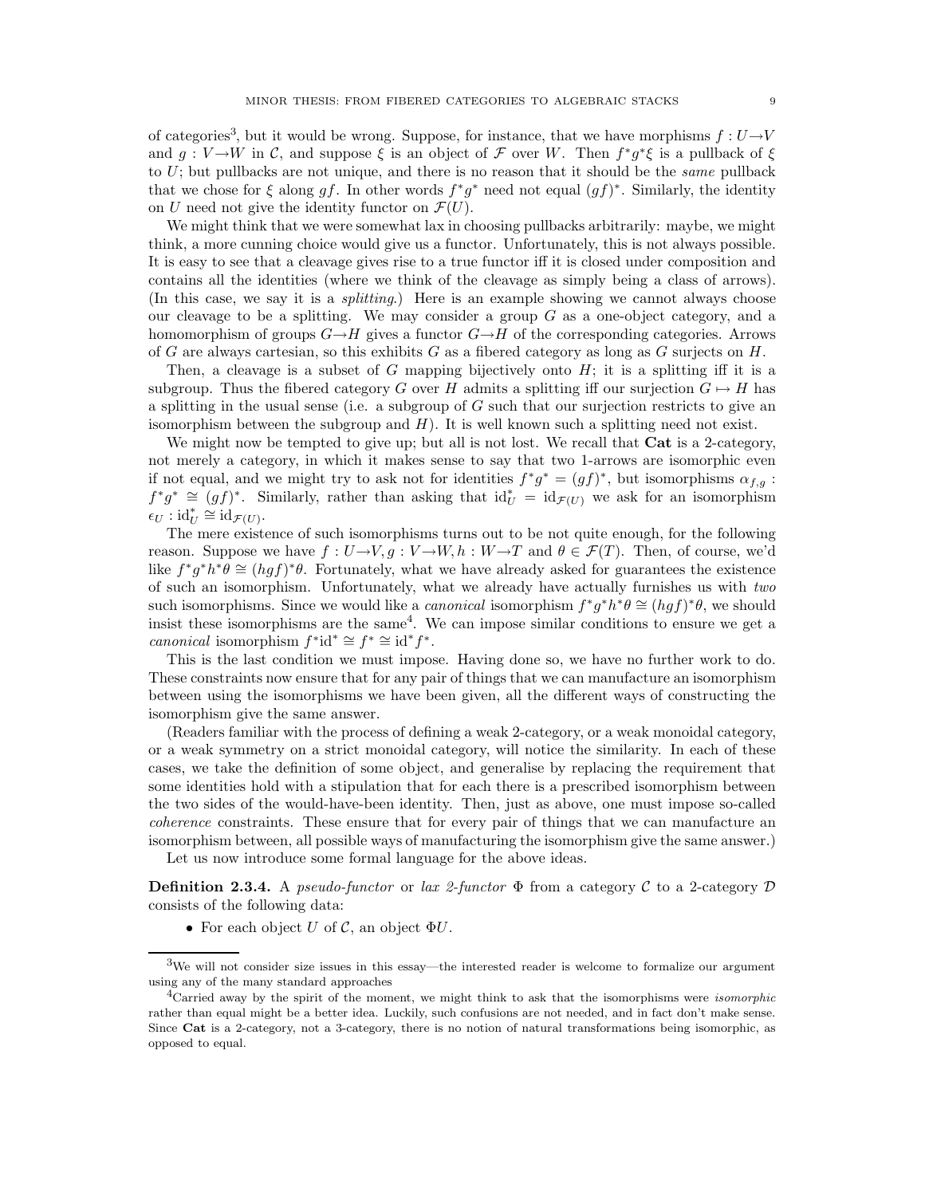of categories[3], but it would be wrong. Suppose, for instance, that we have morphisms $f : U \to V$ and $g : V \to W$ in $\mathcal{C}$, and suppose $\xi$ is an object of $\mathcal{F}$ over $W$. Then $f^*g^*\xi$ is a pullback of $\xi$ to $U$; but pullbacks are not unique, and there is no reason that it should be the *same* pullback that we chose for $\xi$ along $gf$. In other words $f^*g^*$ need not equal $(gf)^*$. Similarly, the identity on $U$ need not give the identity functor on $\mathcal{F}(U)$.

We might think that we were somewhat lax in choosing pullbacks arbitrarily: maybe, we might think, a more cunning choice would give us a functor. Unfortunately, this is not always possible. It is easy to see that a cleavage gives rise to a true functor iff it is closed under composition and contains all the identities (where we think of the cleavage as simply being a class of arrows). (In this case, we say it is a *splitting*.) Here is an example showing we cannot always choose our cleavage to be a splitting. We may consider a group $G$ as a one-object category, and a homomorphism of groups $G \to H$ gives a functor $G \to H$ of the corresponding categories. Arrows of $G$ are always cartesian, so this exhibits $G$ as a fibered category as long as $G$ surjects on $H$.

Then, a cleavage is a subset of $G$ mapping bijectively onto $H$; it is a splitting iff it is a subgroup. Thus the fibered category $G$ over $H$ admits a splitting iff our surjection $G \mapsto H$ has a splitting in the usual sense (i.e. a subgroup of $G$ such that our surjection restricts to give an isomorphism between the subgroup and $H$). It is well known such a splitting need not exist.

We might now be tempted to give up; but all is not lost. We recall that **Cat** is a 2-category, not merely a category, in which it makes sense to say that two 1-arrows are isomorphic even if not equal, and we might try to ask not for identities $f^*g^* = (gf)^*$, but isomorphisms $\alpha_{f,g} : f^*g^* \cong (gf)^*$. Similarly, rather than asking that $\mathrm{id}_U^* = \mathrm{id}_{\mathcal{F}(U)}$ we ask for an isomorphism $\epsilon_U : \mathrm{id}_U^* \cong \mathrm{id}_{\mathcal{F}(U)}$.

The mere existence of such isomorphisms turns out to be not quite enough, for the following reason. Suppose we have $f : U \to V, g : V \to W, h : W \to T$ and $\theta \in \mathcal{F}(T)$. Then, of course, we'd like $f^*g^*h^*\theta \cong (hgf)^*\theta$. Fortunately, what we have already asked for guarantees the existence of such an isomorphism. Unfortunately, what we already have actually furnishes us with *two* such isomorphisms. Since we would like a *canonical* isomorphism $f^*g^*h^*\theta \cong (hgf)^*\theta$, we should insist these isomorphisms are the same[4]. We can impose similar conditions to ensure we get a *canonical* isomorphism $f^*\mathrm{id}^* \cong f^* \cong \mathrm{id}^*f^*$.

This is the last condition we must impose. Having done so, we have no further work to do. These constraints now ensure that for any pair of things that we can manufacture an isomorphism between using the isomorphisms we have been given, all the different ways of constructing the isomorphism give the same answer.

(Readers familiar with the process of defining a weak 2-category, or a weak monoidal category, or a weak symmetry on a strict monoidal category, will notice the similarity. In each of these cases, we take the definition of some object, and generalise by replacing the requirement that some identities hold with a stipulation that for each there is a prescribed isomorphism between the two sides of the would-have-been identity. Then, just as above, one must impose so-called *coherence* constraints. These ensure that for every pair of things that we can manufacture an isomorphism between, all possible ways of manufacturing the isomorphism give the same answer.)

Let us now introduce some formal language for the above ideas.

**Definition 2.3.4.** A *pseudo-functor* or *lax 2-functor* $\Phi$ from a category $\mathcal{C}$ to a 2-category $\mathcal{D}$ consists of the following data:

- For each object $U$ of $\mathcal{C}$, an object $\Phi U$.

---

[3] We will not consider size issues in this essay—the interested reader is welcome to formalize our argument using any of the many standard approaches

[4] Carried away by the spirit of the moment, we might think to ask that the isomorphisms were *isomorphic* rather than equal might be a better idea. Luckily, such confusions are not needed, and in fact don't make sense. Since **Cat** is a 2-category, not a 3-category, there is no notion of natural transformations being isomorphic, as opposed to equal.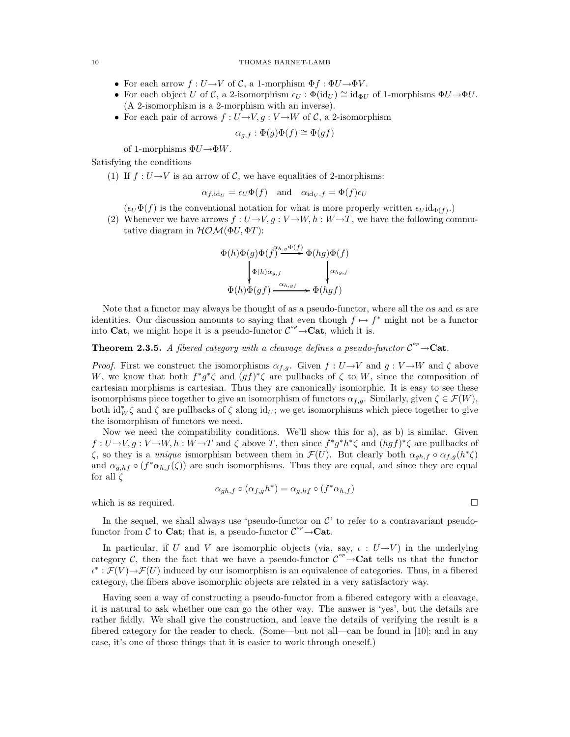- For each arrow $f : U \to V$ of $\mathcal{C}$, a 1-morphism $\Phi f : \Phi U \to \Phi V$.
- For each object $U$ of $\mathcal{C}$, a 2-isomorphism $\epsilon_U : \Phi(\mathrm{id}_U) \cong \mathrm{id}_{\Phi U}$ of 1-morphisms $\Phi U \to \Phi U$. (A 2-isomorphism is a 2-morphism with an inverse).
- For each pair of arrows $f : U \to V, g : V \to W$ of $\mathcal{C}$, a 2-isomorphism

$$\alpha_{g,f} : \Phi(g)\Phi(f) \cong \Phi(gf)$$

of 1-morphisms $\Phi U \to \Phi W$.

Satisfying the conditions

(1) If $f : U \to V$ is an arrow of $\mathcal{C}$, we have equalities of 2-morphisms:

$$\alpha_{f,\mathrm{id}_U} = \epsilon_U \Phi(f) \quad \text{and} \quad \alpha_{\mathrm{id}_V,f} = \Phi(f)\epsilon_U$$

($\epsilon_U \Phi(f)$ is the conventional notation for what is more properly written $\epsilon_U \mathrm{id}_{\Phi(f)}$.)

(2) Whenever we have arrows $f : U \to V, g : V \to W, h : W \to T$, we have the following commutative diagram in $\mathcal{HOM}(\Phi U, \Phi T)$:

$$\begin{array}{ccc} \Phi(h)\Phi(g)\Phi(f) & \xrightarrow{\alpha_{h,g}\Phi(f)} & \Phi(hg)\Phi(f) \\ \big\downarrow{\scriptstyle \Phi(h)\alpha_{g,f}} & & \big\downarrow{\scriptstyle \alpha_{hg,f}} \\ \Phi(h)\Phi(gf) & \xrightarrow{\alpha_{h,gf}} & \Phi(hgf) \end{array}$$

Note that a functor may always be thought of as a pseudo-functor, where all the $\alpha$s and $\epsilon$s are identities. Our discussion amounts to saying that even though $f \mapsto f^*$ might not be a functor into **Cat**, we might hope it is a pseudo-functor $\mathcal{C}^{op} \to \mathbf{Cat}$, which it is.

**Theorem 2.3.5.** *A fibered category with a cleavage defines a pseudo-functor $\mathcal{C}^{op} \to \mathbf{Cat}$.*

*Proof.* First we construct the isomorphisms $\alpha_{f,g}$. Given $f : U \to V$ and $g : V \to W$ and $\zeta$ above $W$, we know that both $f^* g^* \zeta$ and $(gf)^* \zeta$ are pullbacks of $\zeta$ to $W$, since the composition of cartesian morphisms is cartesian. Thus they are canonically isomorphic. It is easy to see these isomorphisms piece together to give an isomorphism of functors $\alpha_{f,g}$. Similarly, given $\zeta \in \mathcal{F}(W)$, both $\mathrm{id}_W^* \zeta$ and $\zeta$ are pullbacks of $\zeta$ along $\mathrm{id}_U$; we get isomorphisms which piece together to give the isomorphism of functors we need.

Now we need the compatibility conditions. We'll show this for a), as b) is similar. Given $f : U \to V, g : V \to W, h : W \to T$ and $\zeta$ above $T$, then since $f^* g^* h^* \zeta$ and $(hgf)^* \zeta$ are pullbacks of $\zeta$, so they is a *unique* ismorphism between them in $\mathcal{F}(U)$. But clearly both $\alpha_{gh,f} \circ \alpha_{f,g}(h^* \zeta)$ and $\alpha_{g,hf} \circ (f^* \alpha_{h,f}(\zeta))$ are such isomorphisms. Thus they are equal, and since they are equal for all $\zeta$

$$\alpha_{gh,f} \circ (\alpha_{f,g} h^*) = \alpha_{g,hf} \circ (f^* \alpha_{h,f})$$

which is as required. $\square$

In the sequel, we shall always use 'pseudo-functor on $\mathcal{C}$' to refer to a contravariant pseudo-functor from $\mathcal{C}$ to **Cat**; that is, a pseudo-functor $\mathcal{C}^{op} \to \mathbf{Cat}$.

In particular, if $U$ and $V$ are isomorphic objects (via, say, $\iota : U \to V$) in the underlying category $\mathcal{C}$, then the fact that we have a pseudo-functor $\mathcal{C}^{op} \to \mathbf{Cat}$ tells us that the functor $\iota^* : \mathcal{F}(V) \to \mathcal{F}(U)$ induced by our isomorphism is an equivalence of categories. Thus, in a fibered category, the fibers above isomorphic objects are related in a very satisfactory way.

Having seen a way of constructing a pseudo-functor from a fibered category with a cleavage, it is natural to ask whether one can go the other way. The answer is 'yes', but the details are rather fiddly. We shall give the construction, and leave the details of verifying the result is a fibered category for the reader to check. (Some—but not all—can be found in [10]; and in any case, it's one of those things that it is easier to work through oneself.)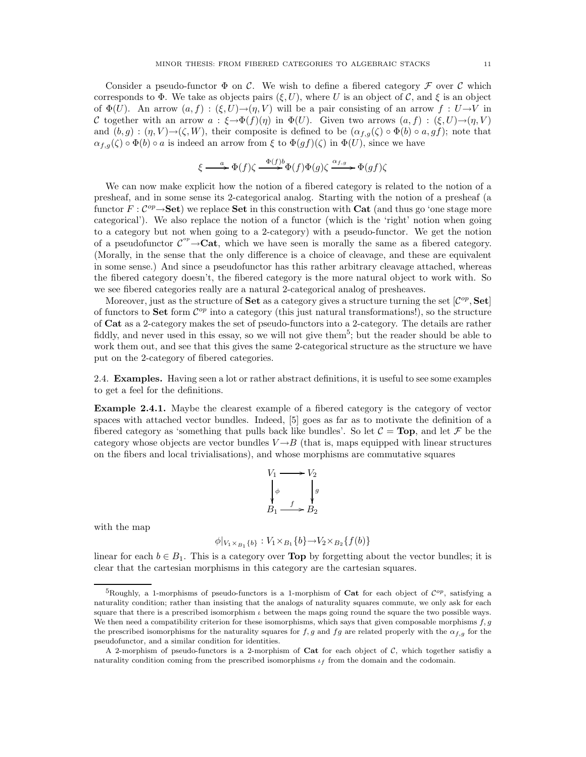Consider a pseudo-functor $\Phi$ on $\mathcal{C}$. We wish to define a fibered category $\mathcal{F}$ over $\mathcal{C}$ which corresponds to $\Phi$. We take as objects pairs $(\xi, U)$, where $U$ is an object of $\mathcal{C}$, and $\xi$ is an object of $\Phi(U)$. An arrow $(a, f) : (\xi, U) \to (\eta, V)$ will be a pair consisting of an arrow $f : U \to V$ in $\mathcal{C}$ together with an arrow $a : \xi \to \Phi(f)(\eta)$ in $\Phi(U)$. Given two arrows $(a, f) : (\xi, U) \to (\eta, V)$ and $(b, g) : (\eta, V) \to (\zeta, W)$, their composite is defined to be $(\alpha_{f,g}(\zeta) \circ \Phi(b) \circ a, gf)$; note that $\alpha_{f,g}(\zeta) \circ \Phi(b) \circ a$ is indeed an arrow from $\xi$ to $\Phi(gf)(\zeta)$ in $\Phi(U)$, since we have

$$\xi \xrightarrow{a} \Phi(f)\zeta \xrightarrow{\Phi(f)b} \Phi(f)\Phi(g)\zeta \xrightarrow{\alpha_{f,g}} \Phi(gf)\zeta$$

We can now make explicit how the notion of a fibered category is related to the notion of a presheaf, and in some sense its 2-categorical analog. Starting with the notion of a presheaf (a functor $F : \mathcal{C}^{op} \to \mathbf{Set}$) we replace $\mathbf{Set}$ in this construction with $\mathbf{Cat}$ (and thus go 'one stage more categorical'). We also replace the notion of a functor (which is the 'right' notion when going to a category but not when going to a 2-category) with a pseudo-functor. We get the notion of a pseudofunctor $\mathcal{C}^{^{op}} \to \mathbf{Cat}$, which we have seen is morally the same as a fibered category. (Morally, in the sense that the only difference is a choice of cleavage, and these are equivalent in some sense.) And since a pseudofunctor has this rather arbitrary cleavage attached, whereas the fibered category doesn't, the fibered category is the more natural object to work with. So we see fibered categories really are a natural 2-categorical analog of presheaves.

Moreover, just as the structure of $\mathbf{Set}$ as a category gives a structure turning the set $[\mathcal{C}^{op}, \mathbf{Set}]$ of functors to $\mathbf{Set}$ form $\mathcal{C}^{op}$ into a category (this just natural transformations!), so the structure of $\mathbf{Cat}$ as a 2-category makes the set of pseudo-functors into a 2-category. The details are rather fiddly, and never used in this essay, so we will not give them[5]; but the reader should be able to work them out, and see that this gives the same 2-categorical structure as the structure we have put on the 2-category of fibered categories.

## 2.4. Examples.

Having seen a lot or rather abstract definitions, it is useful to see some examples to get a feel for the definitions.

**Example 2.4.1.** Maybe the clearest example of a fibered category is the category of vector spaces with attached vector bundles. Indeed, [5] goes as far as to motivate the definition of a fibered category as 'something that pulls back like bundles'. So let $\mathcal{C} = \mathbf{Top}$, and let $\mathcal{F}$ be the category whose objects are vector bundles $V \to B$ (that is, maps equipped with linear structures on the fibers and local trivialisations), and whose morphisms are commutative squares

$$\begin{array}{ccc} V_1 & \longrightarrow & V_2 \\ \downarrow{\scriptstyle \phi} & & \downarrow{\scriptstyle g} \\ B_1 & \xrightarrow{f} & B_2 \end{array}$$

with the map

$$\phi|_{V_1 \times_{B_1} \{b\}} : V_1 \times_{B_1} \{b\} \to V_2 \times_{B_2} \{f(b)\}$$

linear for each $b \in B_1$. This is a category over $\mathbf{Top}$ by forgetting about the vector bundles; it is clear that the cartesian morphisms in this category are the cartesian squares.

---

[5] Roughly, a 1-morphisms of pseudo-functors is a 1-morphism of $\mathbf{Cat}$ for each object of $\mathcal{C}^{op}$, satisfying a naturality condition; rather than insisting that the analogs of naturality squares commute, we only ask for each square that there is a prescribed isomorphism $\iota$ between the maps going round the square the two possible ways. We then need a compatibility criterion for these isomorphisms, which says that given composable morphisms $f, g$ the prescribed isomorphisms for the naturality squares for $f, g$ and $fg$ are related properly with the $\alpha_{f,g}$ for the pseudofunctor, and a similar condition for identities.

A 2-morphism of pseudo-functors is a 2-morphism of $\mathbf{Cat}$ for each object of $\mathcal{C}$, which together satisfiy a naturality condition coming from the prescribed isomorphisms $\iota_f$ from the domain and the codomain.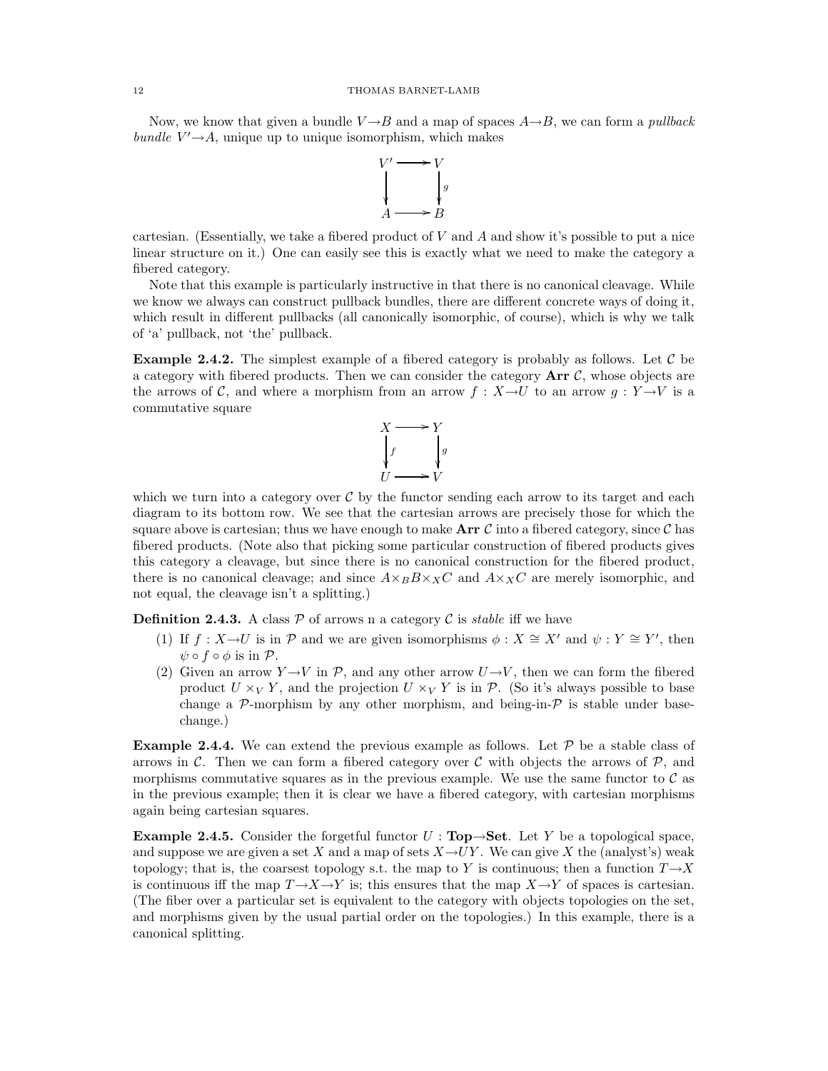Now, we know that given a bundle $V \to B$ and a map of spaces $A \to B$, we can form a *pullback bundle* $V' \to A$, unique up to unique isomorphism, which makes

$$\begin{array}{ccc} V' & \longrightarrow & V \\ \downarrow & & \downarrow g \\ A & \longrightarrow & B \end{array}$$

cartesian. (Essentially, we take a fibered product of $V$ and $A$ and show it's possible to put a nice linear structure on it.) One can easily see this is exactly what we need to make the category a fibered category.

Note that this example is particularly instructive in that there is no canonical cleavage. While we know we always can construct pullback bundles, there are different concrete ways of doing it, which result in different pullbacks (all canonically isomorphic, of course), which is why we talk of 'a' pullback, not 'the' pullback.

**Example 2.4.2.** The simplest example of a fibered category is probably as follows. Let $\mathcal{C}$ be a category with fibered products. Then we can consider the category $\mathbf{Arr}\ \mathcal{C}$, whose objects are the arrows of $\mathcal{C}$, and where a morphism from an arrow $f : X \to U$ to an arrow $g : Y \to V$ is a commutative square

$$\begin{array}{ccc} X & \longrightarrow & Y \\ \downarrow f & & \downarrow g \\ U & \longrightarrow & V \end{array}$$

which we turn into a category over $\mathcal{C}$ by the functor sending each arrow to its target and each diagram to its bottom row. We see that the cartesian arrows are precisely those for which the square above is cartesian; thus we have enough to make $\mathbf{Arr}\ \mathcal{C}$ into a fibered category, since $\mathcal{C}$ has fibered products. (Note also that picking some particular construction of fibered products gives this category a cleavage, but since there is no canonical construction for the fibered product, there is no canonical cleavage; and since $A \times_B B \times_X C$ and $A \times_X C$ are merely isomorphic, and not equal, the cleavage isn't a splitting.)

**Definition 2.4.3.** A class $\mathcal{P}$ of arrows n a category $\mathcal{C}$ is *stable* iff we have

1. If $f : X \to U$ is in $\mathcal{P}$ and we are given isomorphisms $\phi : X \cong X'$ and $\psi : Y \cong Y'$, then $\psi \circ f \circ \phi$ is in $\mathcal{P}$.
2. Given an arrow $Y \to V$ in $\mathcal{P}$, and any other arrow $U \to V$, then we can form the fibered product $U \times_V Y$, and the projection $U \times_V Y$ is in $\mathcal{P}$. (So it's always possible to base change a $\mathcal{P}$-morphism by any other morphism, and being-in-$\mathcal{P}$ is stable under base-change.)

**Example 2.4.4.** We can extend the previous example as follows. Let $\mathcal{P}$ be a stable class of arrows in $\mathcal{C}$. Then we can form a fibered category over $\mathcal{C}$ with objects the arrows of $\mathcal{P}$, and morphisms commutative squares as in the previous example. We use the same functor to $\mathcal{C}$ as in the previous example; then it is clear we have a fibered category, with cartesian morphisms again being cartesian squares.

**Example 2.4.5.** Consider the forgetful functor $U : \mathbf{Top} \to \mathbf{Set}$. Let $Y$ be a topological space, and suppose we are given a set $X$ and a map of sets $X \to UY$. We can give $X$ the (analyst's) weak topology; that is, the coarsest topology s.t. the map to $Y$ is continuous; then a function $T \to X$ is continuous iff the map $T \to X \to Y$ is; this ensures that the map $X \to Y$ of spaces is cartesian. (The fiber over a particular set is equivalent to the category with objects topologies on the set, and morphisms given by the usual partial order on the topologies.) In this example, there is a canonical splitting.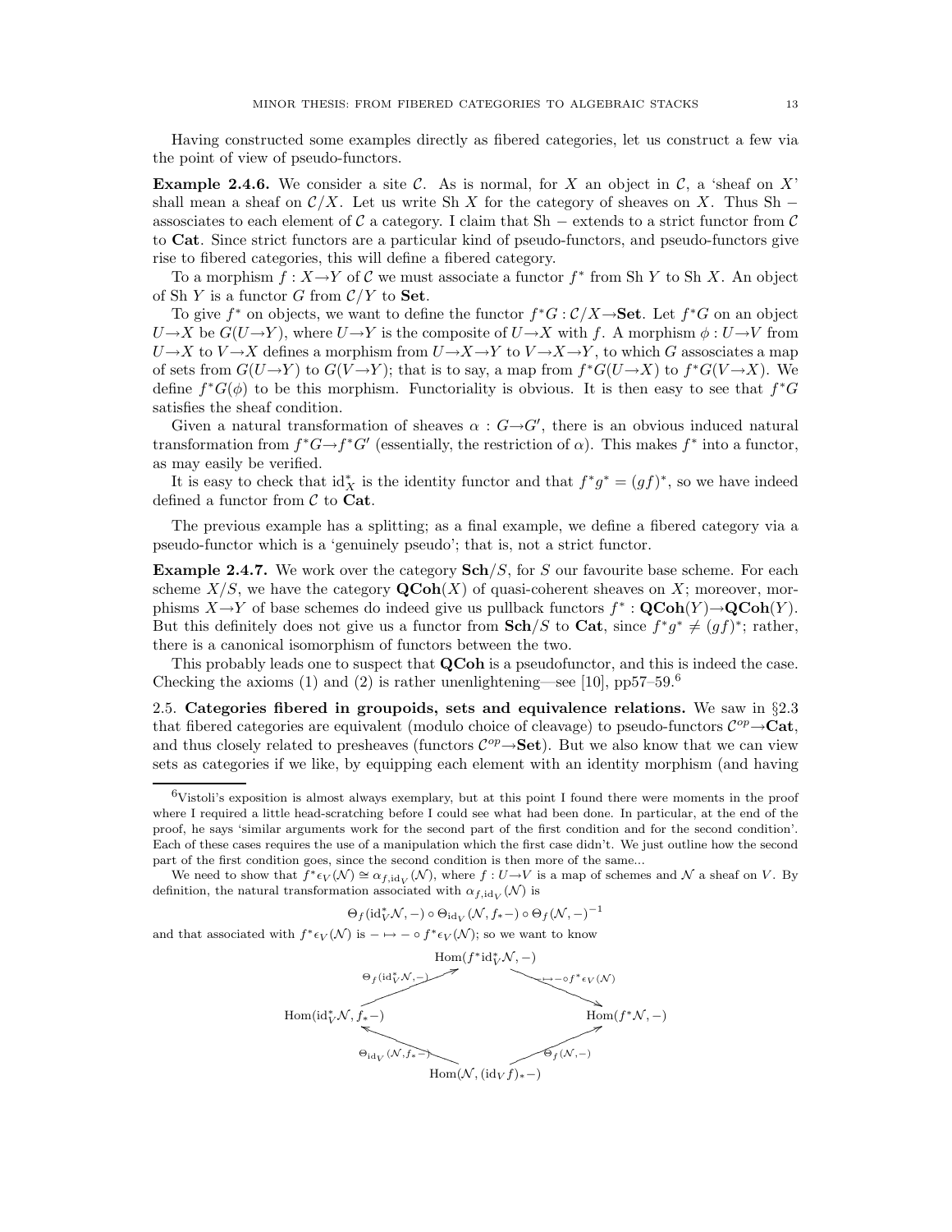Having constructed some examples directly as fibered categories, let us construct a few via the point of view of pseudo-functors.

**Example 2.4.6.** We consider a site $\mathcal{C}$. As is normal, for $X$ an object in $\mathcal{C}$, a 'sheaf on $X$' shall mean a sheaf on $\mathcal{C}/X$. Let us write Sh $X$ for the category of sheaves on $X$. Thus Sh $-$ assosciates to each element of $\mathcal{C}$ a category. I claim that Sh $-$ extends to a strict functor from $\mathcal{C}$ to **Cat**. Since strict functors are a particular kind of pseudo-functors, and pseudo-functors give rise to fibered categories, this will define a fibered category.

To a morphism $f : X \to Y$ of $\mathcal{C}$ we must associate a functor $f^*$ from Sh $Y$ to Sh $X$. An object of Sh $Y$ is a functor $G$ from $\mathcal{C}/Y$ to **Set**.

To give $f^*$ on objects, we want to define the functor $f^*G : \mathcal{C}/X \to \mathbf{Set}$. Let $f^*G$ on an object $U \to X$ be $G(U \to Y)$, where $U \to Y$ is the composite of $U \to X$ with $f$. A morphism $\phi : U \to V$ from $U \to X$ to $V \to X$ defines a morphism from $U \to X \to Y$ to $V \to X \to Y$, to which $G$ assosciates a map of sets from $G(U \to Y)$ to $G(V \to Y)$; that is to say, a map from $f^*G(U \to X)$ to $f^*G(V \to X)$. We define $f^*G(\phi)$ to be this morphism. Functoriality is obvious. It is then easy to see that $f^*G$ satisfies the sheaf condition.

Given a natural transformation of sheaves $\alpha : G \to G'$, there is an obvious induced natural transformation from $f^*G \to f^*G'$ (essentially, the restriction of $\alpha$). This makes $f^*$ into a functor, as may easily be verified.

It is easy to check that $\mathrm{id}_X^*$ is the identity functor and that $f^*g^* = (gf)^*$, so we have indeed defined a functor from $\mathcal{C}$ to **Cat**.

The previous example has a splitting; as a final example, we define a fibered category via a pseudo-functor which is a 'genuinely pseudo'; that is, not a strict functor.

**Example 2.4.7.** We work over the category $\mathbf{Sch}/S$, for $S$ our favourite base scheme. For each scheme $X/S$, we have the category $\mathbf{QCoh}(X)$ of quasi-coherent sheaves on $X$; moreover, morphisms $X \to Y$ of base schemes do indeed give us pullback functors $f^* : \mathbf{QCoh}(Y) \to \mathbf{QCoh}(Y)$. But this definitely does not give us a functor from $\mathbf{Sch}/S$ to **Cat**, since $f^*g^* \neq (gf)^*$; rather, there is a canonical isomorphism of functors between the two.

This probably leads one to suspect that **QCoh** is a pseudofunctor, and this is indeed the case. Checking the axioms (1) and (2) is rather unenlightening—see [10], pp57–59.[6]

2.5. **Categories fibered in groupoids, sets and equivalence relations.** We saw in §2.3 that fibered categories are equivalent (modulo choice of cleavage) to pseudo-functors $\mathcal{C}^{op} \to \mathbf{Cat}$, and thus closely related to presheaves (functors $\mathcal{C}^{op} \to \mathbf{Set}$). But we also know that we can view sets as categories if we like, by equipping each element with an identity morphism (and having

---

[6] Vistoli's exposition is almost always exemplary, but at this point I found there were moments in the proof where I required a little head-scratching before I could see what had been done. In particular, at the end of the proof, he says 'similar arguments work for the second part of the first condition and for the second condition'. Each of these cases requires the use of a manipulation which the first case didn't. We just outline how the second part of the first condition goes, since the second condition is then more of the same...

We need to show that $f^*\epsilon_V(\mathcal{N}) \cong \alpha_{f,\mathrm{id}_V}(\mathcal{N})$, where $f : U \to V$ is a map of schemes and $\mathcal{N}$ a sheaf on $V$. By definition, the natural transformation associated with $\alpha_{f,\mathrm{id}_V}(\mathcal{N})$ is

$$\Theta_f(\mathrm{id}_V^*\mathcal{N}, -) \circ \Theta_{\mathrm{id}_V}(\mathcal{N}, f_*-) \circ \Theta_f(\mathcal{N}, -)^{-1}$$

and that associated with $f^*\epsilon_V(\mathcal{N})$ is $- \mapsto - \circ f^*\epsilon_V(\mathcal{N})$; so we want to know

$$\begin{array}{ccccc}
 & & \mathrm{Hom}(f^*\mathrm{id}_V^*\mathcal{N}, -) & & \\
 & \overset{\Theta_f(\mathrm{id}_V^*\mathcal{N},-)}{\nearrow} & & \overset{\mapsto - \circ f^*\epsilon_V(\mathcal{N})}{\searrow} & \\
\mathrm{Hom}(\mathrm{id}_V^*\mathcal{N}, f_*-) & & & & \mathrm{Hom}(f^*\mathcal{N}, -) \\
 & \underset{\Theta_{\mathrm{id}_V}(\mathcal{N},f_*-)}{\nwarrow} & & \underset{\Theta_f(\mathcal{N},-)}{\nearrow} & \\
 & & \mathrm{Hom}(\mathcal{N}, (\mathrm{id}_V f)_*-) & &
\end{array}$$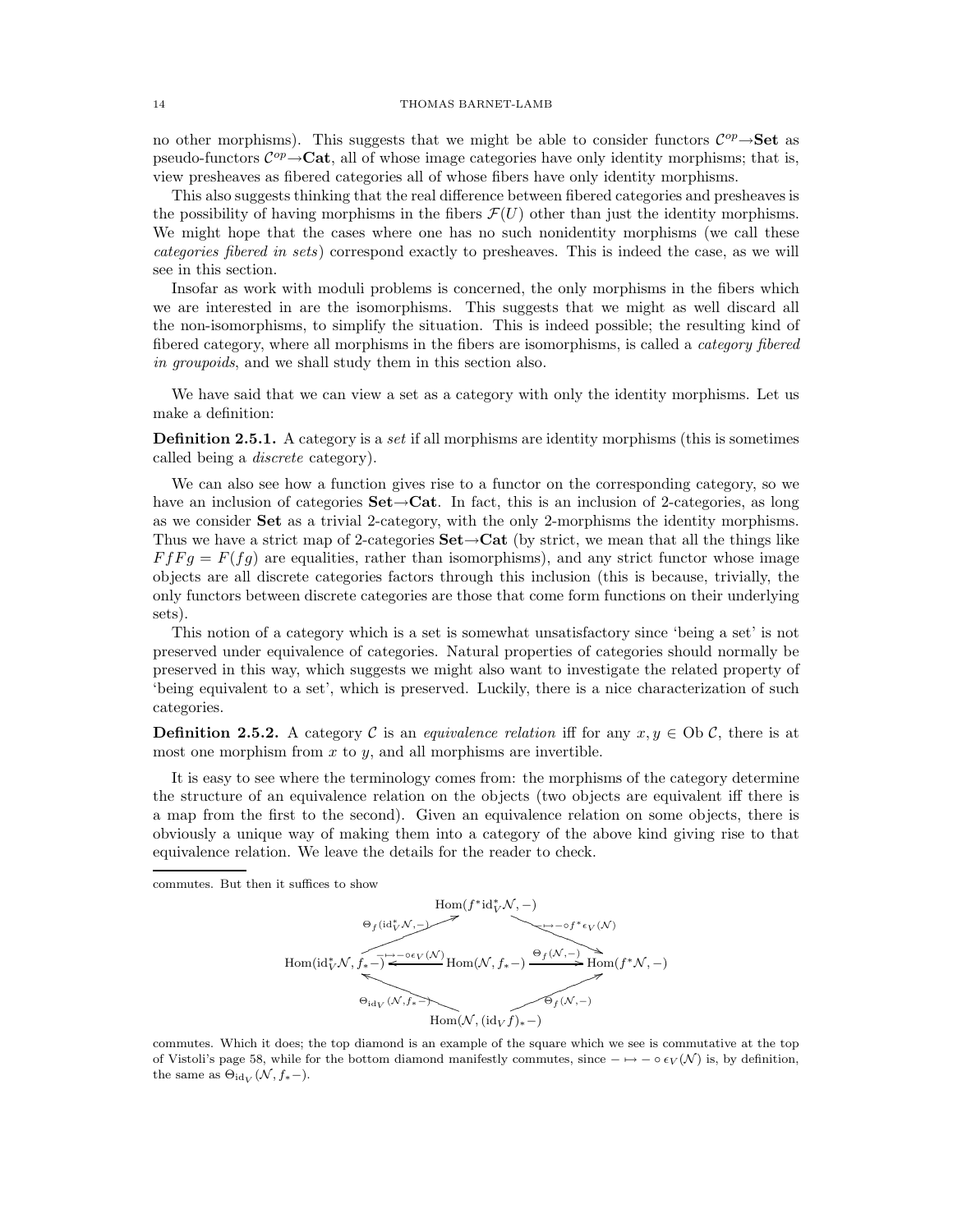no other morphisms). This suggests that we might be able to consider functors $\mathcal{C}^{op}\to\mathbf{Set}$ as pseudo-functors $\mathcal{C}^{op}\to\mathbf{Cat}$, all of whose image categories have only identity morphisms; that is, view presheaves as fibered categories all of whose fibers have only identity morphisms.

This also suggests thinking that the real difference between fibered categories and presheaves is the possibility of having morphisms in the fibers $\mathcal{F}(U)$ other than just the identity morphisms. We might hope that the cases where one has no such nonidentity morphisms (we call these *categories fibered in sets*) correspond exactly to presheaves. This is indeed the case, as we will see in this section.

Insofar as work with moduli problems is concerned, the only morphisms in the fibers which we are interested in are the isomorphisms. This suggests that we might as well discard all the non-isomorphisms, to simplify the situation. This is indeed possible; the resulting kind of fibered category, where all morphisms in the fibers are isomorphisms, is called a *category fibered in groupoids*, and we shall study them in this section also.

We have said that we can view a set as a category with only the identity morphisms. Let us make a definition:

**Definition 2.5.1.** A category is a *set* if all morphisms are identity morphisms (this is sometimes called being a *discrete* category).

We can also see how a function gives rise to a functor on the corresponding category, so we have an inclusion of categories $\mathbf{Set}\to\mathbf{Cat}$. In fact, this is an inclusion of 2-categories, as long as we consider $\mathbf{Set}$ as a trivial 2-category, with the only 2-morphisms the identity morphisms. Thus we have a strict map of 2-categories $\mathbf{Set}\to\mathbf{Cat}$ (by strict, we mean that all the things like $FfFg = F(fg)$ are equalities, rather than isomorphisms), and any strict functor whose image objects are all discrete categories factors through this inclusion (this is because, trivially, the only functors between discrete categories are those that come form functions on their underlying sets).

This notion of a category which is a set is somewhat unsatisfactory since 'being a set' is not preserved under equivalence of categories. Natural properties of categories should normally be preserved in this way, which suggests we might also want to investigate the related property of 'being equivalent to a set', which is preserved. Luckily, there is a nice characterization of such categories.

**Definition 2.5.2.** A category $\mathcal{C}$ is an *equivalence relation* iff for any $x, y \in \mathrm{Ob}\,\mathcal{C}$, there is at most one morphism from $x$ to $y$, and all morphisms are invertible.

It is easy to see where the terminology comes from: the morphisms of the category determine the structure of an equivalence relation on the objects (two objects are equivalent iff there is a map from the first to the second). Given an equivalence relation on some objects, there is obviously a unique way of making them into a category of the above kind giving rise to that equivalence relation. We leave the details for the reader to check.

---

commutes. But then it suffices to show

$$\begin{array}{ccccc} & & \mathrm{Hom}(f^*\mathrm{id}_V^*\mathcal{N},-) & & \\ & \nearrow^{\Theta_f(\mathrm{id}_V^*\mathcal{N},-)} & & \searrow^{-\mapsto -\circ f^*\epsilon_V(\mathcal{N})} & \\ \mathrm{Hom}(\mathrm{id}_V^*\mathcal{N}, f_*-) & \xleftarrow{-\mapsto -\circ\epsilon_V(\mathcal{N})} & \mathrm{Hom}(\mathcal{N}, f_*-) & \xrightarrow{\Theta_f(\mathcal{N},-)} & \mathrm{Hom}(f^*\mathcal{N},-) \\ & \nwarrow_{\Theta_{\mathrm{id}_V}(\mathcal{N},f_*-)} & & \nearrow_{\Theta_f(\mathcal{N},-)} & \\ & & \mathrm{Hom}(\mathcal{N},(\mathrm{id}_V f)_*-) & & \end{array}$$

commutes. Which it does; the top diamond is an example of the square which we see is commutative at the top of Vistoli's page 58, while for the bottom diamond manifestly commutes, since $-\mapsto -\circ\epsilon_V(\mathcal{N})$ is, by definition, the same as $\Theta_{\mathrm{id}_V}(\mathcal{N}, f_*-)$.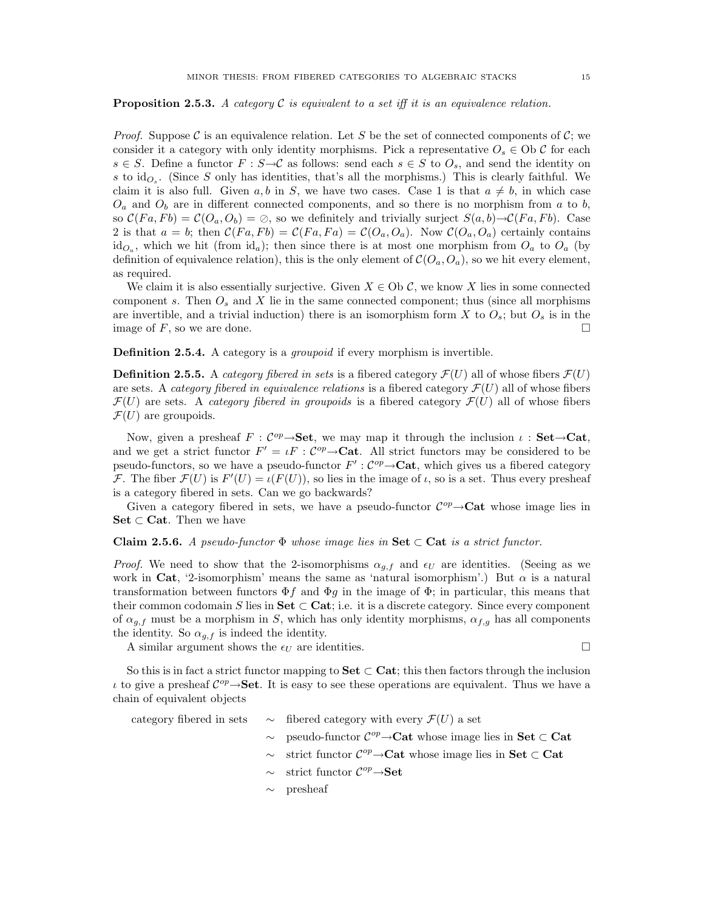**Proposition 2.5.3.** *A category $\mathcal{C}$ is equivalent to a set iff it is an equivalence relation.*

*Proof.* Suppose $\mathcal{C}$ is an equivalence relation. Let $S$ be the set of connected components of $\mathcal{C}$; we consider it a category with only identity morphisms. Pick a representative $O_s \in \mathrm{Ob}\,\mathcal{C}$ for each $s \in S$. Define a functor $F : S \to \mathcal{C}$ as follows: send each $s \in S$ to $O_s$, and send the identity on $s$ to $\mathrm{id}_{O_s}$. (Since $S$ only has identities, that's all the morphisms.) This is clearly faithful. We claim it is also full. Given $a, b$ in $S$, we have two cases. Case 1 is that $a \neq b$, in which case $O_a$ and $O_b$ are in different connected components, and so there is no morphism from $a$ to $b$, so $\mathcal{C}(Fa, Fb) = \mathcal{C}(O_a, O_b) = \emptyset$, so we definitely and trivially surject $S(a, b) \to \mathcal{C}(Fa, Fb)$. Case 2 is that $a = b$; then $\mathcal{C}(Fa, Fb) = \mathcal{C}(Fa, Fa) = \mathcal{C}(O_a, O_a)$. Now $\mathcal{C}(O_a, O_a)$ certainly contains $\mathrm{id}_{O_a}$, which we hit (from $\mathrm{id}_a$); then since there is at most one morphism from $O_a$ to $O_a$ (by definition of equivalence relation), this is the only element of $\mathcal{C}(O_a, O_a)$, so we hit every element, as required.

We claim it is also essentially surjective. Given $X \in \mathrm{Ob}\,\mathcal{C}$, we know $X$ lies in some connected component $s$. Then $O_s$ and $X$ lie in the same connected component; thus (since all morphisms are invertible, and a trivial induction) there is an isomorphism form $X$ to $O_s$; but $O_s$ is in the image of $F$, so we are done. $\square$

**Definition 2.5.4.** A category is a *groupoid* if every morphism is invertible.

**Definition 2.5.5.** A *category fibered in sets* is a fibered category $\mathcal{F}(U)$ all of whose fibers $\mathcal{F}(U)$ are sets. A *category fibered in equivalence relations* is a fibered category $\mathcal{F}(U)$ all of whose fibers $\mathcal{F}(U)$ are sets. A *category fibered in groupoids* is a fibered category $\mathcal{F}(U)$ all of whose fibers $\mathcal{F}(U)$ are groupoids.

Now, given a presheaf $F : \mathcal{C}^{op} \to \mathbf{Set}$, we may map it through the inclusion $\iota : \mathbf{Set} \to \mathbf{Cat}$, and we get a strict functor $F' = \iota F : \mathcal{C}^{op} \to \mathbf{Cat}$. All strict functors may be considered to be pseudo-functors, so we have a pseudo-functor $F' : \mathcal{C}^{op} \to \mathbf{Cat}$, which gives us a fibered category $\mathcal{F}$. The fiber $\mathcal{F}(U)$ is $F'(U) = \iota(F(U))$, so lies in the image of $\iota$, so is a set. Thus every presheaf is a category fibered in sets. Can we go backwards?

Given a category fibered in sets, we have a pseudo-functor $\mathcal{C}^{op} \to \mathbf{Cat}$ whose image lies in $\mathbf{Set} \subset \mathbf{Cat}$. Then we have

**Claim 2.5.6.** *A pseudo-functor $\Phi$ whose image lies in $\mathbf{Set} \subset \mathbf{Cat}$ is a strict functor.*

*Proof.* We need to show that the 2-isomorphisms $\alpha_{g,f}$ and $\epsilon_U$ are identities. (Seeing as we work in $\mathbf{Cat}$, '2-isomorphism' means the same as 'natural isomorphism'.) But $\alpha$ is a natural transformation between functors $\Phi f$ and $\Phi g$ in the image of $\Phi$; in particular, this means that their common codomain $S$ lies in $\mathbf{Set} \subset \mathbf{Cat}$; i.e. it is a discrete category. Since every component of $\alpha_{g,f}$ must be a morphism in $S$, which has only identity morphisms, $\alpha_{f,g}$ has all components the identity. So $\alpha_{g,f}$ is indeed the identity.

A similar argument shows the $\epsilon_U$ are identities. $\square$

So this is in fact a strict functor mapping to $\mathbf{Set} \subset \mathbf{Cat}$; this then factors through the inclusion $\iota$ to give a presheaf $\mathcal{C}^{op} \to \mathbf{Set}$. It is easy to see these operations are equivalent. Thus we have a chain of equivalent objects

category fibered in sets $\sim$ fibered category with every $\mathcal{F}(U)$ a set
$\sim$ pseudo-functor $\mathcal{C}^{op} \to \mathbf{Cat}$ whose image lies in $\mathbf{Set} \subset \mathbf{Cat}$
$\sim$ strict functor $\mathcal{C}^{op} \to \mathbf{Cat}$ whose image lies in $\mathbf{Set} \subset \mathbf{Cat}$
$\sim$ strict functor $\mathcal{C}^{op} \to \mathbf{Set}$
$\sim$ presheaf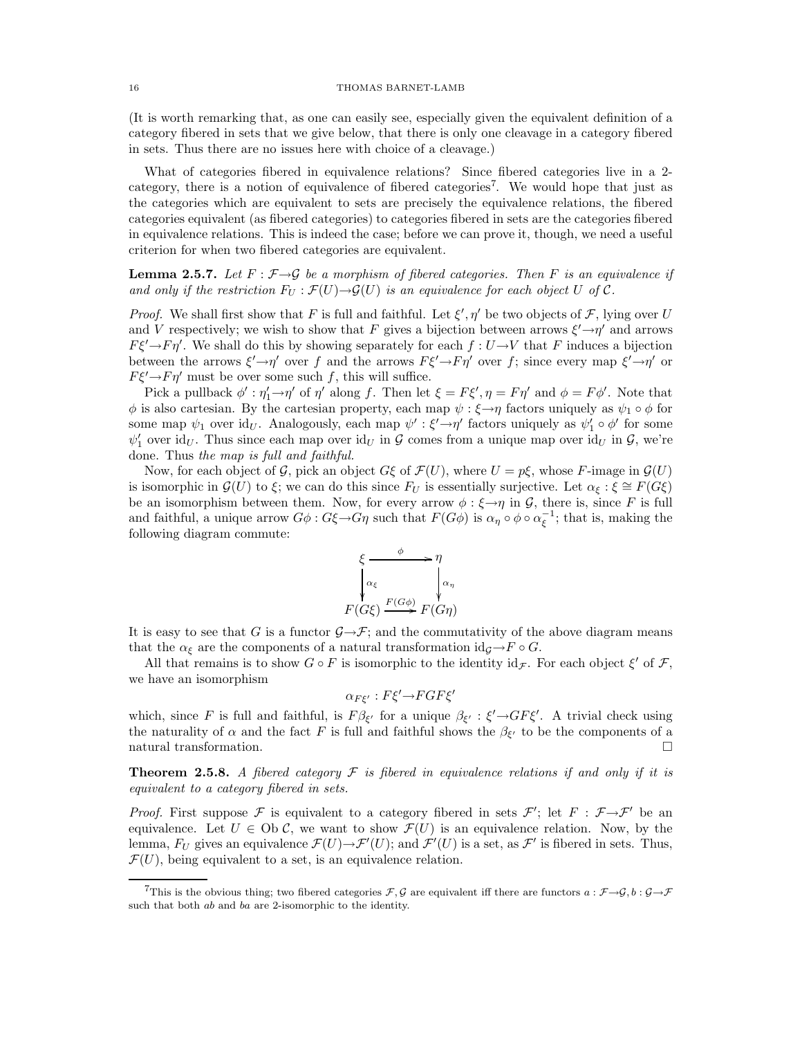(It is worth remarking that, as one can easily see, especially given the equivalent definition of a category fibered in sets that we give below, that there is only one cleavage in a category fibered in sets. Thus there are no issues here with choice of a cleavage.)

What of categories fibered in equivalence relations? Since fibered categories live in a 2-category, there is a notion of equivalence of fibered categories[7]. We would hope that just as the categories which are equivalent to sets are precisely the equivalence relations, the fibered categories equivalent (as fibered categories) to categories fibered in sets are the categories fibered in equivalence relations. This is indeed the case; before we can prove it, though, we need a useful criterion for when two fibered categories are equivalent.

**Lemma 2.5.7.** *Let $F : \mathcal{F} \to \mathcal{G}$ be a morphism of fibered categories. Then $F$ is an equivalence if and only if the restriction $F_U : \mathcal{F}(U) \to \mathcal{G}(U)$ is an equivalence for each object $U$ of $\mathcal{C}$.*

*Proof.* We shall first show that $F$ is full and faithful. Let $\xi', \eta'$ be two objects of $\mathcal{F}$, lying over $U$ and $V$ respectively; we wish to show that $F$ gives a bijection between arrows $\xi' \to \eta'$ and arrows $F\xi' \to F\eta'$. We shall do this by showing separately for each $f : U \to V$ that $F$ induces a bijection between the arrows $\xi' \to \eta'$ over $f$ and the arrows $F\xi' \to F\eta'$ over $f$; since every map $\xi' \to \eta'$ or $F\xi' \to F\eta'$ must be over some such $f$, this will suffice.

Pick a pullback $\phi' : \eta'_1 \to \eta'$ of $\eta'$ along $f$. Then let $\xi = F\xi', \eta = F\eta'$ and $\phi = F\phi'$. Note that $\phi$ is also cartesian. By the cartesian property, each map $\psi : \xi \to \eta$ factors uniquely as $\psi_1 \circ \phi$ for some map $\psi_1$ over $\mathrm{id}_U$. Analogously, each map $\psi' : \xi' \to \eta'$ factors uniquely as $\psi'_1 \circ \phi'$ for some $\psi'_1$ over $\mathrm{id}_U$. Thus since each map over $\mathrm{id}_U$ in $\mathcal{G}$ comes from a unique map over $\mathrm{id}_U$ in $\mathcal{G}$, we're done. Thus *the map is full and faithful*.

Now, for each object of $\mathcal{G}$, pick an object $G\xi$ of $\mathcal{F}(U)$, where $U = p\xi$, whose $F$-image in $\mathcal{G}(U)$ is isomorphic in $\mathcal{G}(U)$ to $\xi$; we can do this since $F_U$ is essentially surjective. Let $\alpha_\xi : \xi \cong F(G\xi)$ be an isomorphism between them. Now, for every arrow $\phi : \xi \to \eta$ in $\mathcal{G}$, there is, since $F$ is full and faithful, a unique arrow $G\phi : G\xi \to G\eta$ such that $F(G\phi)$ is $\alpha_\eta \circ \phi \circ \alpha_\xi^{-1}$; that is, making the following diagram commute:

$$\begin{array}{ccc} \xi & \xrightarrow{\phi} & \eta \\ \downarrow{\scriptstyle \alpha_\xi} & & \downarrow{\scriptstyle \alpha_\eta} \\ F(G\xi) & \xrightarrow{F(G\phi)} & F(G\eta) \end{array}$$

It is easy to see that $G$ is a functor $\mathcal{G} \to \mathcal{F}$; and the commutativity of the above diagram means that the $\alpha_\xi$ are the components of a natural transformation $\mathrm{id}_{\mathcal{G}} \to F \circ G$.

All that remains is to show $G \circ F$ is isomorphic to the identity $\mathrm{id}_{\mathcal{F}}$. For each object $\xi'$ of $\mathcal{F}$, we have an isomorphism

$$\alpha_{F\xi'} : F\xi' \to FGF\xi'$$

which, since $F$ is full and faithful, is $F\beta_{\xi'}$ for a unique $\beta_{\xi'} : \xi' \to GF\xi'$. A trivial check using the naturality of $\alpha$ and the fact $F$ is full and faithful shows the $\beta_{\xi'}$ to be the components of a natural transformation. $\square$

**Theorem 2.5.8.** *A fibered category $\mathcal{F}$ is fibered in equivalence relations if and only if it is equivalent to a category fibered in sets.*

*Proof.* First suppose $\mathcal{F}$ is equivalent to a category fibered in sets $\mathcal{F}'$; let $F : \mathcal{F} \to \mathcal{F}'$ be an equivalence. Let $U \in \mathrm{Ob}\, \mathcal{C}$, we want to show $\mathcal{F}(U)$ is an equivalence relation. Now, by the lemma, $F_U$ gives an equivalence $\mathcal{F}(U) \to \mathcal{F}'(U)$; and $\mathcal{F}'(U)$ is a set, as $\mathcal{F}'$ is fibered in sets. Thus, $\mathcal{F}(U)$, being equivalent to a set, is an equivalence relation.

[7] This is the obvious thing; two fibered categories $\mathcal{F}, \mathcal{G}$ are equivalent iff there are functors $a : \mathcal{F} \to \mathcal{G}, b : \mathcal{G} \to \mathcal{F}$ such that both $ab$ and $ba$ are 2-isomorphic to the identity.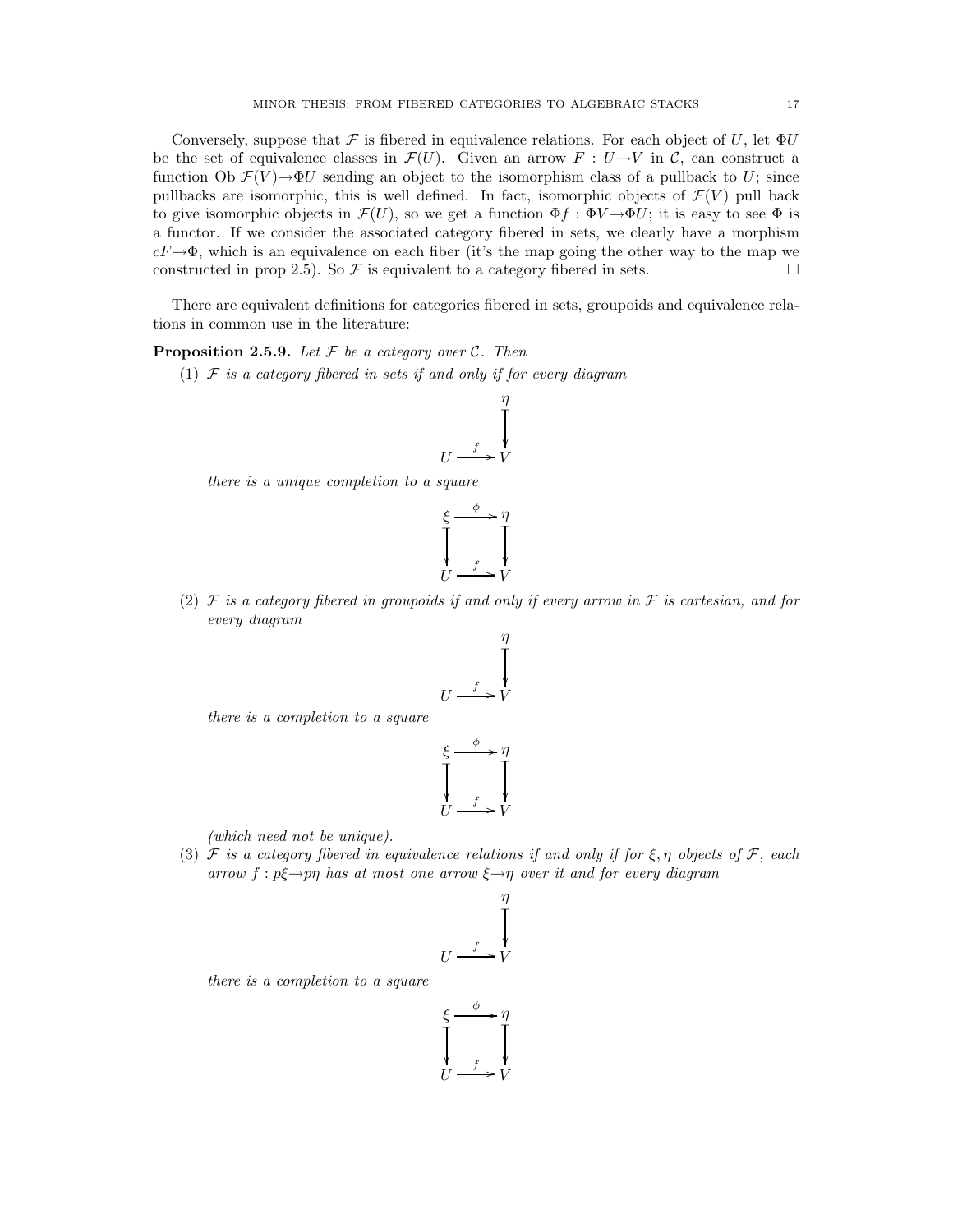Conversely, suppose that $\mathcal{F}$ is fibered in equivalence relations. For each object of $U$, let $\Phi U$ be the set of equivalence classes in $\mathcal{F}(U)$. Given an arrow $F : U \to V$ in $\mathcal{C}$, can construct a function $\mathrm{Ob}\, \mathcal{F}(V) \to \Phi U$ sending an object to the isomorphism class of a pullback to $U$; since pullbacks are isomorphic, this is well defined. In fact, isomorphic objects of $\mathcal{F}(V)$ pull back to give isomorphic objects in $\mathcal{F}(U)$, so we get a function $\Phi f : \Phi V \to \Phi U$; it is easy to see $\Phi$ is a functor. If we consider the associated category fibered in sets, we clearly have a morphism $cF \to \Phi$, which is an equivalence on each fiber (it's the map going the other way to the map we constructed in prop 2.5). So $\mathcal{F}$ is equivalent to a category fibered in sets. $\square$

There are equivalent definitions for categories fibered in sets, groupoids and equivalence relations in common use in the literature:

**Proposition 2.5.9.** *Let $\mathcal{F}$ be a category over $\mathcal{C}$. Then*

(1) *$\mathcal{F}$ is a category fibered in sets if and only if for every diagram*

$$\begin{array}{ccc} & & \eta \\ & & \downarrow \\ U & \xrightarrow{f} & V \end{array}$$

*there is a unique completion to a square*

$$\begin{array}{ccc} \xi & \xrightarrow{\phi} & \eta \\ \downarrow & & \downarrow \\ U & \xrightarrow{f} & V \end{array}$$

(2) *$\mathcal{F}$ is a category fibered in groupoids if and only if every arrow in $\mathcal{F}$ is cartesian, and for every diagram*

$$\begin{array}{ccc} & & \eta \\ & & \downarrow \\ U & \xrightarrow{f} & V \end{array}$$

*there is a completion to a square*

$$\begin{array}{ccc} \xi & \xrightarrow{\phi} & \eta \\ \downarrow & & \downarrow \\ U & \xrightarrow{f} & V \end{array}$$

*(which need not be unique).*

(3) *$\mathcal{F}$ is a category fibered in equivalence relations if and only if for $\xi, \eta$ objects of $\mathcal{F}$, each arrow $f : p\xi \to p\eta$ has at most one arrow $\xi \to \eta$ over it and for every diagram*

$$\begin{array}{ccc} & & \eta \\ & & \downarrow \\ U & \xrightarrow{f} & V \end{array}$$

*there is a completion to a square*

$$\begin{array}{ccc} \xi & \xrightarrow{\phi} & \eta \\ \downarrow & & \downarrow \\ U & \xrightarrow{f} & V \end{array}$$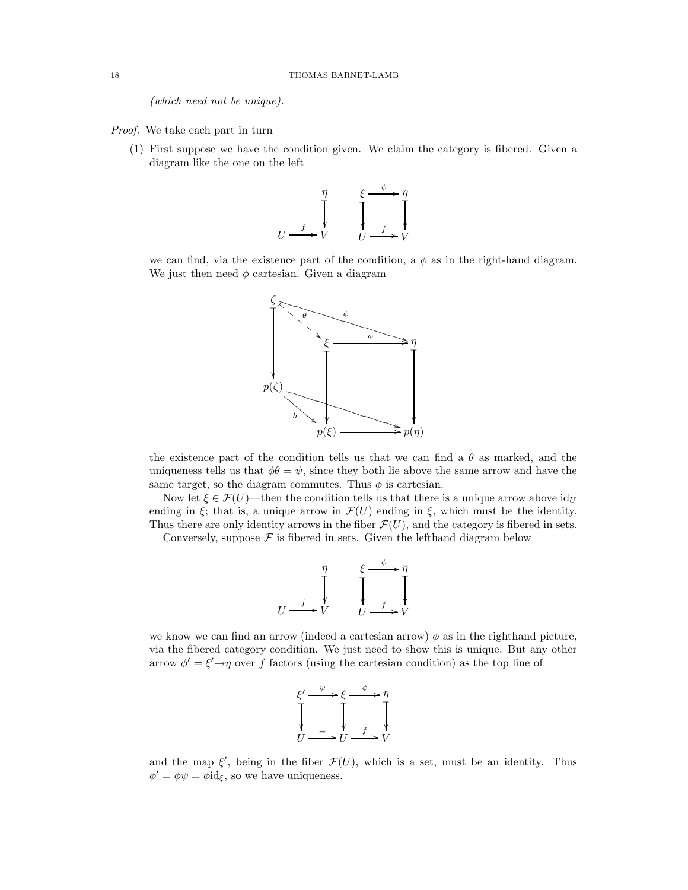*(which need not be unique).*

*Proof.* We take each part in turn

(1) First suppose we have the condition given. We claim the category is fibered. Given a diagram like the one on the left

$$\begin{array}{ccc} & & \eta \\ & & \downarrow \\ U & \xrightarrow{f} & V \end{array} \qquad \begin{array}{ccc} \xi & \xrightarrow{\phi} & \eta \\ \downarrow & & \downarrow \\ U & \xrightarrow{f} & V \end{array}$$

we can find, via the existence part of the condition, a $\phi$ as in the right-hand diagram. We just then need $\phi$ cartesian. Given a diagram

$$\begin{array}{ccccc} \zeta & \overset{\theta}{\dashrightarrow} & \xi & \xrightarrow{\phi} & \eta \\ \downarrow & & \downarrow & & \downarrow \\ p(\zeta) & \xrightarrow{h} & p(\xi) & \longrightarrow & p(\eta) \end{array} \qquad (\psi : \zeta \to \eta, \quad p(\zeta) \to p(\eta))$$

the existence part of the condition tells us that we can find a $\theta$ as marked, and the uniqueness tells us that $\phi\theta = \psi$, since they both lie above the same arrow and have the same target, so the diagram commutes. Thus $\phi$ is cartesian.

Now let $\xi \in \mathcal{F}(U)$—then the condition tells us that there is a unique arrow above $\mathrm{id}_U$ ending in $\xi$; that is, a unique arrow in $\mathcal{F}(U)$ ending in $\xi$, which must be the identity. Thus there are only identity arrows in the fiber $\mathcal{F}(U)$, and the category is fibered in sets.

Conversely, suppose $\mathcal{F}$ is fibered in sets. Given the lefthand diagram below

$$\begin{array}{ccc} & & \eta \\ & & \downarrow \\ U & \xrightarrow{f} & V \end{array} \qquad \begin{array}{ccc} \xi & \xrightarrow{\phi} & \eta \\ \downarrow & & \downarrow \\ U & \xrightarrow{f} & V \end{array}$$

we know we can find an arrow (indeed a cartesian arrow) $\phi$ as in the righthand picture, via the fibered category condition. We just need to show this is unique. But any other arrow $\phi' = \xi' \to \eta$ over $f$ factors (using the cartesian condition) as the top line of

$$\begin{array}{ccccc} \xi' & \xrightarrow{\psi} & \xi & \xrightarrow{\phi} & \eta \\ \downarrow & & \downarrow & & \downarrow \\ U & \xrightarrow{=} & U & \xrightarrow{f} & V \end{array}$$

and the map $\xi'$, being in the fiber $\mathcal{F}(U)$, which is a set, must be an identity. Thus $\phi' = \phi\psi = \phi \mathrm{id}_\xi$, so we have uniqueness.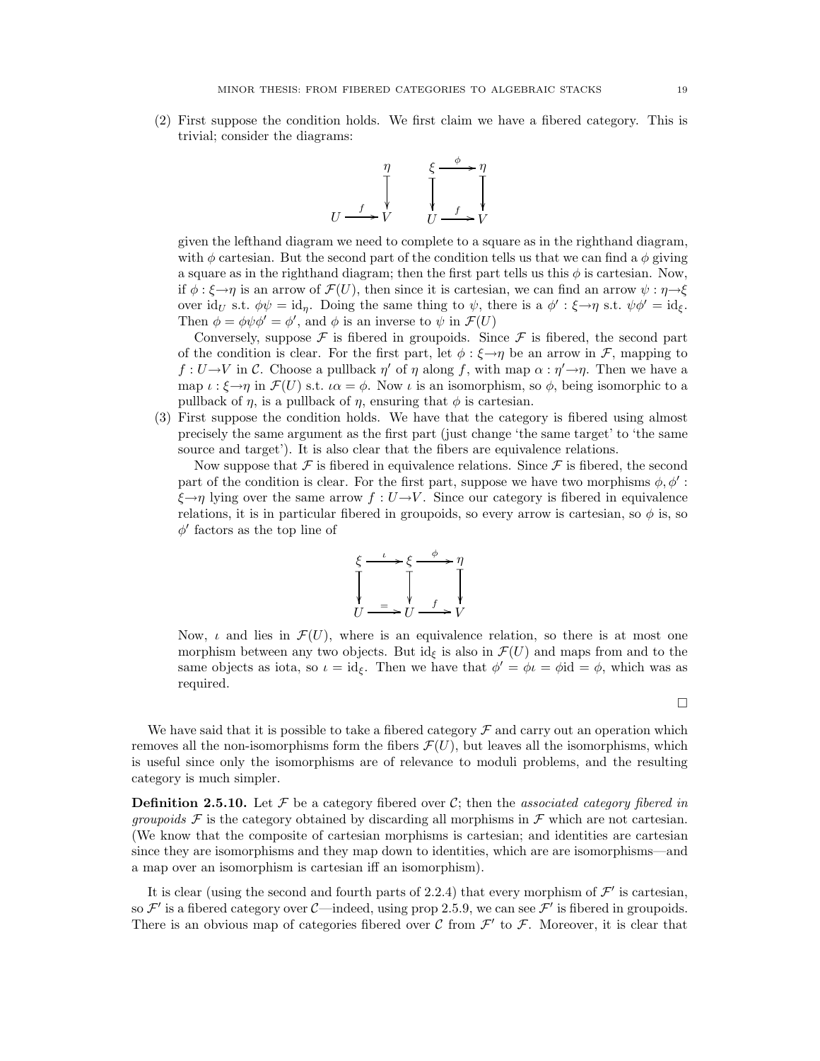(2) First suppose the condition holds. We first claim we have a fibered category. This is trivial; consider the diagrams:

$$\begin{array}{ccc} & & \eta \\ & & \downarrow \\ U & \xrightarrow{f} & V \end{array} \qquad \begin{array}{ccc} \xi & \xrightarrow{\phi} & \eta \\ \downarrow & & \downarrow \\ U & \xrightarrow{f} & V \end{array}$$

given the lefthand diagram we need to complete to a square as in the righthand diagram, with $\phi$ cartesian. But the second part of the condition tells us that we can find a $\phi$ giving a square as in the righthand diagram; then the first part tells us this $\phi$ is cartesian. Now, if $\phi : \xi \to \eta$ is an arrow of $\mathcal{F}(U)$, then since it is cartesian, we can find an arrow $\psi : \eta \to \xi$ over $\mathrm{id}_U$ s.t. $\phi\psi = \mathrm{id}_\eta$. Doing the same thing to $\psi$, there is a $\phi' : \xi \to \eta$ s.t. $\psi\phi' = \mathrm{id}_\xi$. Then $\phi = \phi\psi\phi' = \phi'$, and $\phi$ is an inverse to $\psi$ in $\mathcal{F}(U)$

Conversely, suppose $\mathcal{F}$ is fibered in groupoids. Since $\mathcal{F}$ is fibered, the second part of the condition is clear. For the first part, let $\phi : \xi \to \eta$ be an arrow in $\mathcal{F}$, mapping to $f : U \to V$ in $\mathcal{C}$. Choose a pullback $\eta'$ of $\eta$ along $f$, with map $\alpha : \eta' \to \eta$. Then we have a map $\iota : \xi \to \eta$ in $\mathcal{F}(U)$ s.t. $\iota\alpha = \phi$. Now $\iota$ is an isomorphism, so $\phi$, being isomorphic to a pullback of $\eta$, is a pullback of $\eta$, ensuring that $\phi$ is cartesian.

(3) First suppose the condition holds. We have that the category is fibered using almost precisely the same argument as the first part (just change 'the same target' to 'the same source and target'). It is also clear that the fibers are equivalence relations.

Now suppose that $\mathcal{F}$ is fibered in equivalence relations. Since $\mathcal{F}$ is fibered, the second part of the condition is clear. For the first part, suppose we have two morphisms $\phi, \phi' : \xi \to \eta$ lying over the same arrow $f : U \to V$. Since our category is fibered in equivalence relations, it is in particular fibered in groupoids, so every arrow is cartesian, so $\phi$ is, so $\phi'$ factors as the top line of

$$\begin{array}{ccccc} \xi & \xrightarrow{\iota} & \xi & \xrightarrow{\phi} & \eta \\ \downarrow & & \downarrow & & \downarrow \\ U & \xrightarrow{=} & U & \xrightarrow{f} & V \end{array}$$

Now, $\iota$ and lies in $\mathcal{F}(U)$, where is an equivalence relation, so there is at most one morphism between any two objects. But $\mathrm{id}_\xi$ is also in $\mathcal{F}(U)$ and maps from and to the same objects as iota, so $\iota = \mathrm{id}_\xi$. Then we have that $\phi' = \phi\iota = \phi\mathrm{id} = \phi$, which was as required.

□

We have said that it is possible to take a fibered category $\mathcal{F}$ and carry out an operation which removes all the non-isomorphisms form the fibers $\mathcal{F}(U)$, but leaves all the isomorphisms, which is useful since only the isomorphisms are of relevance to moduli problems, and the resulting category is much simpler.

**Definition 2.5.10.** Let $\mathcal{F}$ be a category fibered over $\mathcal{C}$; then the *associated category fibered in groupoids* $\mathcal{F}$ is the category obtained by discarding all morphisms in $\mathcal{F}$ which are not cartesian. (We know that the composite of cartesian morphisms is cartesian; and identities are cartesian since they are isomorphisms and they map down to identities, which are are isomorphisms—and a map over an isomorphism is cartesian iff an isomorphism).

It is clear (using the second and fourth parts of 2.2.4) that every morphism of $\mathcal{F}'$ is cartesian, so $\mathcal{F}'$ is a fibered category over $\mathcal{C}$—indeed, using prop 2.5.9, we can see $\mathcal{F}'$ is fibered in groupoids. There is an obvious map of categories fibered over $\mathcal{C}$ from $\mathcal{F}'$ to $\mathcal{F}$. Moreover, it is clear that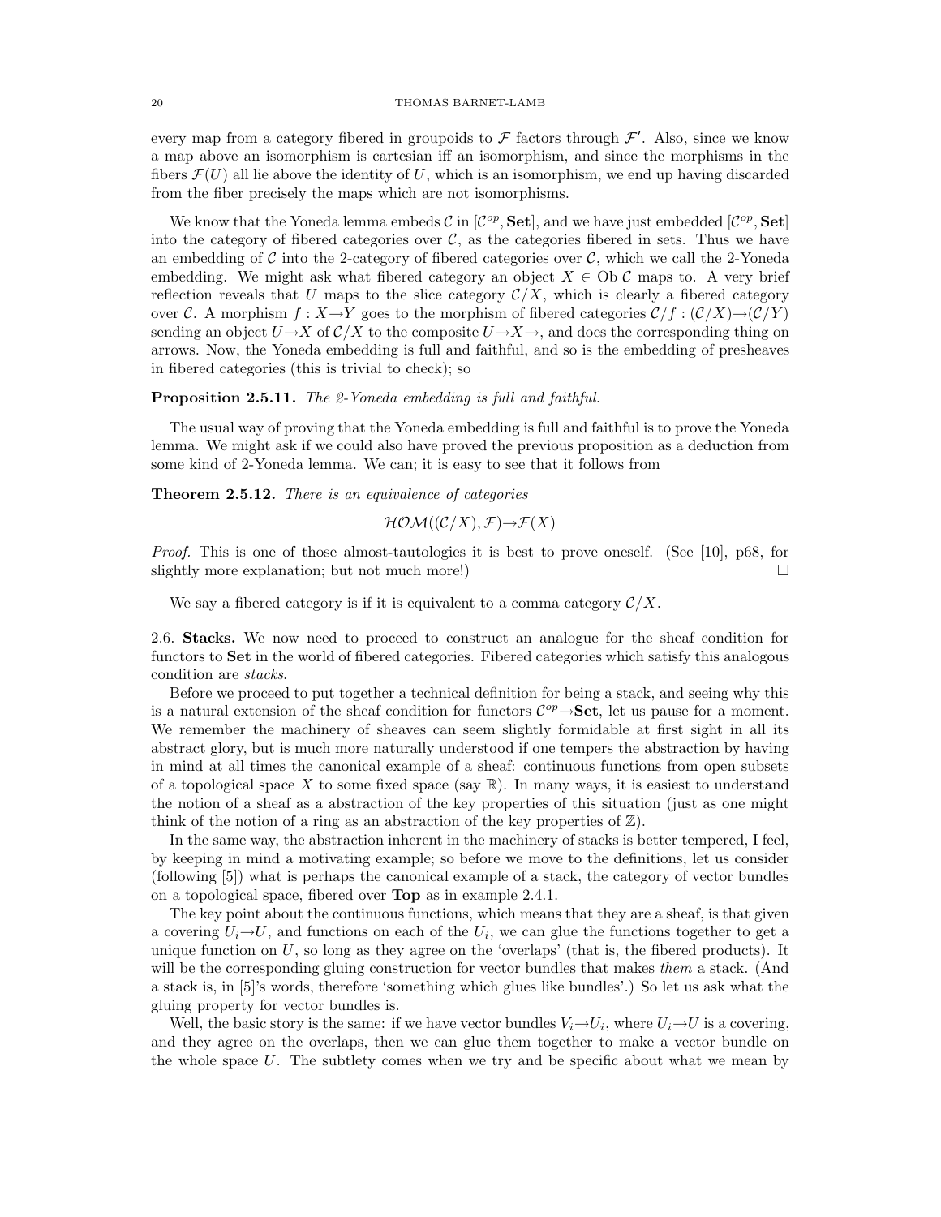every map from a category fibered in groupoids to $\mathcal{F}$ factors through $\mathcal{F}'$. Also, since we know a map above an isomorphism is cartesian iff an isomorphism, and since the morphisms in the fibers $\mathcal{F}(U)$ all lie above the identity of $U$, which is an isomorphism, we end up having discarded from the fiber precisely the maps which are not isomorphisms.

We know that the Yoneda lemma embeds $\mathcal{C}$ in $[\mathcal{C}^{op}, \mathbf{Set}]$, and we have just embedded $[\mathcal{C}^{op}, \mathbf{Set}]$ into the category of fibered categories over $\mathcal{C}$, as the categories fibered in sets. Thus we have an embedding of $\mathcal{C}$ into the 2-category of fibered categories over $\mathcal{C}$, which we call the 2-Yoneda embedding. We might ask what fibered category an object $X \in \mathrm{Ob}\, \mathcal{C}$ maps to. A very brief reflection reveals that $U$ maps to the slice category $\mathcal{C}/X$, which is clearly a fibered category over $\mathcal{C}$. A morphism $f : X \to Y$ goes to the morphism of fibered categories $\mathcal{C}/f : (\mathcal{C}/X) \to (\mathcal{C}/Y)$ sending an object $U \to X$ of $\mathcal{C}/X$ to the composite $U \to X \to$, and does the corresponding thing on arrows. Now, the Yoneda embedding is full and faithful, and so is the embedding of presheaves in fibered categories (this is trivial to check); so

**Proposition 2.5.11.** *The 2-Yoneda embedding is full and faithful.*

The usual way of proving that the Yoneda embedding is full and faithful is to prove the Yoneda lemma. We might ask if we could also have proved the previous proposition as a deduction from some kind of 2-Yoneda lemma. We can; it is easy to see that it follows from

**Theorem 2.5.12.** *There is an equivalence of categories*

$$\mathcal{HOM}((\mathcal{C}/X), \mathcal{F}) \to \mathcal{F}(X)$$

*Proof.* This is one of those almost-tautologies it is best to prove oneself. (See [10], p68, for slightly more explanation; but not much more!) $\square$

We say a fibered category is if it is equivalent to a comma category $\mathcal{C}/X$.

2.6. **Stacks.** We now need to proceed to construct an analogue for the sheaf condition for functors to $\mathbf{Set}$ in the world of fibered categories. Fibered categories which satisfy this analogous condition are *stacks*.

Before we proceed to put together a technical definition for being a stack, and seeing why this is a natural extension of the sheaf condition for functors $\mathcal{C}^{op} \to \mathbf{Set}$, let us pause for a moment. We remember the machinery of sheaves can seem slightly formidable at first sight in all its abstract glory, but is much more naturally understood if one tempers the abstraction by having in mind at all times the canonical example of a sheaf: continuous functions from open subsets of a topological space $X$ to some fixed space (say $\mathbb{R}$). In many ways, it is easiest to understand the notion of a sheaf as a abstraction of the key properties of this situation (just as one might think of the notion of a ring as an abstraction of the key properties of $\mathbb{Z}$).

In the same way, the abstraction inherent in the machinery of stacks is better tempered, I feel, by keeping in mind a motivating example; so before we move to the definitions, let us consider (following [5]) what is perhaps the canonical example of a stack, the category of vector bundles on a topological space, fibered over $\mathbf{Top}$ as in example 2.4.1.

The key point about the continuous functions, which means that they are a sheaf, is that given a covering $U_i \to U$, and functions on each of the $U_i$, we can glue the functions together to get a unique function on $U$, so long as they agree on the 'overlaps' (that is, the fibered products). It will be the corresponding gluing construction for vector bundles that makes *them* a stack. (And a stack is, in [5]'s words, therefore 'something which glues like bundles'.) So let us ask what the gluing property for vector bundles is.

Well, the basic story is the same: if we have vector bundles $V_i \to U_i$, where $U_i \to U$ is a covering, and they agree on the overlaps, then we can glue them together to make a vector bundle on the whole space $U$. The subtlety comes when we try and be specific about what we mean by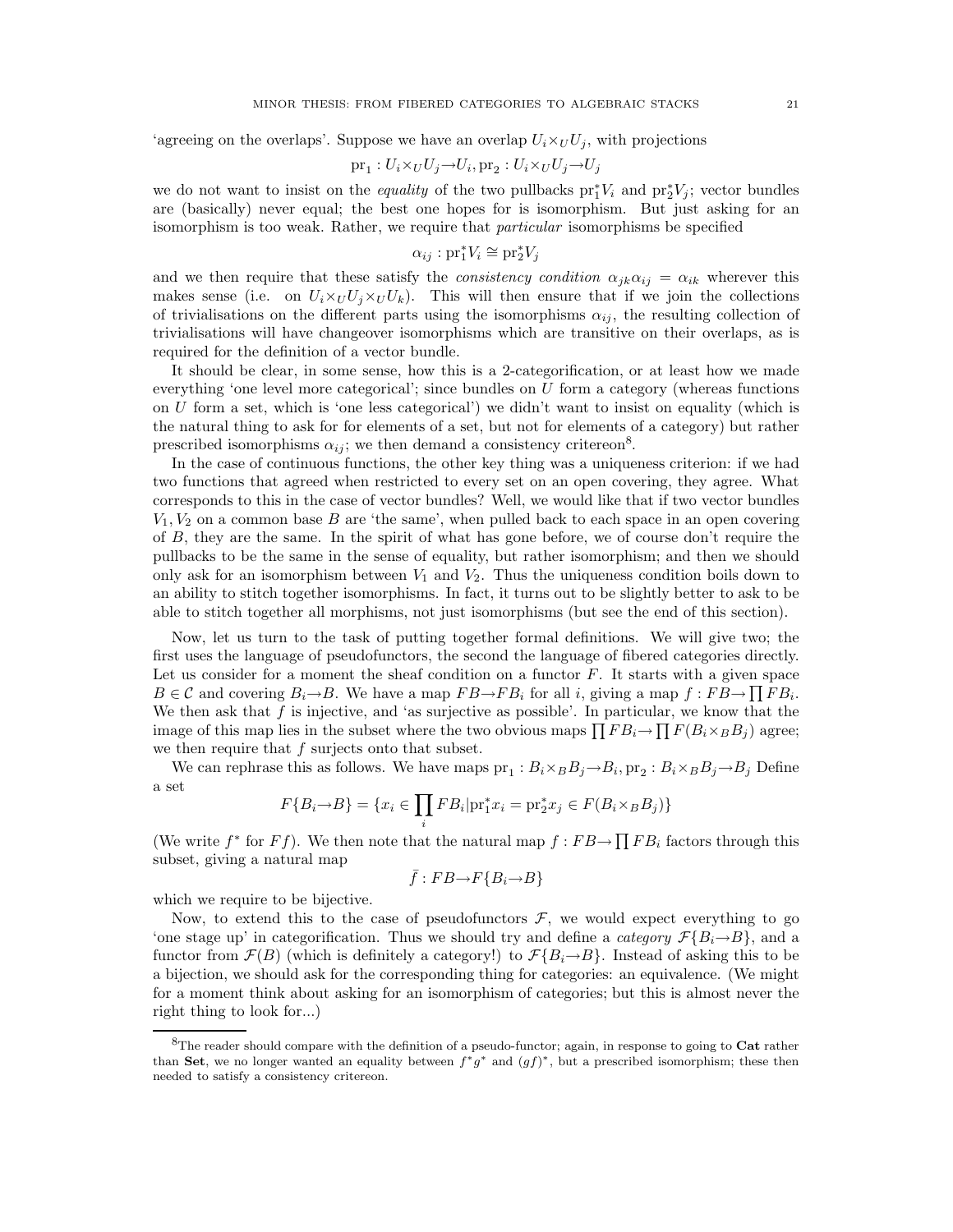'agreeing on the overlaps'. Suppose we have an overlap $U_i \times_U U_j$, with projections

$$\mathrm{pr}_1 : U_i \times_U U_j \to U_i, \mathrm{pr}_2 : U_i \times_U U_j \to U_j$$

we do not want to insist on the *equality* of the two pullbacks $\mathrm{pr}_1^* V_i$ and $\mathrm{pr}_2^* V_j$; vector bundles are (basically) never equal; the best one hopes for is isomorphism. But just asking for an isomorphism is too weak. Rather, we require that *particular* isomorphisms be specified

$$\alpha_{ij} : \mathrm{pr}_1^* V_i \cong \mathrm{pr}_2^* V_j$$

and we then require that these satisfy the *consistency condition* $\alpha_{jk}\alpha_{ij} = \alpha_{ik}$ wherever this makes sense (i.e. on $U_i \times_U U_j \times_U U_k$). This will then ensure that if we join the collections of trivialisations on the different parts using the isomorphisms $\alpha_{ij}$, the resulting collection of trivialisations will have changeover isomorphisms which are transitive on their overlaps, as is required for the definition of a vector bundle.

It should be clear, in some sense, how this is a 2-categorification, or at least how we made everything 'one level more categorical'; since bundles on $U$ form a category (whereas functions on $U$ form a set, which is 'one less categorical') we didn't want to insist on equality (which is the natural thing to ask for for elements of a set, but not for elements of a category) but rather prescribed isomorphisms $\alpha_{ij}$; we then demand a consistency critereon[8].

In the case of continuous functions, the other key thing was a uniqueness criterion: if we had two functions that agreed when restricted to every set on an open covering, they agree. What corresponds to this in the case of vector bundles? Well, we would like that if two vector bundles $V_1, V_2$ on a common base $B$ are 'the same', when pulled back to each space in an open covering of $B$, they are the same. In the spirit of what has gone before, we of course don't require the pullbacks to be the same in the sense of equality, but rather isomorphism; and then we should only ask for an isomorphism between $V_1$ and $V_2$. Thus the uniqueness condition boils down to an ability to stitch together isomorphisms. In fact, it turns out to be slightly better to ask to be able to stitch together all morphisms, not just isomorphisms (but see the end of this section).

Now, let us turn to the task of putting together formal definitions. We will give two; the first uses the language of pseudofunctors, the second the language of fibered categories directly. Let us consider for a moment the sheaf condition on a functor $F$. It starts with a given space $B \in \mathcal{C}$ and covering $B_i \to B$. We have a map $FB \to FB_i$ for all $i$, giving a map $f : FB \to \prod FB_i$. We then ask that $f$ is injective, and 'as surjective as possible'. In particular, we know that the image of this map lies in the subset where the two obvious maps $\prod FB_i \to \prod F(B_i \times_B B_j)$ agree; we then require that $f$ surjects onto that subset.

We can rephrase this as follows. We have maps $\mathrm{pr}_1 : B_i \times_B B_j \to B_i, \mathrm{pr}_2 : B_i \times_B B_j \to B_j$ Define a set

$$F\{B_i \to B\} = \{x_i \in \prod_i FB_i | \mathrm{pr}_1^* x_i = \mathrm{pr}_2^* x_j \in F(B_i \times_B B_j)\}$$

(We write $f^*$ for $Ff$). We then note that the natural map $f : FB \to \prod FB_i$ factors through this subset, giving a natural map

$$\bar{f} : FB \to F\{B_i \to B\}$$

which we require to be bijective.

Now, to extend this to the case of pseudofunctors $\mathcal{F}$, we would expect everything to go 'one stage up' in categorification. Thus we should try and define a *category* $\mathcal{F}\{B_i \to B\}$, and a functor from $\mathcal{F}(B)$ (which is definitely a category!) to $\mathcal{F}\{B_i \to B\}$. Instead of asking this to be a bijection, we should ask for the corresponding thing for categories: an equivalence. (We might for a moment think about asking for an isomorphism of categories; but this is almost never the right thing to look for...)

[8] The reader should compare with the definition of a pseudo-functor; again, in response to going to **Cat** rather than **Set**, we no longer wanted an equality between $f^*g^*$ and $(gf)^*$, but a prescribed isomorphism; these then needed to satisfy a consistency critereon.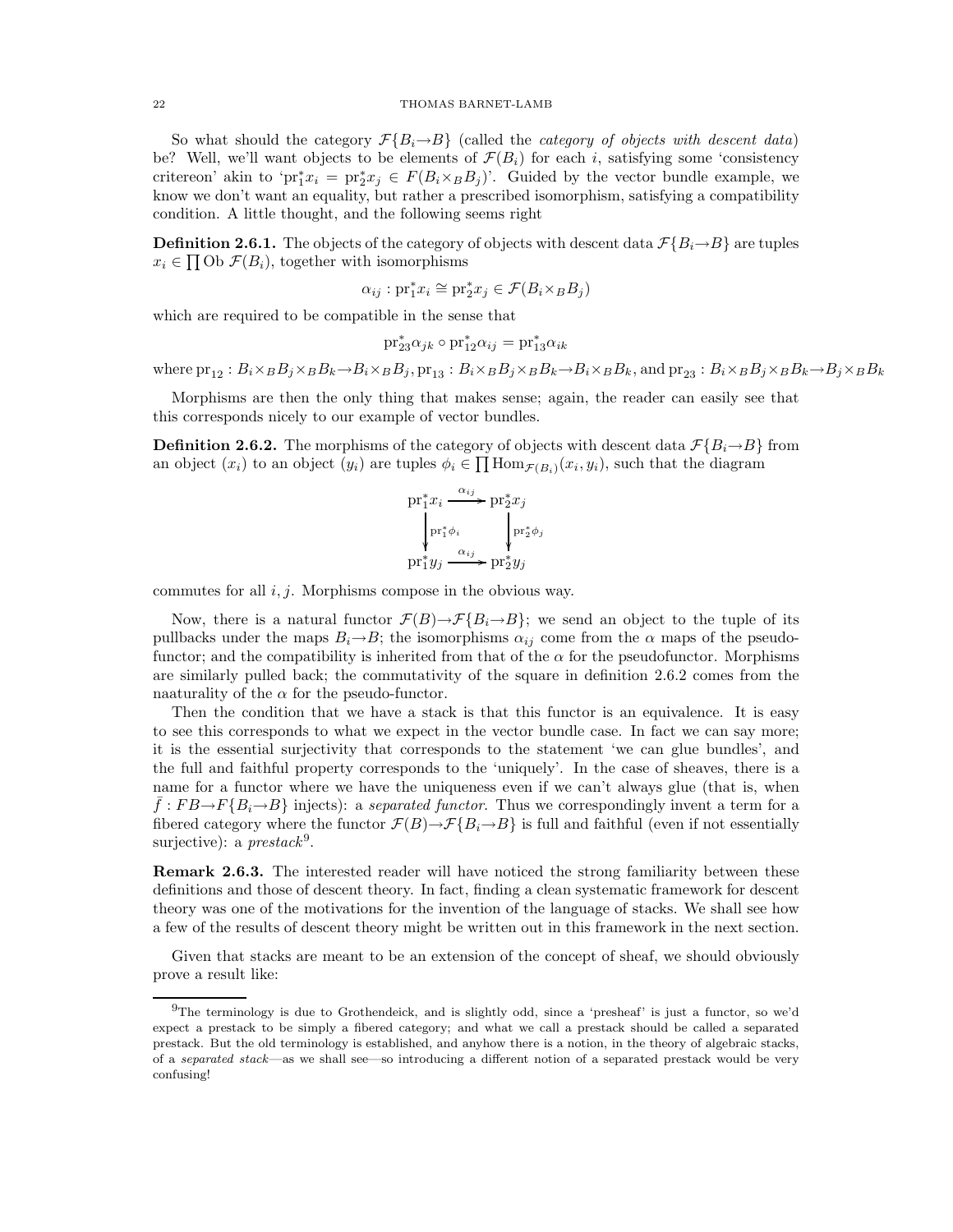So what should the category $\mathcal{F}\{B_i \to B\}$ (called the *category of objects with descent data*) be? Well, we'll want objects to be elements of $\mathcal{F}(B_i)$ for each $i$, satisfying some 'consistency critereon' akin to '$\mathrm{pr}_1^* x_i = \mathrm{pr}_2^* x_j \in F(B_i \times_B B_j)$'. Guided by the vector bundle example, we know we don't want an equality, but rather a prescribed isomorphism, satisfying a compatibility condition. A little thought, and the following seems right

**Definition 2.6.1.** The objects of the category of objects with descent data $\mathcal{F}\{B_i \to B\}$ are tuples $x_i \in \prod \mathrm{Ob}\ \mathcal{F}(B_i)$, together with isomorphisms

$$\alpha_{ij} : \mathrm{pr}_1^* x_i \cong \mathrm{pr}_2^* x_j \in \mathcal{F}(B_i \times_B B_j)$$

which are required to be compatible in the sense that

$$\mathrm{pr}_{23}^* \alpha_{jk} \circ \mathrm{pr}_{12}^* \alpha_{ij} = \mathrm{pr}_{13}^* \alpha_{ik}$$

where $\mathrm{pr}_{12} : B_i \times_B B_j \times_B B_k \to B_i \times_B B_j$, $\mathrm{pr}_{13} : B_i \times_B B_j \times_B B_k \to B_i \times_B B_k$, and $\mathrm{pr}_{23} : B_i \times_B B_j \times_B B_k \to B_j \times_B B_k$

Morphisms are then the only thing that makes sense; again, the reader can easily see that this corresponds nicely to our example of vector bundles.

**Definition 2.6.2.** The morphisms of the category of objects with descent data $\mathcal{F}\{B_i \to B\}$ from an object $(x_i)$ to an object $(y_i)$ are tuples $\phi_i \in \prod \mathrm{Hom}_{\mathcal{F}(B_i)}(x_i, y_i)$, such that the diagram

$$\begin{array}{ccc} \mathrm{pr}_1^* x_i & \xrightarrow{\alpha_{ij}} & \mathrm{pr}_2^* x_j \\ \downarrow{\scriptstyle \mathrm{pr}_1^* \phi_i} & & \downarrow{\scriptstyle \mathrm{pr}_2^* \phi_j} \\ \mathrm{pr}_1^* y_j & \xrightarrow{\alpha_{ij}} & \mathrm{pr}_2^* y_j \end{array}$$

commutes for all $i, j$. Morphisms compose in the obvious way.

Now, there is a natural functor $\mathcal{F}(B) \to \mathcal{F}\{B_i \to B\}$; we send an object to the tuple of its pullbacks under the maps $B_i \to B$; the isomorphisms $\alpha_{ij}$ come from the $\alpha$ maps of the pseudo-functor; and the compatibility is inherited from that of the $\alpha$ for the pseudofunctor. Morphisms are similarly pulled back; the commutativity of the square in definition 2.6.2 comes from the naaturality of the $\alpha$ for the pseudo-functor.

Then the condition that we have a stack is that this functor is an equivalence. It is easy to see this corresponds to what we expect in the vector bundle case. In fact we can say more; it is the essential surjectivity that corresponds to the statement 'we can glue bundles', and the full and faithful property corresponds to the 'uniquely'. In the case of sheaves, there is a name for a functor where we have the uniqueness even if we can't always glue (that is, when $\bar{f} : FB \to F\{B_i \to B\}$ injects): a *separated functor*. Thus we correspondingly invent a term for a fibered category where the functor $\mathcal{F}(B) \to \mathcal{F}\{B_i \to B\}$ is full and faithful (even if not essentially surjective): a *prestack*[9].

**Remark 2.6.3.** The interested reader will have noticed the strong familiarity between these definitions and those of descent theory. In fact, finding a clean systematic framework for descent theory was one of the motivations for the invention of the language of stacks. We shall see how a few of the results of descent theory might be written out in this framework in the next section.

Given that stacks are meant to be an extension of the concept of sheaf, we should obviously prove a result like:

---

[9] The terminology is due to Grothendeick, and is slightly odd, since a 'presheaf' is just a functor, so we'd expect a prestack to be simply a fibered category; and what we call a prestack should be called a separated prestack. But the old terminology is established, and anyhow there is a notion, in the theory of algebraic stacks, of a *separated stack*—as we shall see—so introducing a different notion of a separated prestack would be very confusing!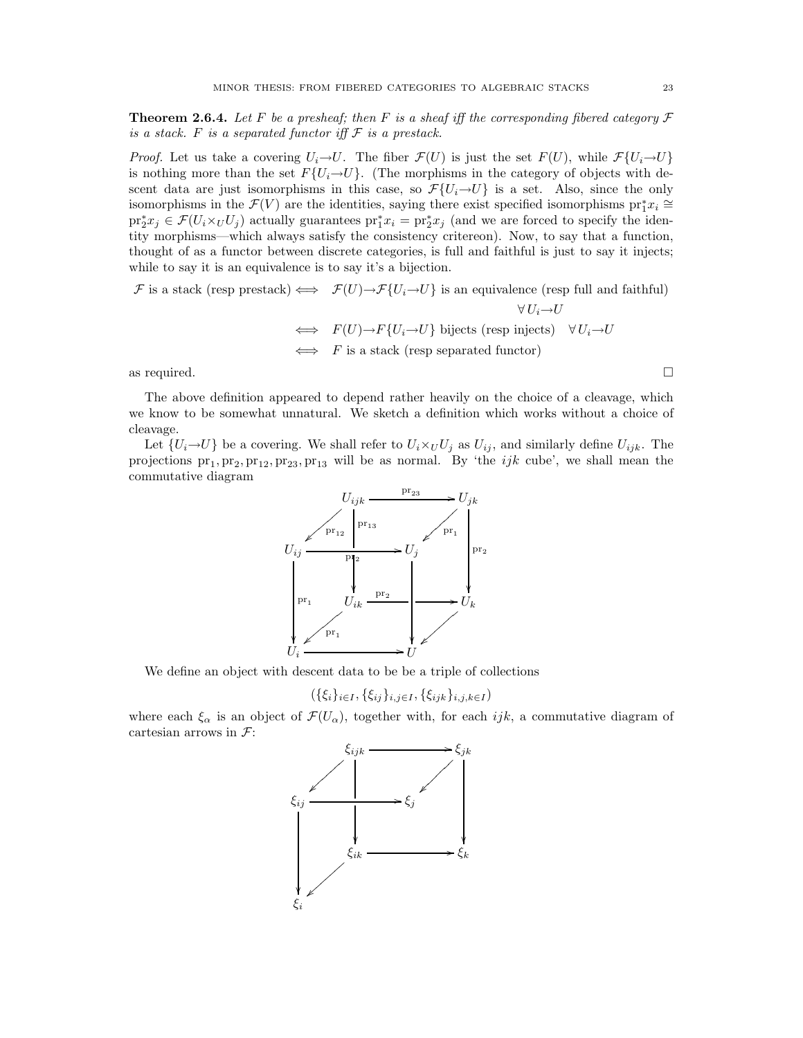**Theorem 2.6.4.** *Let $F$ be a presheaf; then $F$ is a sheaf iff the corresponding fibered category $\mathcal{F}$ is a stack. $F$ is a separated functor iff $\mathcal{F}$ is a prestack.*

*Proof.* Let us take a covering $U_i \to U$. The fiber $\mathcal{F}(U)$ is just the set $F(U)$, while $\mathcal{F}\{U_i \to U\}$ is nothing more than the set $F\{U_i \to U\}$. (The morphisms in the category of objects with descent data are just isomorphisms in this case, so $\mathcal{F}\{U_i \to U\}$ is a set. Also, since the only isomorphisms in the $\mathcal{F}(V)$ are the identities, saying there exist specified isomorphisms $\mathrm{pr}_1^* x_i \cong \mathrm{pr}_2^* x_j \in \mathcal{F}(U_i \times_U U_j)$ actually guarantees $\mathrm{pr}_1^* x_i = \mathrm{pr}_2^* x_j$ (and we are forced to specify the identity morphisms—which always satisfy the consistency critereon). Now, to say that a function, thought of as a functor between discrete categories, is full and faithful is just to say it injects; while to say it is an equivalence is to say it's a bijection.

$$
\begin{aligned}
\mathcal{F} \text{ is a stack (resp prestack)} &\iff \mathcal{F}(U) \to \mathcal{F}\{U_i \to U\} \text{ is an equivalence (resp full and faithful)} \\
&\qquad\qquad \forall\, U_i \to U \\
&\iff F(U) \to F\{U_i \to U\} \text{ bijects (resp injects)} \quad \forall\, U_i \to U \\
&\iff F \text{ is a stack (resp separated functor)}
\end{aligned}
$$

as required. $\square$

The above definition appeared to depend rather heavily on the choice of a cleavage, which we know to be somewhat unnatural. We sketch a definition which works without a choice of cleavage.

Let $\{U_i \to U\}$ be a covering. We shall refer to $U_i \times_U U_j$ as $U_{ij}$, and similarly define $U_{ijk}$. The projections $\mathrm{pr}_1, \mathrm{pr}_2, \mathrm{pr}_{12}, \mathrm{pr}_{23}, \mathrm{pr}_{13}$ will be as normal. By 'the $ijk$ cube', we shall mean the commutative diagram

$$
\begin{array}{ccccccc}
 & & U_{ijk} & \xrightarrow{\mathrm{pr}_{23}} & & & U_{jk} \\
 & \swarrow^{\mathrm{pr}_{12}} & \downarrow{\scriptstyle \mathrm{pr}_{13}} & & & \swarrow^{\mathrm{pr}_1} & \downarrow{\scriptstyle \mathrm{pr}_2} \\
U_{ij} & & \xrightarrow{\mathrm{pr}_2} & & U_j & & \\
\downarrow{\scriptstyle \mathrm{pr}_1} & & U_{ik} & \xrightarrow{\mathrm{pr}_2} & & & U_k \\
 & \swarrow^{\mathrm{pr}_1} & & & \downarrow & \swarrow & \\
U_i & & \longrightarrow & & U & &
\end{array}
$$

We define an object with descent data to be be a triple of collections

$$(\{\xi_i\}_{i \in I}, \{\xi_{ij}\}_{i,j \in I}, \{\xi_{ijk}\}_{i,j,k \in I})$$

where each $\xi_\alpha$ is an object of $\mathcal{F}(U_\alpha)$, together with, for each $ijk$, a commutative diagram of cartesian arrows in $\mathcal{F}$:

$$
\begin{array}{ccccccc}
 & & \xi_{ijk} & \longrightarrow & & & \xi_{jk} \\
 & \swarrow & \downarrow & & & \swarrow & \downarrow \\
\xi_{ij} & & \longrightarrow & & \xi_j & & \\
\downarrow & & \xi_{ik} & \longrightarrow & & & \xi_k \\
 & \swarrow & & & & & \\
\xi_i & & & & & &
\end{array}
$$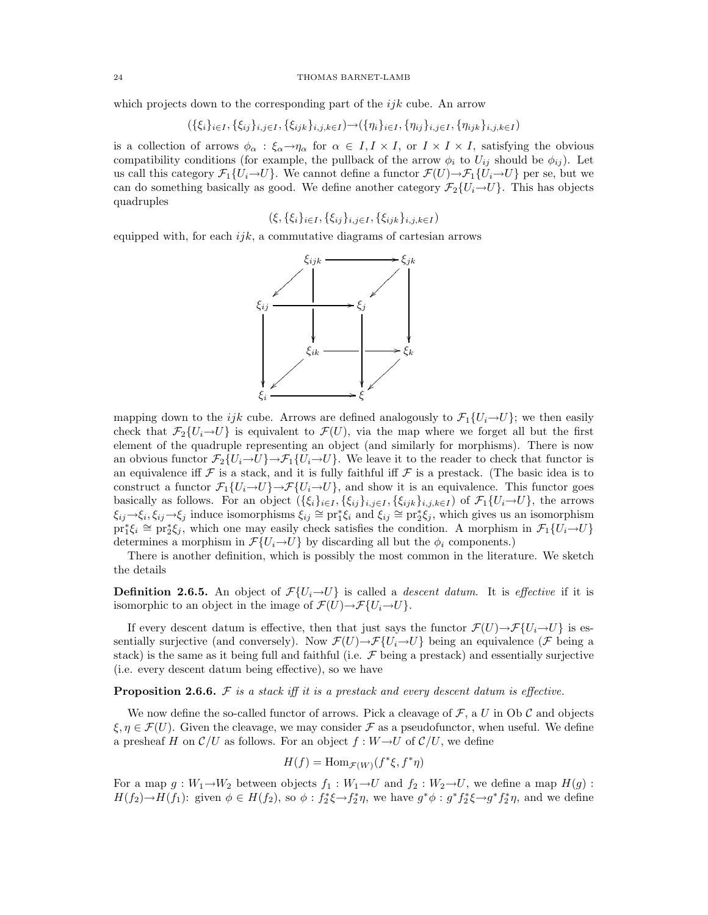which projects down to the corresponding part of the $ijk$ cube. An arrow

$$(\{\xi_i\}_{i\in I}, \{\xi_{ij}\}_{i,j\in I}, \{\xi_{ijk}\}_{i,j,k\in I}) \to (\{\eta_i\}_{i\in I}, \{\eta_{ij}\}_{i,j\in I}, \{\eta_{ijk}\}_{i,j,k\in I})$$

is a collection of arrows $\phi_\alpha : \xi_\alpha \to \eta_\alpha$ for $\alpha \in I, I \times I$, or $I \times I \times I$, satisfying the obvious compatibility conditions (for example, the pullback of the arrow $\phi_i$ to $U_{ij}$ should be $\phi_{ij}$). Let us call this category $\mathcal{F}_1\{U_i \to U\}$. We cannot define a functor $\mathcal{F}(U) \to \mathcal{F}_1\{U_i \to U\}$ per se, but we can do something basically as good. We define another category $\mathcal{F}_2\{U_i \to U\}$. This has objects quadruples

$$(\xi, \{\xi_i\}_{i\in I}, \{\xi_{ij}\}_{i,j\in I}, \{\xi_{ijk}\}_{i,j,k\in I})$$

equipped with, for each $ijk$, a commutative diagrams of cartesian arrows

$$\begin{array}{ccccccc}
 & & \xi_{ijk} & \longrightarrow & & & \xi_{jk} \\
 & \swarrow & & & & \swarrow & \\
\xi_{ij} & & \longrightarrow & & \xi_j & & \\
\big\downarrow & & \big\downarrow & & \big\downarrow & & \big\downarrow \\
 & & \xi_{ik} & \longrightarrow & & & \xi_k \\
 & \swarrow & & & & \swarrow & \\
\xi_i & & \longrightarrow & & \xi & &
\end{array}$$

mapping down to the $ijk$ cube. Arrows are defined analogously to $\mathcal{F}_1\{U_i \to U\}$; we then easily check that $\mathcal{F}_2\{U_i \to U\}$ is equivalent to $\mathcal{F}(U)$, via the map where we forget all but the first element of the quadruple representing an object (and similarly for morphisms). There is now an obvious functor $\mathcal{F}_2\{U_i \to U\} \to \mathcal{F}_1\{U_i \to U\}$. We leave it to the reader to check that functor is an equivalence iff $\mathcal{F}$ is a stack, and it is fully faithful iff $\mathcal{F}$ is a prestack. (The basic idea is to construct a functor $\mathcal{F}_1\{U_i \to U\} \to \mathcal{F}\{U_i \to U\}$, and show it is an equivalence. This functor goes basically as follows. For an object $(\{\xi_i\}_{i\in I}, \{\xi_{ij}\}_{i,j\in I}, \{\xi_{ijk}\}_{i,j,k\in I})$ of $\mathcal{F}_1\{U_i \to U\}$, the arrows $\xi_{ij} \to \xi_i, \xi_{ij} \to \xi_j$ induce isomorphisms $\xi_{ij} \cong \mathrm{pr}_1^*\xi_i$ and $\xi_{ij} \cong \mathrm{pr}_2^*\xi_j$, which gives us an isomorphism $\mathrm{pr}_1^*\xi_i \cong \mathrm{pr}_2^*\xi_j$, which one may easily check satisfies the condition. A morphism in $\mathcal{F}_1\{U_i \to U\}$ determines a morphism in $\mathcal{F}\{U_i \to U\}$ by discarding all but the $\phi_i$ components.)

There is another definition, which is possibly the most common in the literature. We sketch the details

**Definition 2.6.5.** An object of $\mathcal{F}\{U_i \to U\}$ is called a *descent datum*. It is *effective* if it is isomorphic to an object in the image of $\mathcal{F}(U) \to \mathcal{F}\{U_i \to U\}$.

If every descent datum is effective, then that just says the functor $\mathcal{F}(U) \to \mathcal{F}\{U_i \to U\}$ is essentially surjective (and conversely). Now $\mathcal{F}(U) \to \mathcal{F}\{U_i \to U\}$ being an equivalence ($\mathcal{F}$ being a stack) is the same as it being full and faithful (i.e. $\mathcal{F}$ being a prestack) and essentially surjective (i.e. every descent datum being effective), so we have

**Proposition 2.6.6.** *$\mathcal{F}$ is a stack iff it is a prestack and every descent datum is effective.*

We now define the so-called functor of arrows. Pick a cleavage of $\mathcal{F}$, a $U$ in $\mathrm{Ob}\,\mathcal{C}$ and objects $\xi, \eta \in \mathcal{F}(U)$. Given the cleavage, we may consider $\mathcal{F}$ as a pseudofunctor, when useful. We define a presheaf $H$ on $\mathcal{C}/U$ as follows. For an object $f : W \to U$ of $\mathcal{C}/U$, we define

$$H(f) = \mathrm{Hom}_{\mathcal{F}(W)}(f^*\xi, f^*\eta)$$

For a map $g : W_1 \to W_2$ between objects $f_1 : W_1 \to U$ and $f_2 : W_2 \to U$, we define a map $H(g) : H(f_2) \to H(f_1)$: given $\phi \in H(f_2)$, so $\phi : f_2^*\xi \to f_2^*\eta$, we have $g^*\phi : g^*f_2^*\xi \to g^*f_2^*\eta$, and we define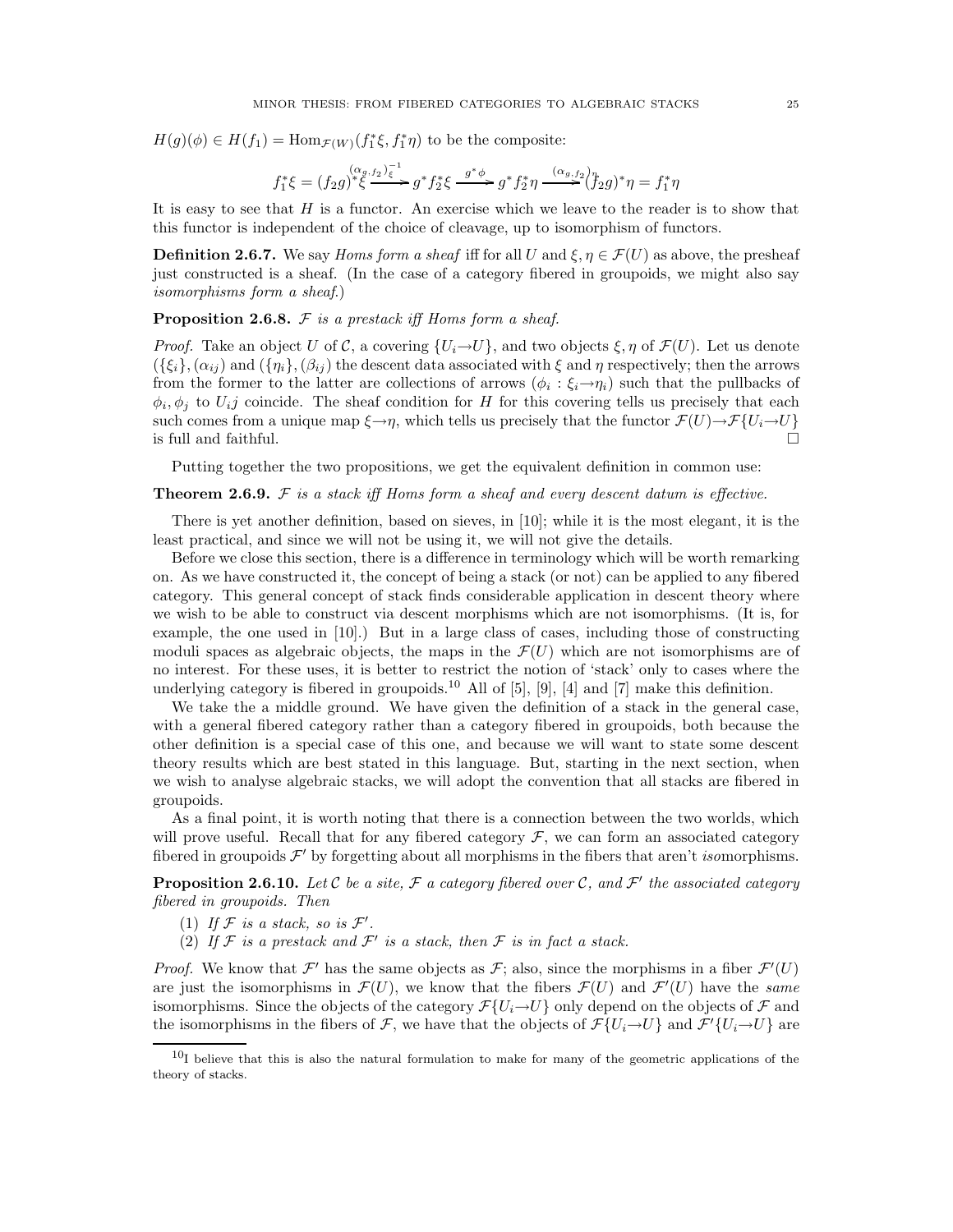$H(g)(\phi) \in H(f_1) = \mathrm{Hom}_{\mathcal{F}(W)}(f_1^*\xi, f_1^*\eta)$ to be the composite:

$$f_1^*\xi = (f_2 g)^*\xi \xrightarrow{(\alpha_{g,f_2})_\xi^{-1}} g^* f_2^* \xi \xrightarrow{g^*\phi} g^* f_2^* \eta \xrightarrow{(\alpha_{g,f_2})_\eta} (f_2 g)^* \eta = f_1^* \eta$$

It is easy to see that $H$ is a functor. An exercise which we leave to the reader is to show that this functor is independent of the choice of cleavage, up to isomorphism of functors.

**Definition 2.6.7.** We say *Homs form a sheaf* iff for all $U$ and $\xi, \eta \in \mathcal{F}(U)$ as above, the presheaf just constructed is a sheaf. (In the case of a category fibered in groupoids, we might also say *isomorphisms form a sheaf.*)

**Proposition 2.6.8.** *$\mathcal{F}$ is a prestack iff Homs form a sheaf.*

*Proof.* Take an object $U$ of $\mathcal{C}$, a covering $\{U_i \to U\}$, and two objects $\xi, \eta$ of $\mathcal{F}(U)$. Let us denote $(\{\xi_i\}, (\alpha_{ij})$ and $(\{\eta_i\}, (\beta_{ij})$ the descent data associated with $\xi$ and $\eta$ respectively; then the arrows from the former to the latter are collections of arrows $(\phi_i : \xi_i \to \eta_i)$ such that the pullbacks of $\phi_i, \phi_j$ to $U_i j$ coincide. The sheaf condition for $H$ for this covering tells us precisely that each such comes from a unique map $\xi \to \eta$, which tells us precisely that the functor $\mathcal{F}(U) \to \mathcal{F}\{U_i \to U\}$ is full and faithful. □

Putting together the two propositions, we get the equivalent definition in common use:

**Theorem 2.6.9.** *$\mathcal{F}$ is a stack iff Homs form a sheaf and every descent datum is effective.*

There is yet another definition, based on sieves, in [10]; while it is the most elegant, it is the least practical, and since we will not be using it, we will not give the details.

Before we close this section, there is a difference in terminology which will be worth remarking on. As we have constructed it, the concept of being a stack (or not) can be applied to any fibered category. This general concept of stack finds considerable application in descent theory where we wish to be able to construct via descent morphisms which are not isomorphisms. (It is, for example, the one used in [10].) But in a large class of cases, including those of constructing moduli spaces as algebraic objects, the maps in the $\mathcal{F}(U)$ which are not isomorphisms are of no interest. For these uses, it is better to restrict the notion of 'stack' only to cases where the underlying category is fibered in groupoids.[10] All of [5], [9], [4] and [7] make this definition.

We take the a middle ground. We have given the definition of a stack in the general case, with a general fibered category rather than a category fibered in groupoids, both because the other definition is a special case of this one, and because we will want to state some descent theory results which are best stated in this language. But, starting in the next section, when we wish to analyse algebraic stacks, we will adopt the convention that all stacks are fibered in groupoids.

As a final point, it is worth noting that there is a connection between the two worlds, which will prove useful. Recall that for any fibered category $\mathcal{F}$, we can form an associated category fibered in groupoids $\mathcal{F}'$ by forgetting about all morphisms in the fibers that aren't *iso*morphisms.

**Proposition 2.6.10.** *Let $\mathcal{C}$ be a site, $\mathcal{F}$ a category fibered over $\mathcal{C}$, and $\mathcal{F}'$ the associated category fibered in groupoids. Then*

1. *If $\mathcal{F}$ is a stack, so is $\mathcal{F}'$.*
2. *If $\mathcal{F}$ is a prestack and $\mathcal{F}'$ is a stack, then $\mathcal{F}$ is in fact a stack.*

*Proof.* We know that $\mathcal{F}'$ has the same objects as $\mathcal{F}$; also, since the morphisms in a fiber $\mathcal{F}'(U)$ are just the isomorphisms in $\mathcal{F}(U)$, we know that the fibers $\mathcal{F}(U)$ and $\mathcal{F}'(U)$ have the *same* isomorphisms. Since the objects of the category $\mathcal{F}\{U_i \to U\}$ only depend on the objects of $\mathcal{F}$ and the isomorphisms in the fibers of $\mathcal{F}$, we have that the objects of $\mathcal{F}\{U_i \to U\}$ and $\mathcal{F}'\{U_i \to U\}$ are

[10] I believe that this is also the natural formulation to make for many of the geometric applications of the theory of stacks.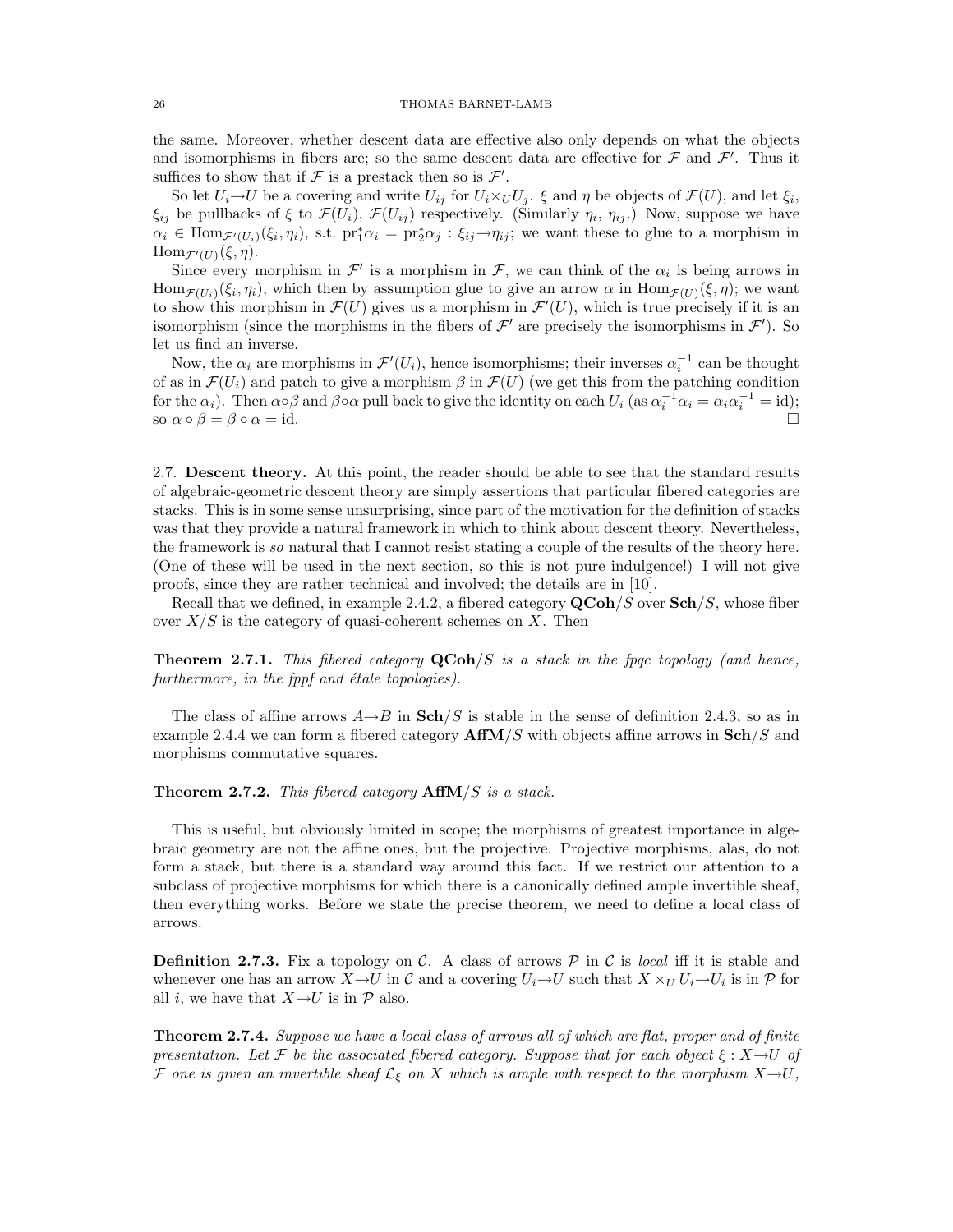the same. Moreover, whether descent data are effective also only depends on what the objects and isomorphisms in fibers are; so the same descent data are effective for $\mathcal{F}$ and $\mathcal{F}'$. Thus it suffices to show that if $\mathcal{F}$ is a prestack then so is $\mathcal{F}'$.

So let $U_i \to U$ be a covering and write $U_{ij}$ for $U_i \times_U U_j$. $\xi$ and $\eta$ be objects of $\mathcal{F}(U)$, and let $\xi_i$, $\xi_{ij}$ be pullbacks of $\xi$ to $\mathcal{F}(U_i)$, $\mathcal{F}(U_{ij})$ respectively. (Similarly $\eta_i$, $\eta_{ij}$.) Now, suppose we have $\alpha_i \in \mathrm{Hom}_{\mathcal{F}'(U_i)}(\xi_i, \eta_i)$, s.t. $\mathrm{pr}_1^* \alpha_i = \mathrm{pr}_2^* \alpha_j : \xi_{ij} \to \eta_{ij}$; we want these to glue to a morphism in $\mathrm{Hom}_{\mathcal{F}'(U)}(\xi, \eta)$.

Since every morphism in $\mathcal{F}'$ is a morphism in $\mathcal{F}$, we can think of the $\alpha_i$ is being arrows in $\mathrm{Hom}_{\mathcal{F}(U_i)}(\xi_i, \eta_i)$, which then by assumption glue to give an arrow $\alpha$ in $\mathrm{Hom}_{\mathcal{F}(U)}(\xi, \eta)$; we want to show this morphism in $\mathcal{F}(U)$ gives us a morphism in $\mathcal{F}'(U)$, which is true precisely if it is an isomorphism (since the morphisms in the fibers of $\mathcal{F}'$ are precisely the isomorphisms in $\mathcal{F}'$). So let us find an inverse.

Now, the $\alpha_i$ are morphisms in $\mathcal{F}'(U_i)$, hence isomorphisms; their inverses $\alpha_i^{-1}$ can be thought of as in $\mathcal{F}(U_i)$ and patch to give a morphism $\beta$ in $\mathcal{F}(U)$ (we get this from the patching condition for the $\alpha_i$). Then $\alpha \circ \beta$ and $\beta \circ \alpha$ pull back to give the identity on each $U_i$ (as $\alpha_i^{-1}\alpha_i = \alpha_i\alpha_i^{-1} = \mathrm{id}$); so $\alpha \circ \beta = \beta \circ \alpha = \mathrm{id}$. □

2.7. **Descent theory.** At this point, the reader should be able to see that the standard results of algebraic-geometric descent theory are simply assertions that particular fibered categories are stacks. This is in some sense unsurprising, since part of the motivation for the definition of stacks was that they provide a natural framework in which to think about descent theory. Nevertheless, the framework is *so* natural that I cannot resist stating a couple of the results of the theory here. (One of these will be used in the next section, so this is not pure indulgence!) I will not give proofs, since they are rather technical and involved; the details are in [10].

Recall that we defined, in example 2.4.2, a fibered category $\mathbf{QCoh}/S$ over $\mathbf{Sch}/S$, whose fiber over $X/S$ is the category of quasi-coherent schemes on $X$. Then

**Theorem 2.7.1.** *This fibered category $\mathbf{QCoh}/S$ is a stack in the fpqc topology (and hence, furthermore, in the fppf and étale topologies).*

The class of affine arrows $A \to B$ in $\mathbf{Sch}/S$ is stable in the sense of definition 2.4.3, so as in example 2.4.4 we can form a fibered category $\mathbf{AffM}/S$ with objects affine arrows in $\mathbf{Sch}/S$ and morphisms commutative squares.

**Theorem 2.7.2.** *This fibered category $\mathbf{AffM}/S$ is a stack.*

This is useful, but obviously limited in scope; the morphisms of greatest importance in algebraic geometry are not the affine ones, but the projective. Projective morphisms, alas, do not form a stack, but there is a standard way around this fact. If we restrict our attention to a subclass of projective morphisms for which there is a canonically defined ample invertible sheaf, then everything works. Before we state the precise theorem, we need to define a local class of arrows.

**Definition 2.7.3.** Fix a topology on $\mathcal{C}$. A class of arrows $\mathcal{P}$ in $\mathcal{C}$ is *local* iff it is stable and whenever one has an arrow $X \to U$ in $\mathcal{C}$ and a covering $U_i \to U$ such that $X \times_U U_i \to U_i$ is in $\mathcal{P}$ for all $i$, we have that $X \to U$ is in $\mathcal{P}$ also.

**Theorem 2.7.4.** *Suppose we have a local class of arrows all of which are flat, proper and of finite presentation. Let $\mathcal{F}$ be the associated fibered category. Suppose that for each object $\xi : X \to U$ of $\mathcal{F}$ one is given an invertible sheaf $\mathcal{L}_\xi$ on $X$ which is ample with respect to the morphism $X \to U$,*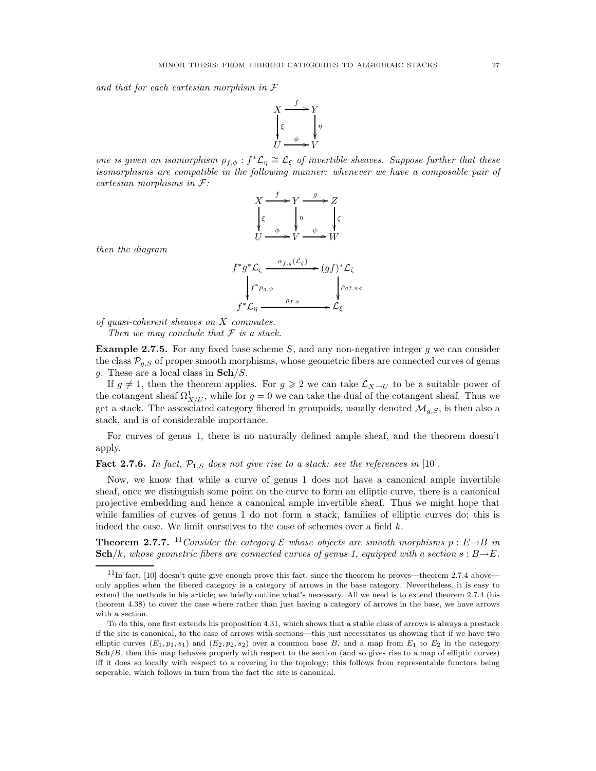*and that for each cartesian morphism in $\mathcal{F}$*

$$\begin{array}{ccc} X & \xrightarrow{f} & Y \\ \downarrow \xi & & \downarrow \eta \\ U & \xrightarrow{\phi} & V \end{array}$$

*one is given an isomorphism $\rho_{f,\phi} : f^*\mathcal{L}_\eta \cong \mathcal{L}_\xi$ of invertible sheaves. Suppose further that these isomorphisms are compatible in the following manner: whenever we have a composable pair of cartesian morphisms in $\mathcal{F}$:*

$$\begin{array}{ccccc} X & \xrightarrow{f} & Y & \xrightarrow{g} & Z \\ \downarrow \xi & & \downarrow \eta & & \downarrow \zeta \\ U & \xrightarrow{\phi} & V & \xrightarrow{\psi} & W \end{array}$$

*then the diagram*

$$\begin{array}{ccc} f^*g^*\mathcal{L}_\zeta & \xrightarrow{\alpha_{f,g}(\mathcal{L}_\zeta)} & (gf)^*\mathcal{L}_\zeta \\ \downarrow f^*\rho_{g,\psi} & & \downarrow \rho_{gf,\psi\phi} \\ f^*\mathcal{L}_\eta & \xrightarrow{\rho_{f,\phi}} & \mathcal{L}_\xi \end{array}$$

*of quasi-coherent sheaves on $X$ commutes.*

*Then we may conclude that $\mathcal{F}$ is a stack.*

**Example 2.7.5.** For any fixed base scheme $S$, and any non-negative integer $g$ we can consider the class $\mathcal{P}_{g,S}$ of proper smooth morphisms, whose geometric fibers are connected curves of genus $g$. These are a local class in $\mathbf{Sch}/S$.

If $g \neq 1$, then the theorem applies. For $g \geqslant 2$ we can take $\mathcal{L}_{X \to U}$ to be a suitable power of the cotangent sheaf $\Omega^1_{X/U}$, while for $g = 0$ we can take the dual of the cotangent sheaf. Thus we get a stack. The assosciated category fibered in groupoids, usually denoted $\mathcal{M}_{g,S}$, is then also a stack, and is of considerable importance.

For curves of genus 1, there is no naturally defined ample sheaf, and the theorem doesn't apply.

**Fact 2.7.6.** *In fact, $\mathcal{P}_{1,S}$ does not give rise to a stack: see the references in* [10].

Now, we know that while a curve of genus 1 does not have a canonical ample invertible sheaf, once we distinguish some point on the curve to form an elliptic curve, there is a canonical projective embedding and hence a canonical ample invertible sheaf. Thus we might hope that while families of curves of genus 1 do not form a stack, families of elliptic curves do; this is indeed the case. We limit ourselves to the case of schemes over a field $k$.

**Theorem 2.7.7.** [11]*Consider the category $\mathcal{E}$ whose objects are smooth morphisms $p : E \to B$ in $\mathbf{Sch}/k$, whose geometric fibers are connected curves of genus 1, equipped with a section $s : B \to E$.*

---

[11] In fact, [10] doesn't quite give enough prove this fact, since the theorem he proves—theorem 2.7.4 above—only applies when the fibered category is a category of arrows in the base category. Nevertheless, it is easy to extend the methods in his article; we briefly outline what's necessary. All we need is to extend theorem 2.7.4 (his theorem 4.38) to cover the case where rather than just having a category of arrows in the base, we have arrows with a section.

To do this, one first extends his proposition 4.31, which shows that a stable class of arrows is always a prestack if the site is canonical, to the case of arrows with sections—this just necessitates us showing that if we have two elliptic curves $(E_1, p_1, s_1)$ and $(E_2, p_2, s_2)$ over a common base $B$, and a map from $E_1$ to $E_2$ in the category $\mathbf{Sch}/B$, then this map behaves properly with respect to the section (and so gives rise to a map of elliptic curves) iff it does so locally with respect to a covering in the topology; this follows from representable functors being seperable, which follows in turn from the fact the site is canonical.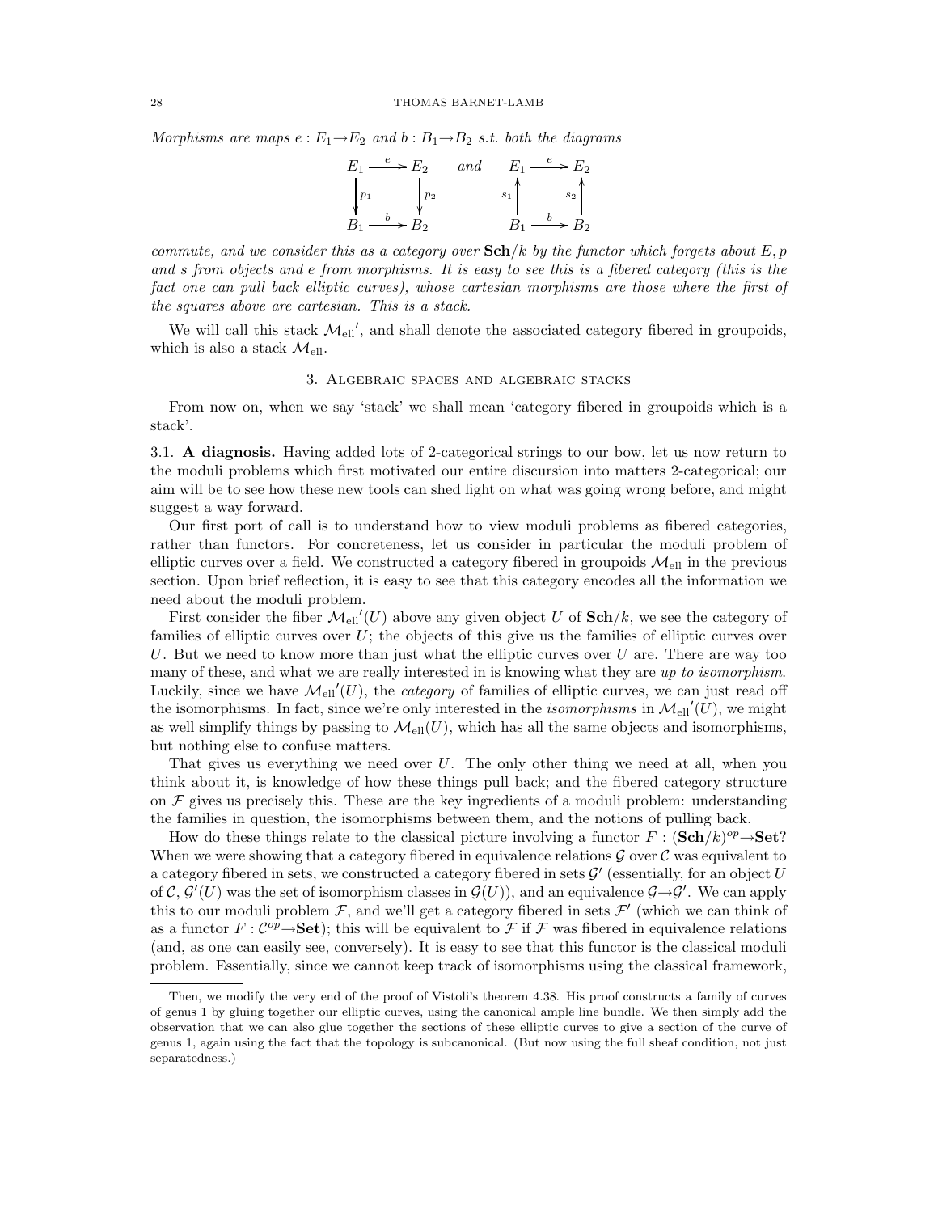*Morphisms are maps $e : E_1 \to E_2$ and $b : B_1 \to B_2$ s.t. both the diagrams*

$$\begin{array}{ccc} E_1 & \xrightarrow{e} & E_2 \\ \downarrow{\scriptstyle p_1} & & \downarrow{\scriptstyle p_2} \\ B_1 & \xrightarrow{b} & B_2 \end{array} \qquad \textit{and} \qquad \begin{array}{ccc} E_1 & \xrightarrow{e} & E_2 \\ {\scriptstyle s_1}\uparrow & & \uparrow{\scriptstyle s_2} \\ B_1 & \xrightarrow{b} & B_2 \end{array}$$

*commute, and we consider this as a category over* $\mathbf{Sch}/k$ *by the functor which forgets about* $E, p$ *and* $s$ *from objects and* $e$ *from morphisms. It is easy to see this is a fibered category (this is the fact one can pull back elliptic curves), whose cartesian morphisms are those where the first of the squares above are cartesian. This is a stack.*

We will call this stack $\mathcal{M}_{\text{ell}}{}'$, and shall denote the associated category fibered in groupoids, which is also a stack $\mathcal{M}_{\text{ell}}$.

## 3. Algebraic spaces and algebraic stacks

From now on, when we say 'stack' we shall mean 'category fibered in groupoids which is a stack'.

**3.1. A diagnosis.** Having added lots of 2-categorical strings to our bow, let us now return to the moduli problems which first motivated our entire discursion into matters 2-categorical; our aim will be to see how these new tools can shed light on what was going wrong before, and might suggest a way forward.

Our first port of call is to understand how to view moduli problems as fibered categories, rather than functors. For concreteness, let us consider in particular the moduli problem of elliptic curves over a field. We constructed a category fibered in groupoids $\mathcal{M}_{\text{ell}}$ in the previous section. Upon brief reflection, it is easy to see that this category encodes all the information we need about the moduli problem.

First consider the fiber $\mathcal{M}_{\text{ell}}{}'(U)$ above any given object $U$ of $\mathbf{Sch}/k$, we see the category of families of elliptic curves over $U$; the objects of this give us the families of elliptic curves over $U$. But we need to know more than just what the elliptic curves over $U$ are. There are way too many of these, and what we are really interested in is knowing what they are *up to isomorphism*. Luckily, since we have $\mathcal{M}_{\text{ell}}{}'(U)$, the *category* of families of elliptic curves, we can just read off the isomorphisms. In fact, since we're only interested in the *isomorphisms* in $\mathcal{M}_{\text{ell}}{}'(U)$, we might as well simplify things by passing to $\mathcal{M}_{\text{ell}}(U)$, which has all the same objects and isomorphisms, but nothing else to confuse matters.

That gives us everything we need over $U$. The only other thing we need at all, when you think about it, is knowledge of how these things pull back; and the fibered category structure on $\mathcal{F}$ gives us precisely this. These are the key ingredients of a moduli problem: understanding the families in question, the isomorphisms between them, and the notions of pulling back.

How do these things relate to the classical picture involving a functor $F : (\mathbf{Sch}/k)^{op} \to \mathbf{Set}$? When we were showing that a category fibered in equivalence relations $\mathcal{G}$ over $\mathcal{C}$ was equivalent to a category fibered in sets, we constructed a category fibered in sets $\mathcal{G}'$ (essentially, for an object $U$ of $\mathcal{C}$, $\mathcal{G}'(U)$ was the set of isomorphism classes in $\mathcal{G}(U)$), and an equivalence $\mathcal{G} \to \mathcal{G}'$. We can apply this to our moduli problem $\mathcal{F}$, and we'll get a category fibered in sets $\mathcal{F}'$ (which we can think of as a functor $F : \mathcal{C}^{op} \to \mathbf{Set}$); this will be equivalent to $\mathcal{F}$ if $\mathcal{F}$ was fibered in equivalence relations (and, as one can easily see, conversely). It is easy to see that this functor is the classical moduli problem. Essentially, since we cannot keep track of isomorphisms using the classical framework,

---

Then, we modify the very end of the proof of Vistoli's theorem 4.38. His proof constructs a family of curves of genus 1 by gluing together our elliptic curves, using the canonical ample line bundle. We then simply add the observation that we can also glue together the sections of these elliptic curves to give a section of the curve of genus 1, again using the fact that the topology is subcanonical. (But now using the full sheaf condition, not just separatedness.)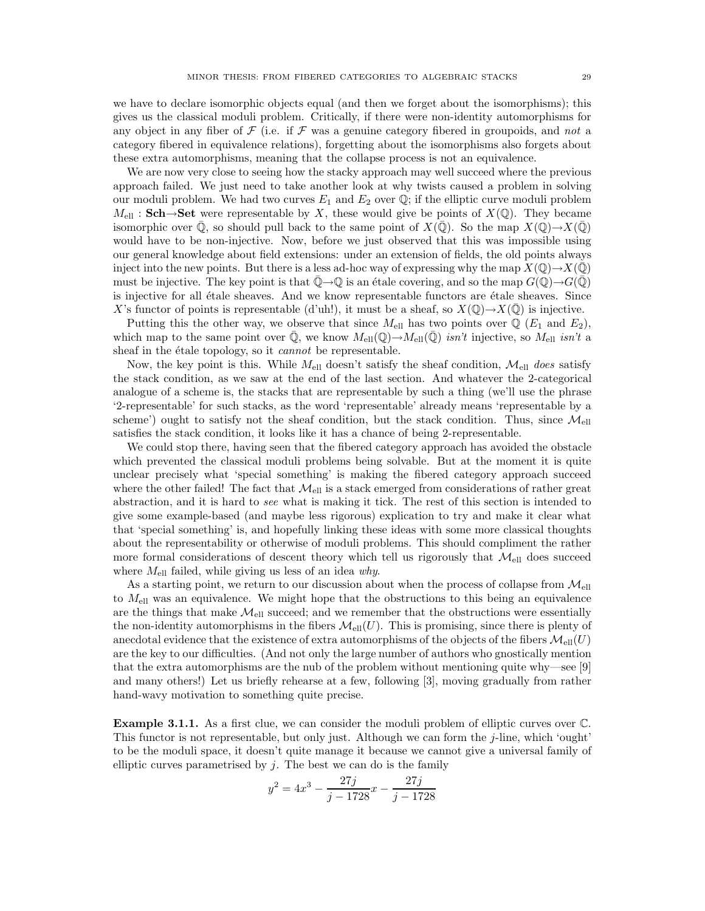we have to declare isomorphic objects equal (and then we forget about the isomorphisms); this gives us the classical moduli problem. Critically, if there were non-identity automorphisms for any object in any fiber of $\mathcal{F}$ (i.e. if $\mathcal{F}$ was a genuine category fibered in groupoids, and *not* a category fibered in equivalence relations), forgetting about the isomorphisms also forgets about these extra automorphisms, meaning that the collapse process is not an equivalence.

We are now very close to seeing how the stacky approach may well succeed where the previous approach failed. We just need to take another look at why twists caused a problem in solving our moduli problem. We had two curves $E_1$ and $E_2$ over $\mathbb{Q}$; if the elliptic curve moduli problem $M_{\text{ell}} : \mathbf{Sch} \to \mathbf{Set}$ were representable by $X$, these would give be points of $X(\mathbb{Q})$. They became isomorphic over $\bar{\mathbb{Q}}$, so should pull back to the same point of $X(\bar{\mathbb{Q}})$. So the map $X(\mathbb{Q}) \to X(\bar{\mathbb{Q}})$ would have to be non-injective. Now, before we just observed that this was impossible using our general knowledge about field extensions: under an extension of fields, the old points always inject into the new points. But there is a less ad-hoc way of expressing why the map $X(\mathbb{Q}) \to X(\bar{\mathbb{Q}})$ must be injective. The key point is that $\bar{\mathbb{Q}} \to \mathbb{Q}$ is an étale covering, and so the map $G(\mathbb{Q}) \to G(\bar{\mathbb{Q}})$ is injective for all étale sheaves. And we know representable functors are étale sheaves. Since $X$'s functor of points is representable (d'uh!), it must be a sheaf, so $X(\mathbb{Q}) \to X(\bar{\mathbb{Q}})$ is injective.

Putting this the other way, we observe that since $M_{\text{ell}}$ has two points over $\mathbb{Q}$ ($E_1$ and $E_2$), which map to the same point over $\bar{\mathbb{Q}}$, we know $M_{\text{ell}}(\mathbb{Q}) \to M_{\text{ell}}(\bar{\mathbb{Q}})$ *isn't* injective, so $M_{\text{ell}}$ *isn't* a sheaf in the étale topology, so it *cannot* be representable.

Now, the key point is this. While $M_{\text{ell}}$ doesn't satisfy the sheaf condition, $\mathcal{M}_{\text{ell}}$ *does* satisfy the stack condition, as we saw at the end of the last section. And whatever the 2-categorical analogue of a scheme is, the stacks that are representable by such a thing (we'll use the phrase '2-representable' for such stacks, as the word 'representable' already means 'representable by a scheme') ought to satisfy not the sheaf condition, but the stack condition. Thus, since $\mathcal{M}_{\text{ell}}$ satisfies the stack condition, it looks like it has a chance of being 2-representable.

We could stop there, having seen that the fibered category approach has avoided the obstacle which prevented the classical moduli problems being solvable. But at the moment it is quite unclear precisely what 'special something' is making the fibered category approach succeed where the other failed! The fact that $\mathcal{M}_{\text{ell}}$ is a stack emerged from considerations of rather great abstraction, and it is hard to *see* what is making it tick. The rest of this section is intended to give some example-based (and maybe less rigorous) explication to try and make it clear what that 'special something' is, and hopefully linking these ideas with some more classical thoughts about the representability or otherwise of moduli problems. This should compliment the rather more formal considerations of descent theory which tell us rigorously that $\mathcal{M}_{\text{ell}}$ does succeed where $M_{\text{ell}}$ failed, while giving us less of an idea *why*.

As a starting point, we return to our discussion about when the process of collapse from $\mathcal{M}_{\text{ell}}$ to $M_{\text{ell}}$ was an equivalence. We might hope that the obstructions to this being an equivalence are the things that make $\mathcal{M}_{\text{ell}}$ succeed; and we remember that the obstructions were essentially the non-identity automorphisms in the fibers $\mathcal{M}_{\text{ell}}(U)$. This is promising, since there is plenty of anecdotal evidence that the existence of extra automorphisms of the objects of the fibers $\mathcal{M}_{\text{ell}}(U)$ are the key to our difficulties. (And not only the large number of authors who gnostically mention that the extra automorphisms are the nub of the problem without mentioning quite why—see [9] and many others!) Let us briefly rehearse at a few, following [3], moving gradually from rather hand-wavy motivation to something quite precise.

**Example 3.1.1.** As a first clue, we can consider the moduli problem of elliptic curves over $\mathbb{C}$. This functor is not representable, but only just. Although we can form the $j$-line, which 'ought' to be the moduli space, it doesn't quite manage it because we cannot give a universal family of elliptic curves parametrised by $j$. The best we can do is the family

$$y^2 = 4x^3 - \frac{27j}{j - 1728}x - \frac{27j}{j - 1728}$$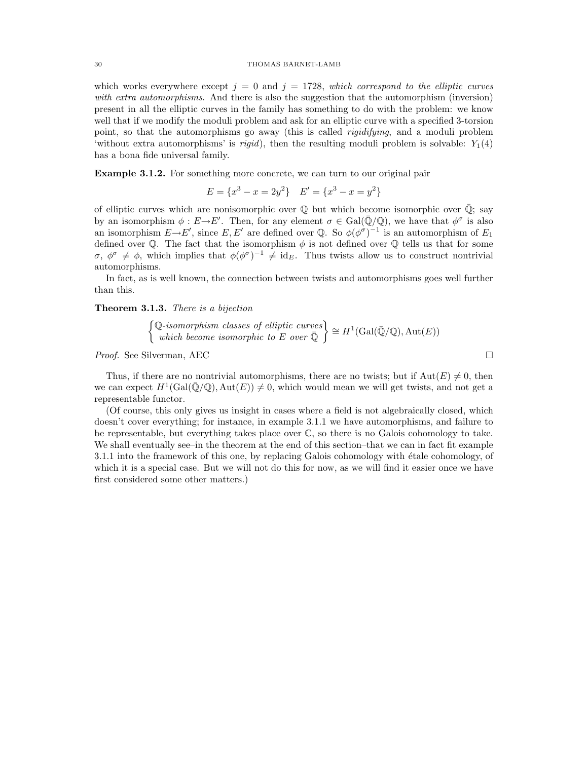which works everywhere except $j = 0$ and $j = 1728$, *which correspond to the elliptic curves with extra automorphisms*. And there is also the suggestion that the automorphism (inversion) present in all the elliptic curves in the family has something to do with the problem: we know well that if we modify the moduli problem and ask for an elliptic curve with a specified 3-torsion point, so that the automorphisms go away (this is called *rigidifying*, and a moduli problem 'without extra automorphisms' is *rigid*), then the resulting moduli problem is solvable: $Y_1(4)$ has a bona fide universal family.

**Example 3.1.2.** For something more concrete, we can turn to our original pair

$$E = \{x^3 - x = 2y^2\} \quad E' = \{x^3 - x = y^2\}$$

of elliptic curves which are nonisomorphic over $\mathbb{Q}$ but which become isomorphic over $\bar{\mathbb{Q}}$; say by an isomorphism $\phi : E \to E'$. Then, for any element $\sigma \in \mathrm{Gal}(\bar{\mathbb{Q}}/\mathbb{Q})$, we have that $\phi^\sigma$ is also an isomorphism $E \to E'$, since $E, E'$ are defined over $\mathbb{Q}$. So $\phi(\phi^\sigma)^{-1}$ is an automorphism of $E_1$ defined over $\mathbb{Q}$. The fact that the isomorphism $\phi$ is not defined over $\mathbb{Q}$ tells us that for some $\sigma$, $\phi^\sigma \neq \phi$, which implies that $\phi(\phi^\sigma)^{-1} \neq \mathrm{id}_E$. Thus twists allow us to construct nontrivial automorphisms.

In fact, as is well known, the connection between twists and automorphisms goes well further than this.

**Theorem 3.1.3.** *There is a bijection*

$$\left\{ \begin{matrix} \mathbb{Q}\text{-isomorphism classes of elliptic curves} \\ \text{which become isomorphic to } E \text{ over } \bar{\mathbb{Q}} \end{matrix} \right\} \cong H^1(\mathrm{Gal}(\bar{\mathbb{Q}}/\mathbb{Q}), \mathrm{Aut}(E))$$

*Proof.* See Silverman, AEC □

Thus, if there are no nontrivial automorphisms, there are no twists; but if $\mathrm{Aut}(E) \neq 0$, then we can expect $H^1(\mathrm{Gal}(\bar{\mathbb{Q}}/\mathbb{Q}), \mathrm{Aut}(E)) \neq 0$, which would mean we will get twists, and not get a representable functor.

(Of course, this only gives us insight in cases where a field is not algebraically closed, which doesn't cover everything; for instance, in example 3.1.1 we have automorphisms, and failure to be representable, but everything takes place over $\mathbb{C}$, so there is no Galois cohomology to take. We shall eventually see–in the theorem at the end of this section–that we can in fact fit example 3.1.1 into the framework of this one, by replacing Galois cohomology with étale cohomology, of which it is a special case. But we will not do this for now, as we will find it easier once we have first considered some other matters.)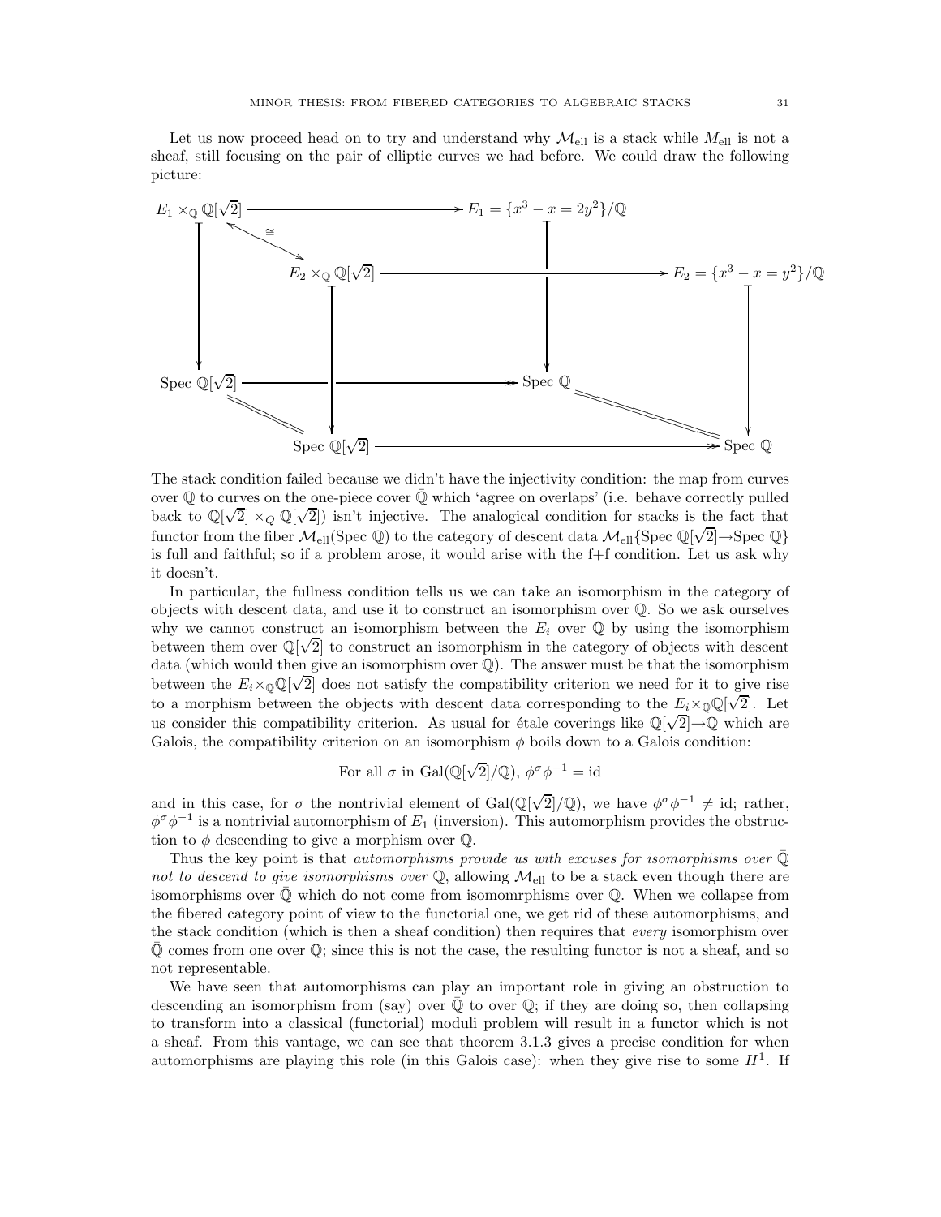Let us now proceed head on to try and understand why $\mathcal{M}_{\text{ell}}$ is a stack while $M_{\text{ell}}$ is not a sheaf, still focusing on the pair of elliptic curves we had before. We could draw the following picture:

$$
\begin{array}{ccccccc}
E_1 \times_{\mathbb{Q}} \mathbb{Q}[\sqrt{2}] & & \longrightarrow & & E_1 = \{x^3 - x = 2y^2\}/\mathbb{Q} & & \\
& \overset{\cong}{\nwarrow\!\searrow} & & & & & \\
& & E_2 \times_{\mathbb{Q}} \mathbb{Q}[\sqrt{2}] & \longrightarrow & & & E_2 = \{x^3 - x = y^2\}/\mathbb{Q} \\
\downarrow & & \downarrow & & \downarrow & & \downarrow \\
\text{Spec } \mathbb{Q}[\sqrt{2}] & & \longrightarrow & & \text{Spec } \mathbb{Q} & & \\
& = & & & & = & \\
& & \text{Spec } \mathbb{Q}[\sqrt{2}] & \longrightarrow & & & \text{Spec } \mathbb{Q}
\end{array}
$$

The stack condition failed because we didn't have the injectivity condition: the map from curves over $\mathbb{Q}$ to curves on the one-piece cover $\bar{\mathbb{Q}}$ which 'agree on overlaps' (i.e. behave correctly pulled back to $\mathbb{Q}[\sqrt{2}] \times_Q \mathbb{Q}[\sqrt{2}]$) isn't injective. The analogical condition for stacks is the fact that functor from the fiber $\mathcal{M}_{\text{ell}}(\text{Spec } \mathbb{Q})$ to the category of descent data $\mathcal{M}_{\text{ell}}\{\text{Spec } \mathbb{Q}[\sqrt{2}] \to \text{Spec } \mathbb{Q}\}$ is full and faithful; so if a problem arose, it would arise with the f+f condition. Let us ask why it doesn't.

In particular, the fullness condition tells us we can take an isomorphism in the category of objects with descent data, and use it to construct an isomorphism over $\mathbb{Q}$. So we ask ourselves why we cannot construct an isomorphism between the $E_i$ over $\mathbb{Q}$ by using the isomorphism between them over $\mathbb{Q}[\sqrt{2}]$ to construct an isomorphism in the category of objects with descent data (which would then give an isomorphism over $\mathbb{Q}$). The answer must be that the isomorphism between the $E_i \times_{\mathbb{Q}} \mathbb{Q}[\sqrt{2}]$ does not satisfy the compatibility criterion we need for it to give rise to a morphism between the objects with descent data corresponding to the $E_i \times_{\mathbb{Q}} \mathbb{Q}[\sqrt{2}]$. Let us consider this compatibility criterion. As usual for étale coverings like $\mathbb{Q}[\sqrt{2}] \to \mathbb{Q}$ which are Galois, the compatibility criterion on an isomorphism $\phi$ boils down to a Galois condition:

$$\text{For all } \sigma \text{ in } \text{Gal}(\mathbb{Q}[\sqrt{2}]/\mathbb{Q}),\ \phi^\sigma \phi^{-1} = \text{id}$$

and in this case, for $\sigma$ the nontrivial element of $\text{Gal}(\mathbb{Q}[\sqrt{2}]/\mathbb{Q})$, we have $\phi^\sigma \phi^{-1} \neq \text{id}$; rather, $\phi^\sigma \phi^{-1}$ is a nontrivial automorphism of $E_1$ (inversion). This automorphism provides the obstruction to $\phi$ descending to give a morphism over $\mathbb{Q}$.

Thus the key point is that *automorphisms provide us with excuses for isomorphisms over $\bar{\mathbb{Q}}$ not to descend to give isomorphisms over $\mathbb{Q}$*, allowing $\mathcal{M}_{\text{ell}}$ to be a stack even though there are isomorphisms over $\bar{\mathbb{Q}}$ which do not come from isomomrphisms over $\mathbb{Q}$. When we collapse from the fibered category point of view to the functorial one, we get rid of these automorphisms, and the stack condition (which is then a sheaf condition) then requires that *every* isomorphism over $\bar{\mathbb{Q}}$ comes from one over $\mathbb{Q}$; since this is not the case, the resulting functor is not a sheaf, and so not representable.

We have seen that automorphisms can play an important role in giving an obstruction to descending an isomorphism from (say) over $\bar{\mathbb{Q}}$ to over $\mathbb{Q}$; if they are doing so, then collapsing to transform into a classical (functorial) moduli problem will result in a functor which is not a sheaf. From this vantage, we can see that theorem 3.1.3 gives a precise condition for when automorphisms are playing this role (in this Galois case): when they give rise to some $H^1$. If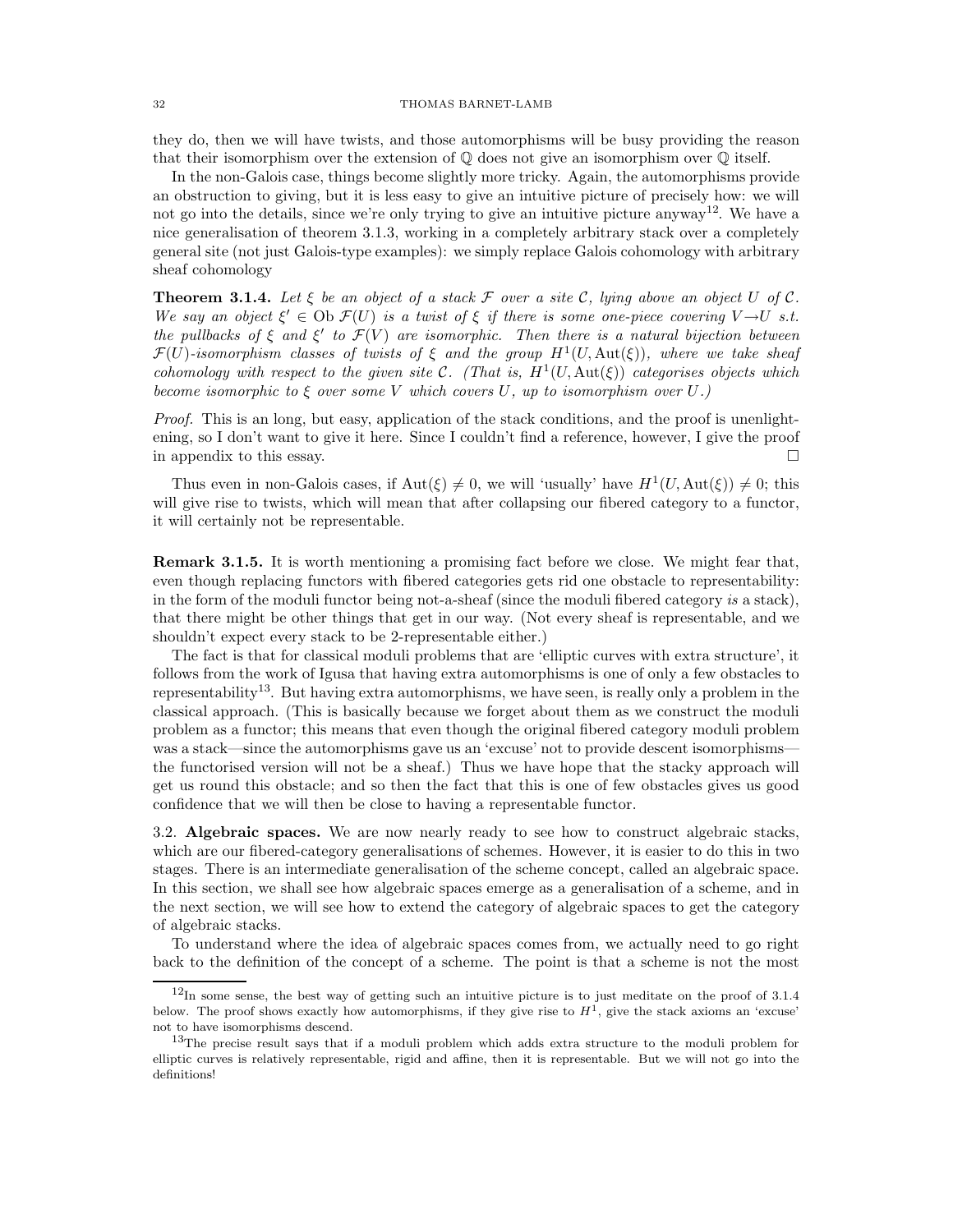they do, then we will have twists, and those automorphisms will be busy providing the reason that their isomorphism over the extension of $\mathbb{Q}$ does not give an isomorphism over $\mathbb{Q}$ itself.

In the non-Galois case, things become slightly more tricky. Again, the automorphisms provide an obstruction to giving, but it is less easy to give an intuitive picture of precisely how: we will not go into the details, since we're only trying to give an intuitive picture anyway[12]. We have a nice generalisation of theorem 3.1.3, working in a completely arbitrary stack over a completely general site (not just Galois-type examples): we simply replace Galois cohomology with arbitrary sheaf cohomology

**Theorem 3.1.4.** *Let $\xi$ be an object of a stack $\mathcal{F}$ over a site $\mathcal{C}$, lying above an object $U$ of $\mathcal{C}$. We say an object $\xi' \in \mathrm{Ob}\ \mathcal{F}(U)$ is a twist of $\xi$ if there is some one-piece covering $V \to U$ s.t. the pullbacks of $\xi$ and $\xi'$ to $\mathcal{F}(V)$ are isomorphic. Then there is a natural bijection between $\mathcal{F}(U)$-isomorphism classes of twists of $\xi$ and the group $H^1(U, \mathrm{Aut}(\xi))$, where we take sheaf cohomology with respect to the given site $\mathcal{C}$. (That is, $H^1(U, \mathrm{Aut}(\xi))$ categorises objects which become isomorphic to $\xi$ over some $V$ which covers $U$, up to isomorphism over $U$.)*

*Proof.* This is an long, but easy, application of the stack conditions, and the proof is unenlightening, so I don't want to give it here. Since I couldn't find a reference, however, I give the proof in appendix to this essay. □

Thus even in non-Galois cases, if $\mathrm{Aut}(\xi) \neq 0$, we will 'usually' have $H^1(U, \mathrm{Aut}(\xi)) \neq 0$; this will give rise to twists, which will mean that after collapsing our fibered category to a functor, it will certainly not be representable.

**Remark 3.1.5.** It is worth mentioning a promising fact before we close. We might fear that, even though replacing functors with fibered categories gets rid one obstacle to representability: in the form of the moduli functor being not-a-sheaf (since the moduli fibered category *is* a stack), that there might be other things that get in our way. (Not every sheaf is representable, and we shouldn't expect every stack to be 2-representable either.)

The fact is that for classical moduli problems that are 'elliptic curves with extra structure', it follows from the work of Igusa that having extra automorphisms is one of only a few obstacles to representability[13]. But having extra automorphisms, we have seen, is really only a problem in the classical approach. (This is basically because we forget about them as we construct the moduli problem as a functor; this means that even though the original fibered category moduli problem was a stack—since the automorphisms gave us an 'excuse' not to provide descent isomorphisms—the functorised version will not be a sheaf.) Thus we have hope that the stacky approach will get us round this obstacle; and so then the fact that this is one of few obstacles gives us good confidence that we will then be close to having a representable functor.

## 3.2. Algebraic spaces.

We are now nearly ready to see how to construct algebraic stacks, which are our fibered-category generalisations of schemes. However, it is easier to do this in two stages. There is an intermediate generalisation of the scheme concept, called an algebraic space. In this section, we shall see how algebraic spaces emerge as a generalisation of a scheme, and in the next section, we will see how to extend the category of algebraic spaces to get the category of algebraic stacks.

To understand where the idea of algebraic spaces comes from, we actually need to go right back to the definition of the concept of a scheme. The point is that a scheme is not the most

[12] In some sense, the best way of getting such an intuitive picture is to just meditate on the proof of 3.1.4 below. The proof shows exactly how automorphisms, if they give rise to $H^1$, give the stack axioms an 'excuse' not to have isomorphisms descend.

[13] The precise result says that if a moduli problem which adds extra structure to the moduli problem for elliptic curves is relatively representable, rigid and affine, then it is representable. But we will not go into the definitions!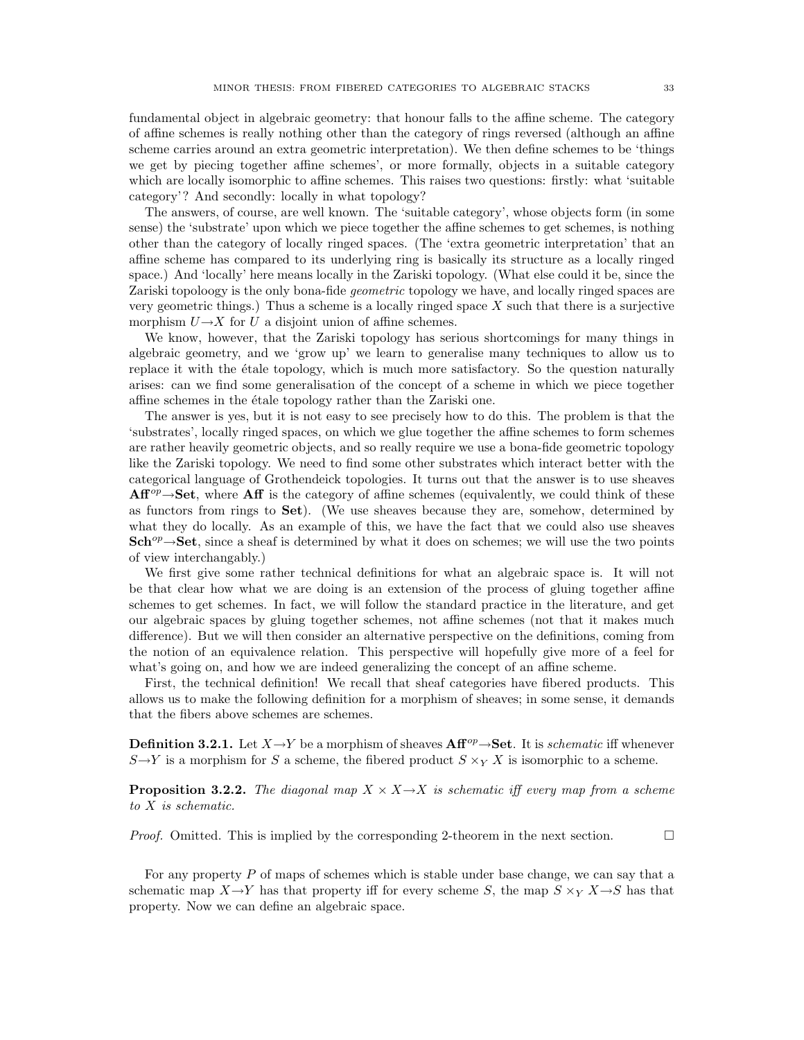fundamental object in algebraic geometry: that honour falls to the affine scheme. The category of affine schemes is really nothing other than the category of rings reversed (although an affine scheme carries around an extra geometric interpretation). We then define schemes to be 'things we get by piecing together affine schemes', or more formally, objects in a suitable category which are locally isomorphic to affine schemes. This raises two questions: firstly: what 'suitable category'? And secondly: locally in what topology?

The answers, of course, are well known. The 'suitable category', whose objects form (in some sense) the 'substrate' upon which we piece together the affine schemes to get schemes, is nothing other than the category of locally ringed spaces. (The 'extra geometric interpretation' that an affine scheme has compared to its underlying ring is basically its structure as a locally ringed space.) And 'locally' here means locally in the Zariski topology. (What else could it be, since the Zariski topoloogy is the only bona-fide *geometric* topology we have, and locally ringed spaces are very geometric things.) Thus a scheme is a locally ringed space $X$ such that there is a surjective morphism $U \to X$ for $U$ a disjoint union of affine schemes.

We know, however, that the Zariski topology has serious shortcomings for many things in algebraic geometry, and we 'grow up' we learn to generalise many techniques to allow us to replace it with the étale topology, which is much more satisfactory. So the question naturally arises: can we find some generalisation of the concept of a scheme in which we piece together affine schemes in the étale topology rather than the Zariski one.

The answer is yes, but it is not easy to see precisely how to do this. The problem is that the 'substrates', locally ringed spaces, on which we glue together the affine schemes to form schemes are rather heavily geometric objects, and so really require we use a bona-fide geometric topology like the Zariski topology. We need to find some other substrates which interact better with the categorical language of Grothendeick topologies. It turns out that the answer is to use sheaves $\mathbf{Aff}^{op} \to \mathbf{Set}$, where $\mathbf{Aff}$ is the category of affine schemes (equivalently, we could think of these as functors from rings to $\mathbf{Set}$). (We use sheaves because they are, somehow, determined by what they do locally. As an example of this, we have the fact that we could also use sheaves $\mathbf{Sch}^{op} \to \mathbf{Set}$, since a sheaf is determined by what it does on schemes; we will use the two points of view interchangably.)

We first give some rather technical definitions for what an algebraic space is. It will not be that clear how what we are doing is an extension of the process of gluing together affine schemes to get schemes. In fact, we will follow the standard practice in the literature, and get our algebraic spaces by gluing together schemes, not affine schemes (not that it makes much difference). But we will then consider an alternative perspective on the definitions, coming from the notion of an equivalence relation. This perspective will hopefully give more of a feel for what's going on, and how we are indeed generalizing the concept of an affine scheme.

First, the technical definition! We recall that sheaf categories have fibered products. This allows us to make the following definition for a morphism of sheaves; in some sense, it demands that the fibers above schemes are schemes.

**Definition 3.2.1.** Let $X \to Y$ be a morphism of sheaves $\mathbf{Aff}^{op} \to \mathbf{Set}$. It is *schematic* iff whenever $S \to Y$ is a morphism for $S$ a scheme, the fibered product $S \times_Y X$ is isomorphic to a scheme.

**Proposition 3.2.2.** *The diagonal map $X \times X \to X$ is schematic iff every map from a scheme to $X$ is schematic.*

*Proof.* Omitted. This is implied by the corresponding 2-theorem in the next section. □

For any property $P$ of maps of schemes which is stable under base change, we can say that a schematic map $X \to Y$ has that property iff for every scheme $S$, the map $S \times_Y X \to S$ has that property. Now we can define an algebraic space.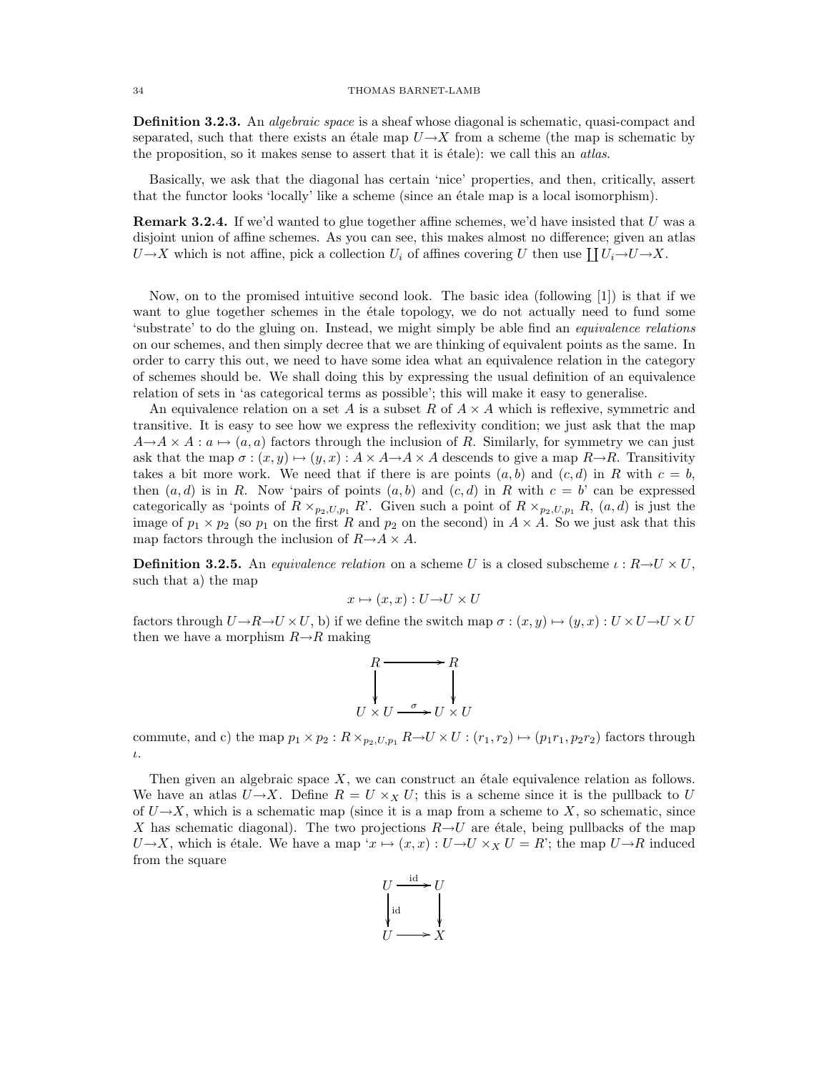**Definition 3.2.3.** An *algebraic space* is a sheaf whose diagonal is schematic, quasi-compact and separated, such that there exists an étale map $U \to X$ from a scheme (the map is schematic by the proposition, so it makes sense to assert that it is étale): we call this an *atlas*.

Basically, we ask that the diagonal has certain 'nice' properties, and then, critically, assert that the functor looks 'locally' like a scheme (since an étale map is a local isomorphism).

**Remark 3.2.4.** If we'd wanted to glue together affine schemes, we'd have insisted that $U$ was a disjoint union of affine schemes. As you can see, this makes almost no difference; given an atlas $U \to X$ which is not affine, pick a collection $U_i$ of affines covering $U$ then use $\coprod U_i \to U \to X$.

Now, on to the promised intuitive second look. The basic idea (following [1]) is that if we want to glue together schemes in the étale topology, we do not actually need to fund some 'substrate' to do the gluing on. Instead, we might simply be able find an *equivalence relations* on our schemes, and then simply decree that we are thinking of equivalent points as the same. In order to carry this out, we need to have some idea what an equivalence relation in the category of schemes should be. We shall doing this by expressing the usual definition of an equivalence relation of sets in 'as categorical terms as possible'; this will make it easy to generalise.

An equivalence relation on a set $A$ is a subset $R$ of $A \times A$ which is reflexive, symmetric and transitive. It is easy to see how we express the reflexivity condition; we just ask that the map $A \to A \times A : a \mapsto (a, a)$ factors through the inclusion of $R$. Similarly, for symmetry we can just ask that the map $\sigma : (x, y) \mapsto (y, x) : A \times A \to A \times A$ descends to give a map $R \to R$. Transitivity takes a bit more work. We need that if there is are points $(a, b)$ and $(c, d)$ in $R$ with $c = b$, then $(a, d)$ is in $R$. Now 'pairs of points $(a, b)$ and $(c, d)$ in $R$ with $c = b$' can be expressed categorically as 'points of $R \times_{p_2, U, p_1} R$'. Given such a point of $R \times_{p_2, U, p_1} R$, $(a, d)$ is just the image of $p_1 \times p_2$ (so $p_1$ on the first $R$ and $p_2$ on the second) in $A \times A$. So we just ask that this map factors through the inclusion of $R \to A \times A$.

**Definition 3.2.5.** An *equivalence relation* on a scheme $U$ is a closed subscheme $\iota : R \to U \times U$, such that a) the map

$$x \mapsto (x, x) : U \to U \times U$$

factors through $U \to R \to U \times U$, b) if we define the switch map $\sigma : (x, y) \mapsto (y, x) : U \times U \to U \times U$ then we have a morphism $R \to R$ making

$$\begin{array}{ccc} R & \longrightarrow & R \\ \downarrow & & \downarrow \\ U \times U & \xrightarrow{\sigma} & U \times U \end{array}$$

commute, and c) the map $p_1 \times p_2 : R \times_{p_2, U, p_1} R \to U \times U : (r_1, r_2) \mapsto (p_1 r_1, p_2 r_2)$ factors through $\iota$.

Then given an algebraic space $X$, we can construct an étale equivalence relation as follows. We have an atlas $U \to X$. Define $R = U \times_X U$; this is a scheme since it is the pullback to $U$ of $U \to X$, which is a schematic map (since it is a map from a scheme to $X$, so schematic, since $X$ has schematic diagonal). The two projections $R \to U$ are étale, being pullbacks of the map $U \to X$, which is étale. We have a map '$x \mapsto (x, x) : U \to U \times_X U = R$'; the map $U \to R$ induced from the square

$$\begin{array}{ccc} U & \xrightarrow{\text{id}} & U \\ \downarrow{\scriptstyle \text{id}} & & \downarrow \\ U & \longrightarrow & X \end{array}$$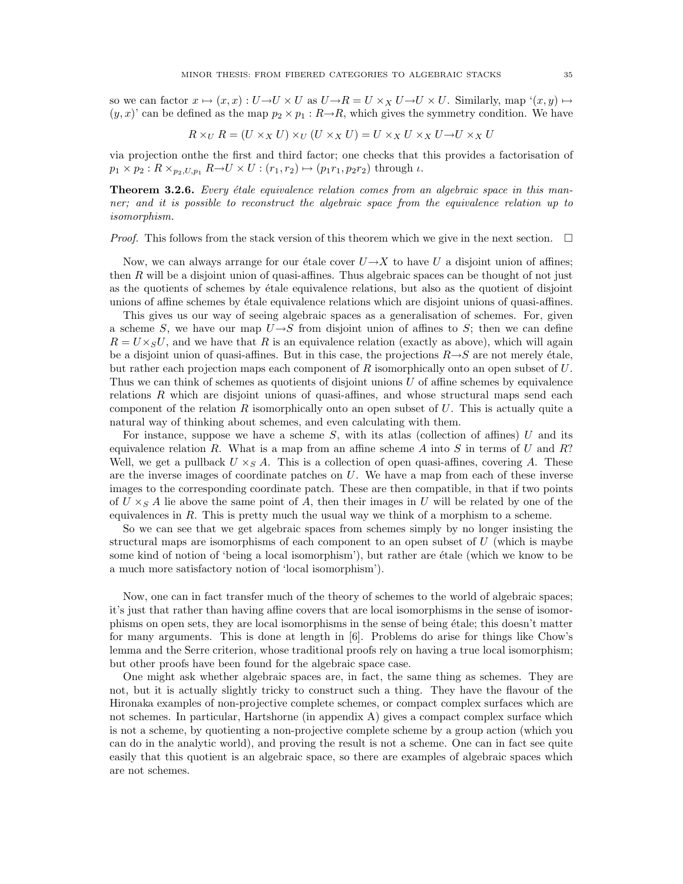so we can factor $x \mapsto (x, x) : U \to U \times U$ as $U \to R = U \times_X U \to U \times U$. Similarly, map '$(x, y) \mapsto (y, x)$' can be defined as the map $p_2 \times p_1 : R \to R$, which gives the symmetry condition. We have

$$R \times_U R = (U \times_X U) \times_U (U \times_X U) = U \times_X U \times_X U \to U \times_X U$$

via projection onthe the first and third factor; one checks that this provides a factorisation of $p_1 \times p_2 : R \times_{p_2, U, p_1} R \to U \times U : (r_1, r_2) \mapsto (p_1 r_1, p_2 r_2)$ through $\iota$.

**Theorem 3.2.6.** *Every étale equivalence relation comes from an algebraic space in this manner; and it is possible to reconstruct the algebraic space from the equivalence relation up to isomorphism.*

*Proof.* This follows from the stack version of this theorem which we give in the next section. □

Now, we can always arrange for our étale cover $U \to X$ to have $U$ a disjoint union of affines; then $R$ will be a disjoint union of quasi-affines. Thus algebraic spaces can be thought of not just as the quotients of schemes by étale equivalence relations, but also as the quotient of disjoint unions of affine schemes by étale equivalence relations which are disjoint unions of quasi-affines.

This gives us our way of seeing algebraic spaces as a generalisation of schemes. For, given a scheme $S$, we have our map $U \to S$ from disjoint union of affines to $S$; then we can define $R = U \times_S U$, and we have that $R$ is an equivalence relation (exactly as above), which will again be a disjoint union of quasi-affines. But in this case, the projections $R \to S$ are not merely étale, but rather each projection maps each component of $R$ isomorphically onto an open subset of $U$. Thus we can think of schemes as quotients of disjoint unions $U$ of affine schemes by equivalence relations $R$ which are disjoint unions of quasi-affines, and whose structural maps send each component of the relation $R$ isomorphically onto an open subset of $U$. This is actually quite a natural way of thinking about schemes, and even calculating with them.

For instance, suppose we have a scheme $S$, with its atlas (collection of affines) $U$ and its equivalence relation $R$. What is a map from an affine scheme $A$ into $S$ in terms of $U$ and $R$? Well, we get a pullback $U \times_S A$. This is a collection of open quasi-affines, covering $A$. These are the inverse images of coordinate patches on $U$. We have a map from each of these inverse images to the corresponding coordinate patch. These are then compatible, in that if two points of $U \times_S A$ lie above the same point of $A$, then their images in $U$ will be related by one of the equivalences in $R$. This is pretty much the usual way we think of a morphism to a scheme.

So we can see that we get algebraic spaces from schemes simply by no longer insisting the structural maps are isomorphisms of each component to an open subset of $U$ (which is maybe some kind of notion of 'being a local isomorphism'), but rather are étale (which we know to be a much more satisfactory notion of 'local isomorphism').

Now, one can in fact transfer much of the theory of schemes to the world of algebraic spaces; it's just that rather than having affine covers that are local isomorphisms in the sense of isomorphisms on open sets, they are local isomorphisms in the sense of being étale; this doesn't matter for many arguments. This is done at length in [6]. Problems do arise for things like Chow's lemma and the Serre criterion, whose traditional proofs rely on having a true local isomorphism; but other proofs have been found for the algebraic space case.

One might ask whether algebraic spaces are, in fact, the same thing as schemes. They are not, but it is actually slightly tricky to construct such a thing. They have the flavour of the Hironaka examples of non-projective complete schemes, or compact complex surfaces which are not schemes. In particular, Hartshorne (in appendix A) gives a compact complex surface which is not a scheme, by quotienting a non-projective complete scheme by a group action (which you can do in the analytic world), and proving the result is not a scheme. One can in fact see quite easily that this quotient is an algebraic space, so there are examples of algebraic spaces which are not schemes.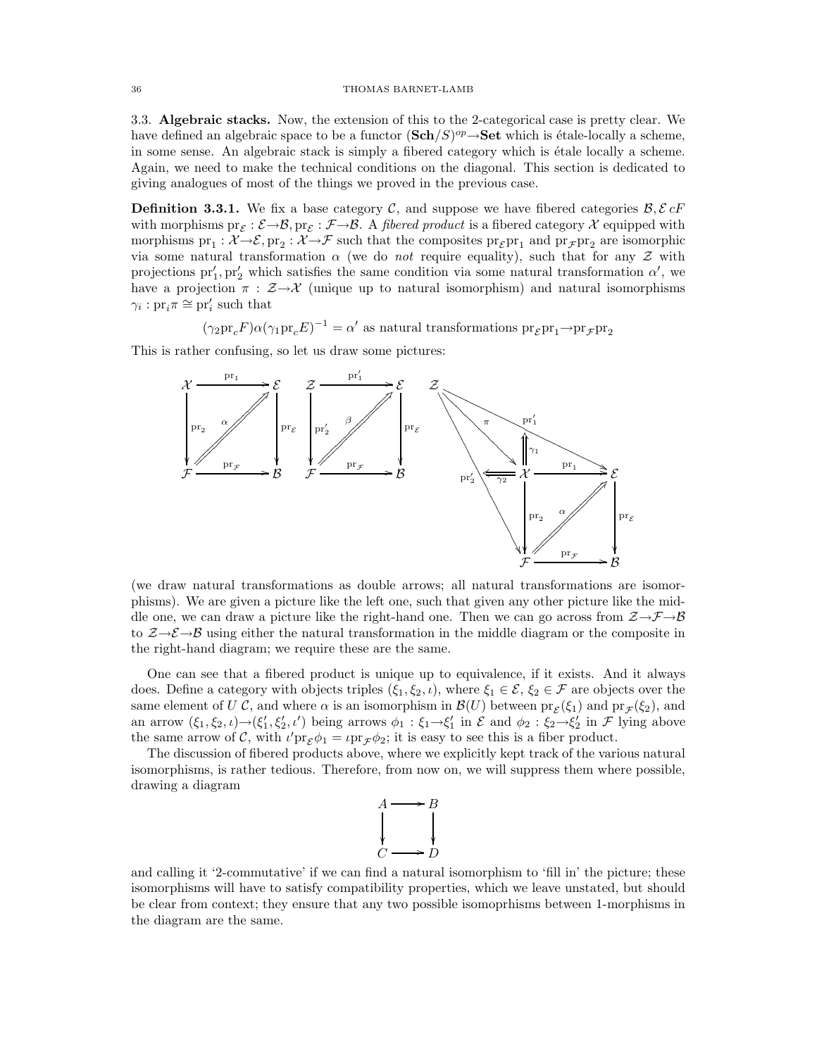### 3.3. Algebraic stacks.

Now, the extension of this to the 2-categorical case is pretty clear. We have defined an algebraic space to be a functor $(\mathbf{Sch}/S)^{op} \to \mathbf{Set}$ which is étale-locally a scheme, in some sense. An algebraic stack is simply a fibered category which is étale locally a scheme. Again, we need to make the technical conditions on the diagonal. This section is dedicated to giving analogues of most of the things we proved in the previous case.

**Definition 3.3.1.** We fix a base category $\mathcal{C}$, and suppose we have fibered categories $\mathcal{B}, \mathcal{E}\, cF$ with morphisms $\mathrm{pr}_{\mathcal{E}} : \mathcal{E} \to \mathcal{B}, \mathrm{pr}_{\mathcal{E}} : \mathcal{F} \to \mathcal{B}$. A *fibered product* is a fibered category $\mathcal{X}$ equipped with morphisms $\mathrm{pr}_1 : \mathcal{X} \to \mathcal{E}, \mathrm{pr}_2 : \mathcal{X} \to \mathcal{F}$ such that the composites $\mathrm{pr}_{\mathcal{E}}\mathrm{pr}_1$ and $\mathrm{pr}_{\mathcal{F}}\mathrm{pr}_2$ are isomorphic via some natural transformation $\alpha$ (we do *not* require equality), such that for any $\mathcal{Z}$ with projections $\mathrm{pr}'_1, \mathrm{pr}'_2$ which satisfies the same condition via some natural transformation $\alpha'$, we have a projection $\pi : \mathcal{Z} \to \mathcal{X}$ (unique up to natural isomorphism) and natural isomorphisms $\gamma_i : \mathrm{pr}_i \pi \cong \mathrm{pr}'_i$ such that

$$(\gamma_2 \mathrm{pr}_c F)\alpha(\gamma_1 \mathrm{pr}_c E)^{-1} = \alpha' \text{ as natural transformations } \mathrm{pr}_{\mathcal{E}}\mathrm{pr}_1 \to \mathrm{pr}_{\mathcal{F}}\mathrm{pr}_2$$

This is rather confusing, so let us draw some pictures:

$$
\begin{array}{ccc}
\mathcal{X} & \xrightarrow{\mathrm{pr}_1} & \mathcal{E} \\
{\scriptstyle \mathrm{pr}_2}\downarrow & \overset{\alpha}{\nearrow\!\!\!\!\nearrow} & \downarrow{\scriptstyle \mathrm{pr}_{\mathcal{E}}} \\
\mathcal{F} & \xrightarrow{\mathrm{pr}_{\mathcal{F}}} & \mathcal{B}
\end{array}
\qquad
\begin{array}{ccc}
\mathcal{Z} & \xrightarrow{\mathrm{pr}'_1} & \mathcal{E} \\
{\scriptstyle \mathrm{pr}'_2}\downarrow & \overset{\beta}{\nearrow\!\!\!\!\nearrow} & \downarrow{\scriptstyle \mathrm{pr}_{\mathcal{E}}} \\
\mathcal{F} & \xrightarrow{\mathrm{pr}_{\mathcal{F}}} & \mathcal{B}
\end{array}
$$

(right-hand diagram: $\mathcal{Z}$ with $\pi : \mathcal{Z} \to \mathcal{X}$, $\mathrm{pr}'_1 : \mathcal{Z} \to \mathcal{E}$, $\mathrm{pr}'_2 : \mathcal{Z} \to \mathcal{F}$, 2-cells $\gamma_1$, $\gamma_2$, and the square $\mathcal{X} \xrightarrow{\mathrm{pr}_1} \mathcal{E}$, $\mathcal{X} \xrightarrow{\mathrm{pr}_2} \mathcal{F}$, $\mathcal{E} \xrightarrow{\mathrm{pr}_{\mathcal{E}}} \mathcal{B}$, $\mathcal{F} \xrightarrow{\mathrm{pr}_{\mathcal{F}}} \mathcal{B}$ filled by $\alpha$)

(we draw natural transformations as double arrows; all natural transformations are isomorphisms). We are given a picture like the left one, such that given any other picture like the middle one, we can draw a picture like the right-hand one. Then we can go across from $\mathcal{Z} \to \mathcal{F} \to \mathcal{B}$ to $\mathcal{Z} \to \mathcal{E} \to \mathcal{B}$ using either the natural transformation in the middle diagram or the composite in the right-hand diagram; we require these are the same.

One can see that a fibered product is unique up to equivalence, if it exists. And it always does. Define a category with objects triples $(\xi_1, \xi_2, \iota)$, where $\xi_1 \in \mathcal{E}$, $\xi_2 \in \mathcal{F}$ are objects over the same element of $U\ \mathcal{C}$, and where $\alpha$ is an isomorphism in $\mathcal{B}(U)$ between $\mathrm{pr}_{\mathcal{E}}(\xi_1)$ and $\mathrm{pr}_{\mathcal{F}}(\xi_2)$, and an arrow $(\xi_1, \xi_2, \iota) \to (\xi'_1, \xi'_2, \iota')$ being arrows $\phi_1 : \xi_1 \to \xi'_1$ in $\mathcal{E}$ and $\phi_2 : \xi_2 \to \xi'_2$ in $\mathcal{F}$ lying above the same arrow of $\mathcal{C}$, with $\iota' \mathrm{pr}_{\mathcal{E}} \phi_1 = \iota \mathrm{pr}_{\mathcal{F}} \phi_2$; it is easy to see this is a fiber product.

The discussion of fibered products above, where we explicitly kept track of the various natural isomorphisms, is rather tedious. Therefore, from now on, we will suppress them where possible, drawing a diagram

$$
\begin{array}{ccc}
A & \longrightarrow & B \\
\downarrow & & \downarrow \\
C & \longrightarrow & D
\end{array}
$$

and calling it '2-commutative' if we can find a natural isomorphism to 'fill in' the picture; these isomorphisms will have to satisfy compatibility properties, which we leave unstated, but should be clear from context; they ensure that any two possible isomoprhisms between 1-morphisms in the diagram are the same.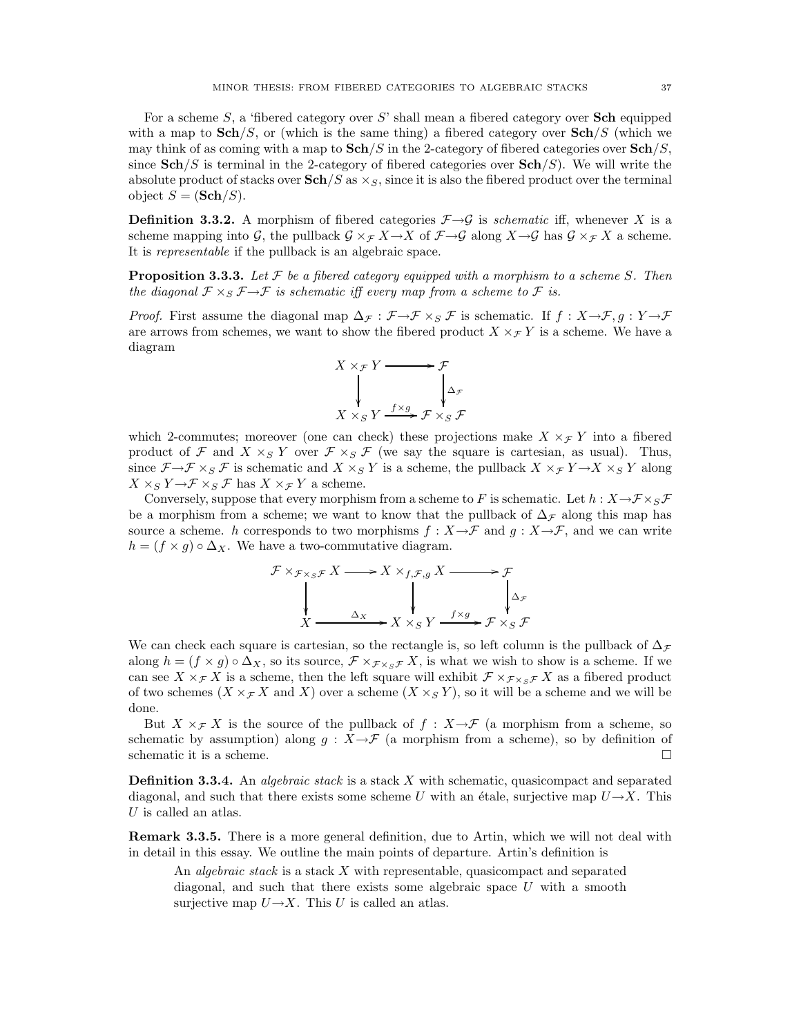For a scheme $S$, a 'fibered category over $S$' shall mean a fibered category over **Sch** equipped with a map to $\mathbf{Sch}/S$, or (which is the same thing) a fibered category over $\mathbf{Sch}/S$ (which we may think of as coming with a map to $\mathbf{Sch}/S$ in the 2-category of fibered categories over $\mathbf{Sch}/S$, since $\mathbf{Sch}/S$ is terminal in the 2-category of fibered categories over $\mathbf{Sch}/S$). We will write the absolute product of stacks over $\mathbf{Sch}/S$ as $\times_S$, since it is also the fibered product over the terminal object $S = (\mathbf{Sch}/S)$.

**Definition 3.3.2.** A morphism of fibered categories $\mathcal{F} \to \mathcal{G}$ is *schematic* iff, whenever $X$ is a scheme mapping into $\mathcal{G}$, the pullback $\mathcal{G} \times_{\mathcal{F}} X \to X$ of $\mathcal{F} \to \mathcal{G}$ along $X \to \mathcal{G}$ has $\mathcal{G} \times_{\mathcal{F}} X$ a scheme. It is *representable* if the pullback is an algebraic space.

**Proposition 3.3.3.** *Let $\mathcal{F}$ be a fibered category equipped with a morphism to a scheme $S$. Then the diagonal $\mathcal{F} \times_S \mathcal{F} \to \mathcal{F}$ is schematic iff every map from a scheme to $\mathcal{F}$ is.*

*Proof.* First assume the diagonal map $\Delta_{\mathcal{F}} : \mathcal{F} \to \mathcal{F} \times_S \mathcal{F}$ is schematic. If $f : X \to \mathcal{F}, g : Y \to \mathcal{F}$ are arrows from schemes, we want to show the fibered product $X \times_{\mathcal{F}} Y$ is a scheme. We have a diagram

$$\begin{array}{ccc} X \times_{\mathcal{F}} Y & \longrightarrow & \mathcal{F} \\ \big\downarrow & & \big\downarrow \Delta_{\mathcal{F}} \\ X \times_S Y & \xrightarrow{f \times g} & \mathcal{F} \times_S \mathcal{F} \end{array}$$

which 2-commutes; moreover (one can check) these projections make $X \times_{\mathcal{F}} Y$ into a fibered product of $\mathcal{F}$ and $X \times_S Y$ over $\mathcal{F} \times_S \mathcal{F}$ (we say the square is cartesian, as usual). Thus, since $\mathcal{F} \to \mathcal{F} \times_S \mathcal{F}$ is schematic and $X \times_S Y$ is a scheme, the pullback $X \times_{\mathcal{F}} Y \to X \times_S Y$ along $X \times_S Y \to \mathcal{F} \times_S \mathcal{F}$ has $X \times_{\mathcal{F}} Y$ a scheme.

Conversely, suppose that every morphism from a scheme to $F$ is schematic. Let $h : X \to \mathcal{F} \times_S \mathcal{F}$ be a morphism from a scheme; we want to know that the pullback of $\Delta_{\mathcal{F}}$ along this map has source a scheme. $h$ corresponds to two morphisms $f : X \to \mathcal{F}$ and $g : X \to \mathcal{F}$, and we can write $h = (f \times g) \circ \Delta_X$. We have a two-commutative diagram.

$$\begin{array}{ccccc} \mathcal{F} \times_{\mathcal{F} \times_S \mathcal{F}} X & \longrightarrow & X \times_{f,\mathcal{F},g} X & \longrightarrow & \mathcal{F} \\ \big\downarrow & & \big\downarrow & & \big\downarrow \Delta_{\mathcal{F}} \\ X & \xrightarrow{\Delta_X} & X \times_S Y & \xrightarrow{f \times g} & \mathcal{F} \times_S \mathcal{F} \end{array}$$

We can check each square is cartesian, so the rectangle is, so left column is the pullback of $\Delta_{\mathcal{F}}$ along $h = (f \times g) \circ \Delta_X$, so its source, $\mathcal{F} \times_{\mathcal{F} \times_S \mathcal{F}} X$, is what we wish to show is a scheme. If we can see $X \times_{\mathcal{F}} X$ is a scheme, then the left square will exhibit $\mathcal{F} \times_{\mathcal{F} \times_S \mathcal{F}} X$ as a fibered product of two schemes ($X \times_{\mathcal{F}} X$ and $X$) over a scheme ($X \times_S Y$), so it will be a scheme and we will be done.

But $X \times_{\mathcal{F}} X$ is the source of the pullback of $f : X \to \mathcal{F}$ (a morphism from a scheme, so schematic by assumption) along $g : X \to \mathcal{F}$ (a morphism from a scheme), so by definition of schematic it is a scheme. $\square$

**Definition 3.3.4.** An *algebraic stack* is a stack $X$ with schematic, quasicompact and separated diagonal, and such that there exists some scheme $U$ with an étale, surjective map $U \to X$. This $U$ is called an atlas.

**Remark 3.3.5.** There is a more general definition, due to Artin, which we will not deal with in detail in this essay. We outline the main points of departure. Artin's definition is

> An *algebraic stack* is a stack $X$ with representable, quasicompact and separated diagonal, and such that there exists some algebraic space $U$ with a smooth surjective map $U \to X$. This $U$ is called an atlas.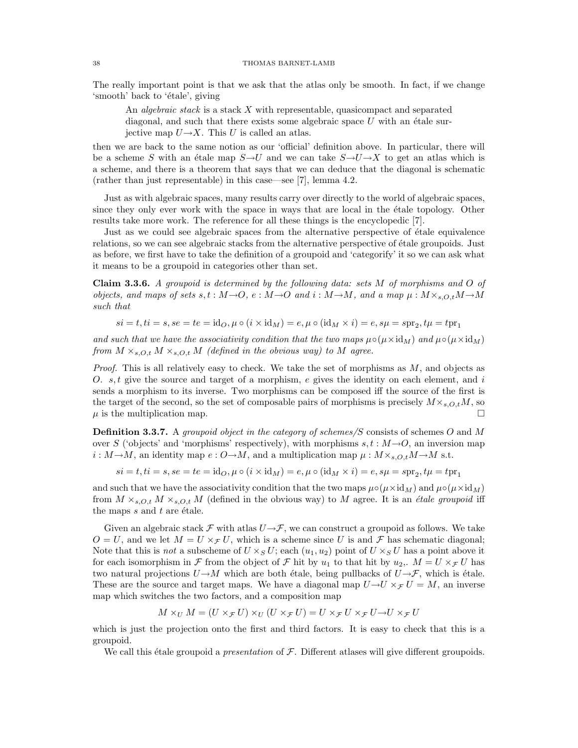The really important point is that we ask that the atlas only be smooth. In fact, if we change 'smooth' back to 'étale', giving

> An *algebraic stack* is a stack $X$ with representable, quasicompact and separated diagonal, and such that there exists some algebraic space $U$ with an étale surjective map $U \to X$. This $U$ is called an atlas.

then we are back to the same notion as our 'official' definition above. In particular, there will be a scheme $S$ with an étale map $S \to U$ and we can take $S \to U \to X$ to get an atlas which is a scheme, and there is a theorem that says that we can deduce that the diagonal is schematic (rather than just representable) in this case—see [7], lemma 4.2.

Just as with algebraic spaces, many results carry over directly to the world of algebraic spaces, since they only ever work with the space in ways that are local in the étale topology. Other results take more work. The reference for all these things is the encyclopedic [7].

Just as we could see algebraic spaces from the alternative perspective of étale equivalence relations, so we can see algebraic stacks from the alternative perspective of étale groupoids. Just as before, we first have to take the definition of a groupoid and 'categorify' it so we can ask what it means to be a groupoid in categories other than set.

**Claim 3.3.6.** *A groupoid is determined by the following data: sets $M$ of morphisms and $O$ of objects, and maps of sets $s, t : M \to O$, $e : M \to O$ and $i : M \to M$, and a map $\mu : M \times_{s,O,t} M \to M$ such that*

$$si = t, ti = s, se = te = \mathrm{id}_O, \mu \circ (i \times \mathrm{id}_M) = e, \mu \circ (\mathrm{id}_M \times i) = e, s\mu = s\mathrm{pr}_2, t\mu = t\mathrm{pr}_1$$

*and such that we have the associativity condition that the two maps $\mu \circ (\mu \times \mathrm{id}_M)$ and $\mu \circ (\mu \times \mathrm{id}_M)$ from $M \times_{s,O,t} M \times_{s,O,t} M$ (defined in the obvious way) to $M$ agree.*

*Proof.* This is all relatively easy to check. We take the set of morphisms as $M$, and objects as $O$. $s, t$ give the source and target of a morphism, $e$ gives the identity on each element, and $i$ sends a morphism to its inverse. Two morphisms can be composed iff the source of the first is the target of the second, so the set of composable pairs of morphisms is precisely $M \times_{s,O,t} M$, so $\mu$ is the multiplication map. □

**Definition 3.3.7.** A *groupoid object in the category of schemes/S* consists of schemes $O$ and $M$ over $S$ ('objects' and 'morphisms' respectively), with morphisms $s, t : M \to O$, an inversion map $i : M \to M$, an identity map $e : O \to M$, and a multiplication map $\mu : M \times_{s,O,t} M \to M$ s.t.

$$si = t, ti = s, se = te = \mathrm{id}_O, \mu \circ (i \times \mathrm{id}_M) = e, \mu \circ (\mathrm{id}_M \times i) = e, s\mu = s\mathrm{pr}_2, t\mu = t\mathrm{pr}_1$$

and such that we have the associativity condition that the two maps $\mu \circ (\mu \times \mathrm{id}_M)$ and $\mu \circ (\mu \times \mathrm{id}_M)$ from $M \times_{s,O,t} M \times_{s,O,t} M$ (defined in the obvious way) to $M$ agree. It is an *étale groupoid* iff the maps $s$ and $t$ are étale.

Given an algebraic stack $\mathcal{F}$ with atlas $U \to \mathcal{F}$, we can construct a groupoid as follows. We take $O = U$, and we let $M = U \times_{\mathcal{F}} U$, which is a scheme since $U$ is and $\mathcal{F}$ has schematic diagonal; Note that this is *not* a subscheme of $U \times_S U$; each $(u_1, u_2)$ point of $U \times_S U$ has a point above it for each isomorphism in $\mathcal{F}$ from the object of $\mathcal{F}$ hit by $u_1$ to that hit by $u_2$,. $M = U \times_{\mathcal{F}} U$ has two natural projections $U \to M$ which are both étale, being pullbacks of $U \to \mathcal{F}$, which is étale. These are the source and target maps. We have a diagonal map $U \to U \times_{\mathcal{F}} U = M$, an inverse map which switches the two factors, and a composition map

$$M \times_U M = (U \times_{\mathcal{F}} U) \times_U (U \times_{\mathcal{F}} U) = U \times_{\mathcal{F}} U \times_{\mathcal{F}} U \to U \times_{\mathcal{F}} U$$

which is just the projection onto the first and third factors. It is easy to check that this is a groupoid.

We call this étale groupoid a *presentation* of $\mathcal{F}$. Different atlases will give different groupoids.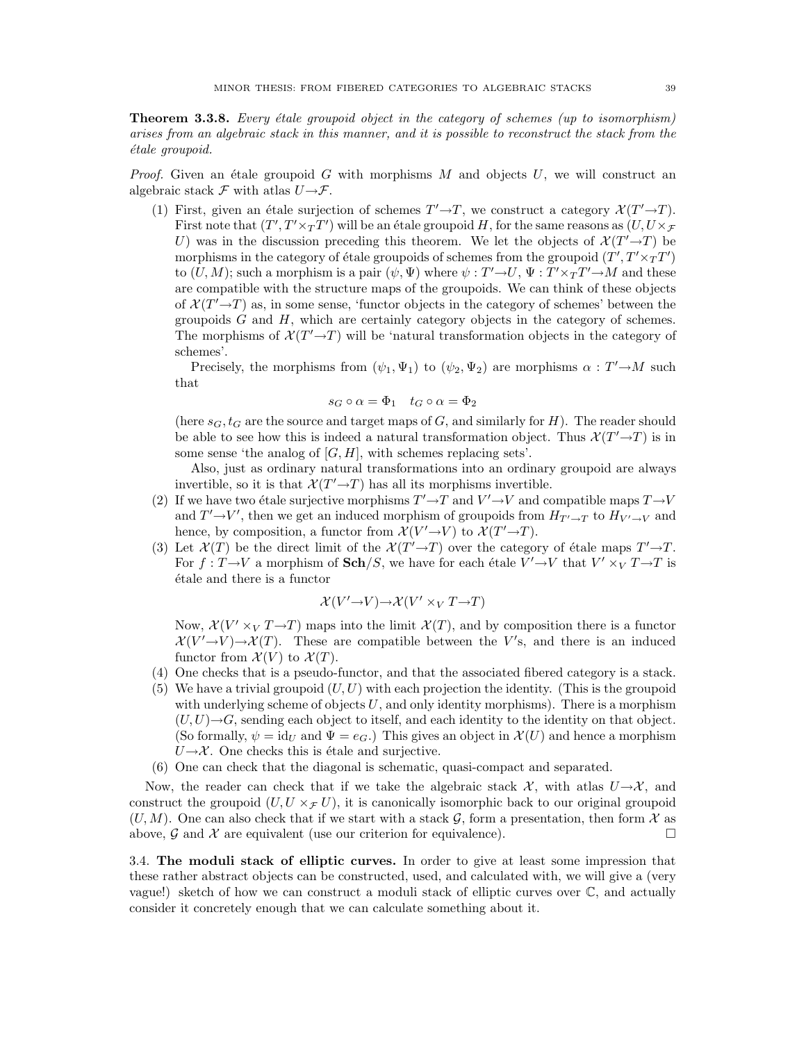**Theorem 3.3.8.** *Every étale groupoid object in the category of schemes (up to isomorphism) arises from an algebraic stack in this manner, and it is possible to reconstruct the stack from the étale groupoid.*

*Proof.* Given an étale groupoid $G$ with morphisms $M$ and objects $U$, we will construct an algebraic stack $\mathcal{F}$ with atlas $U \to \mathcal{F}$.

1. First, given an étale surjection of schemes $T' \to T$, we construct a category $\mathcal{X}(T' \to T)$. First note that $(T', T' \times_T T')$ will be an étale groupoid $H$, for the same reasons as $(U, U \times_{\mathcal{F}} U)$ was in the discussion preceding this theorem. We let the objects of $\mathcal{X}(T' \to T)$ be morphisms in the category of étale groupoids of schemes from the groupoid $(T', T' \times_T T')$ to $(U, M)$; such a morphism is a pair $(\psi, \Psi)$ where $\psi : T' \to U$, $\Psi : T' \times_T T' \to M$ and these are compatible with the structure maps of the groupoids. We can think of these objects of $\mathcal{X}(T' \to T)$ as, in some sense, 'functor objects in the category of schemes' between the groupoids $G$ and $H$, which are certainly category objects in the category of schemes. The morphisms of $\mathcal{X}(T' \to T)$ will be 'natural transformation objects in the category of schemes'.

   Precisely, the morphisms from $(\psi_1, \Psi_1)$ to $(\psi_2, \Psi_2)$ are morphisms $\alpha : T' \to M$ such that
   $$s_G \circ \alpha = \Phi_1 \quad t_G \circ \alpha = \Phi_2$$
   (here $s_G, t_G$ are the source and target maps of $G$, and similarly for $H$). The reader should be able to see how this is indeed a natural transformation object. Thus $\mathcal{X}(T' \to T)$ is in some sense 'the analog of $[G, H]$, with schemes replacing sets'.

   Also, just as ordinary natural transformations into an ordinary groupoid are always invertible, so it is that $\mathcal{X}(T' \to T)$ has all its morphisms invertible.
2. If we have two étale surjective morphisms $T' \to T$ and $V' \to V$ and compatible maps $T \to V$ and $T' \to V'$, then we get an induced morphism of groupoids from $H_{T' \to T}$ to $H_{V' \to V}$ and hence, by composition, a functor from $\mathcal{X}(V' \to V)$ to $\mathcal{X}(T' \to T)$.
3. Let $\mathcal{X}(T)$ be the direct limit of the $\mathcal{X}(T' \to T)$ over the category of étale maps $T' \to T$. For $f : T \to V$ a morphism of $\mathbf{Sch}/S$, we have for each étale $V' \to V$ that $V' \times_V T \to T$ is étale and there is a functor
   $$\mathcal{X}(V' \to V) \to \mathcal{X}(V' \times_V T \to T)$$
   Now, $\mathcal{X}(V' \times_V T \to T)$ maps into the limit $\mathcal{X}(T)$, and by composition there is a functor $\mathcal{X}(V' \to V) \to \mathcal{X}(T)$. These are compatible between the $V'$s, and there is an induced functor from $\mathcal{X}(V)$ to $\mathcal{X}(T)$.
4. One checks that is a pseudo-functor, and that the associated fibered category is a stack.
5. We have a trivial groupoid $(U, U)$ with each projection the identity. (This is the groupoid with underlying scheme of objects $U$, and only identity morphisms). There is a morphism $(U, U) \to G$, sending each object to itself, and each identity to the identity on that object. (So formally, $\psi = \mathrm{id}_U$ and $\Psi = e_G$.) This gives an object in $\mathcal{X}(U)$ and hence a morphism $U \to \mathcal{X}$. One checks this is étale and surjective.
6. One can check that the diagonal is schematic, quasi-compact and separated.

Now, the reader can check that if we take the algebraic stack $\mathcal{X}$, with atlas $U \to \mathcal{X}$, and construct the groupoid $(U, U \times_{\mathcal{F}} U)$, it is canonically isomorphic back to our original groupoid $(U, M)$. One can also check that if we start with a stack $\mathcal{G}$, form a presentation, then form $\mathcal{X}$ as above, $\mathcal{G}$ and $\mathcal{X}$ are equivalent (use our criterion for equivalence). $\square$

3.4. **The moduli stack of elliptic curves.** In order to give at least some impression that these rather abstract objects can be constructed, used, and calculated with, we will give a (very vague!) sketch of how we can construct a moduli stack of elliptic curves over $\mathbb{C}$, and actually consider it concretely enough that we can calculate something about it.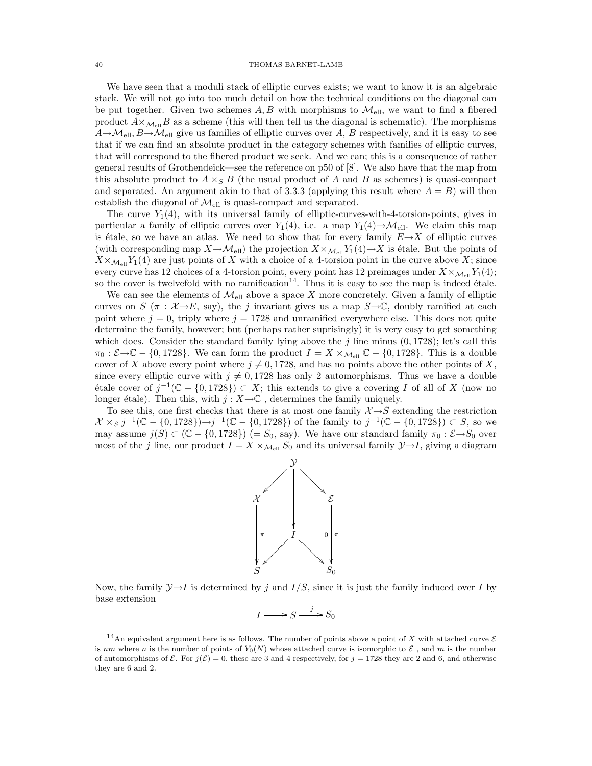We have seen that a moduli stack of elliptic curves exists; we want to know it is an algebraic stack. We will not go into too much detail on how the technical conditions on the diagonal can be put together. Given two schemes $A, B$ with morphisms to $\mathcal{M}_{\text{ell}}$, we want to find a fibered product $A \times_{\mathcal{M}_{\text{ell}}} B$ as a scheme (this will then tell us the diagonal is schematic). The morphisms $A \to \mathcal{M}_{\text{ell}}, B \to \mathcal{M}_{\text{ell}}$ give us families of elliptic curves over $A$, $B$ respectively, and it is easy to see that if we can find an absolute product in the category schemes with families of elliptic curves, that will correspond to the fibered product we seek. And we can; this is a consequence of rather general results of Grothendeick—see the reference on p50 of [8]. We also have that the map from this absolute product to $A \times_S B$ (the usual product of $A$ and $B$ as schemes) is quasi-compact and separated. An argument akin to that of 3.3.3 (applying this result where $A = B$) will then establish the diagonal of $\mathcal{M}_{\text{ell}}$ is quasi-compact and separated.

The curve $Y_1(4)$, with its universal family of elliptic-curves-with-4-torsion-points, gives in particular a family of elliptic curves over $Y_1(4)$, i.e. a map $Y_1(4) \to \mathcal{M}_{\text{ell}}$. We claim this map is étale, so we have an atlas. We need to show that for every family $E \to X$ of elliptic curves (with corresponding map $X \to \mathcal{M}_{\text{ell}}$) the projection $X \times_{\mathcal{M}_{\text{ell}}} Y_1(4) \to X$ is étale. But the points of $X \times_{\mathcal{M}_{\text{ell}}} Y_1(4)$ are just points of $X$ with a choice of a 4-torsion point in the curve above $X$; since every curve has 12 choices of a 4-torsion point, every point has 12 preimages under $X \times_{\mathcal{M}_{\text{ell}}} Y_1(4)$; so the cover is twelvefold with no ramification[14]. Thus it is easy to see the map is indeed étale.

We can see the elements of $\mathcal{M}_{\text{ell}}$ above a space $X$ more concretely. Given a family of elliptic curves on $S$ ($\pi : \mathcal{X} \to E$, say), the $j$ invariant gives us a map $S \to \mathbb{C}$, doubly ramified at each point where $j = 0$, triply where $j = 1728$ and unramified everywhere else. This does not quite determine the family, however; but (perhaps rather suprisingly) it is very easy to get something which does. Consider the standard family lying above the $j$ line minus $(0, 1728)$; let's call this $\pi_0 : \mathcal{E} \to \mathbb{C} - \{0, 1728\}$. We can form the product $I = X \times_{\mathcal{M}_{\text{ell}}} \mathbb{C} - \{0, 1728\}$. This is a double cover of $X$ above every point where $j \neq 0, 1728$, and has no points above the other points of $X$, since every elliptic curve with $j \neq 0, 1728$ has only 2 automorphisms. Thus we have a double étale cover of $j^{-1}(\mathbb{C} - \{0, 1728\}) \subset X$; this extends to give a covering $I$ of all of $X$ (now no longer étale). Then this, with $j : X \to \mathbb{C}$ , determines the family uniquely.

To see this, one first checks that there is at most one family $\mathcal{X} \to S$ extending the restriction $\mathcal{X} \times_S j^{-1}(\mathbb{C} - \{0, 1728\}) \to j^{-1}(\mathbb{C} - \{0, 1728\})$ of the family to $j^{-1}(\mathbb{C} - \{0, 1728\}) \subset S$, so we may assume $j(S) \subset (\mathbb{C} - \{0, 1728\})$ ($= S_0$, say). We have our standard family $\pi_0 : \mathcal{E} \to S_0$ over most of the $j$ line, our product $I = X \times_{\mathcal{M}_{\text{ell}}} S_0$ and its universal family $\mathcal{Y} \to I$, giving a diagram

$$
\begin{array}{ccccc}
 & & \mathcal{Y} & & \\
 & \swarrow & \downarrow & \searrow & \\
\mathcal{X} & & & & \mathcal{E} \\
\downarrow \pi & & I & & \downarrow \pi_0 \\
 & \swarrow & & \searrow & \\
S & & & & S_0
\end{array}
$$

Now, the family $\mathcal{Y} \to I$ is determined by $j$ and $I/S$, since it is just the family induced over $I$ by base extension

$$I \longrightarrow S \xrightarrow{j} S_0$$

[14]An equivalent argument here is as follows. The number of points above a point of $X$ with attached curve $\mathcal{E}$ is $nm$ where $n$ is the number of points of $Y_0(N)$ whose attached curve is isomorphic to $\mathcal{E}$ , and $m$ is the number of automorphisms of $\mathcal{E}$. For $j(\mathcal{E}) = 0$, these are 3 and 4 respectively, for $j = 1728$ they are 2 and 6, and otherwise they are 6 and 2.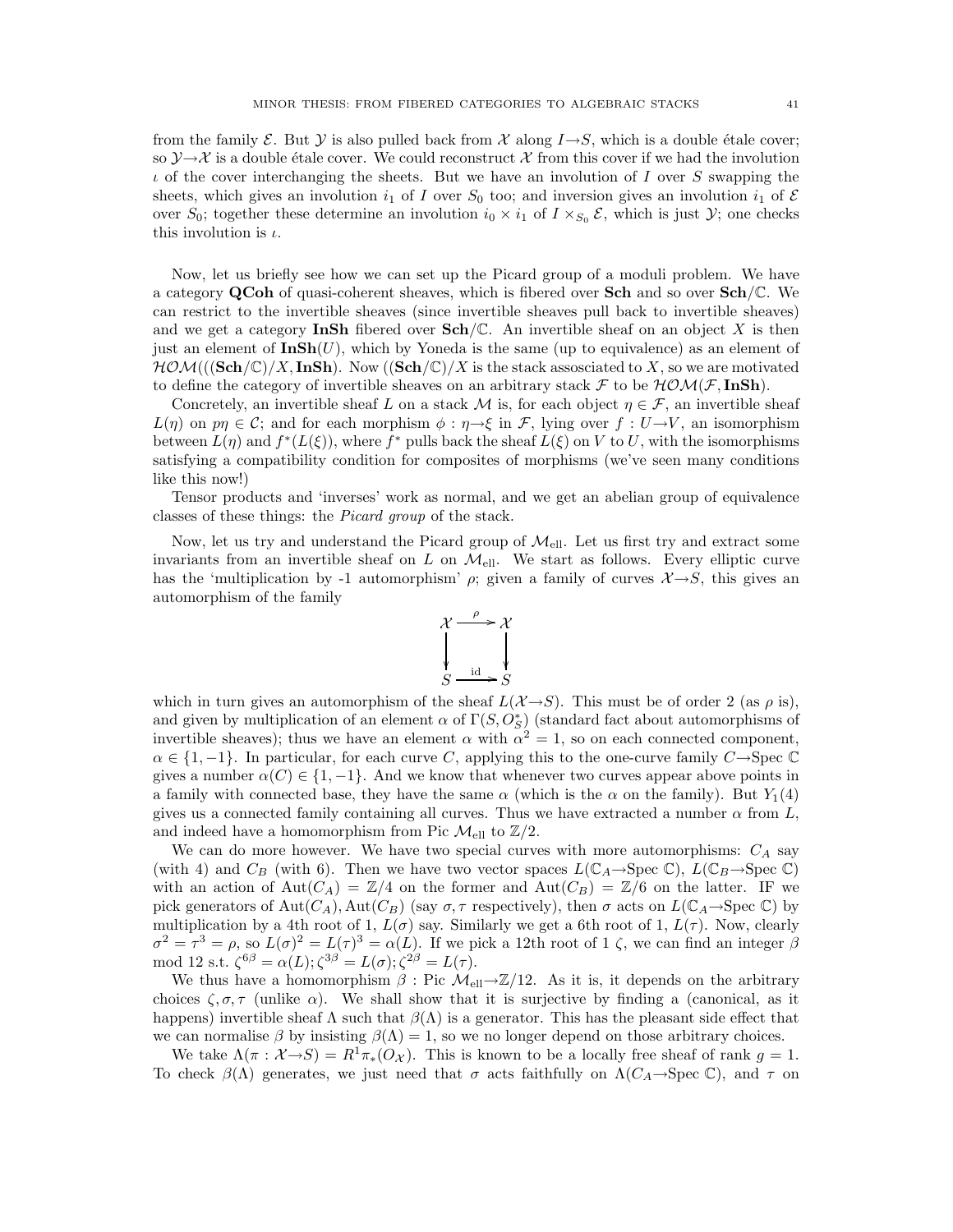from the family $\mathcal{E}$. But $\mathcal{Y}$ is also pulled back from $\mathcal{X}$ along $I \to S$, which is a double étale cover; so $\mathcal{Y} \to \mathcal{X}$ is a double étale cover. We could reconstruct $\mathcal{X}$ from this cover if we had the involution $\iota$ of the cover interchanging the sheets. But we have an involution of $I$ over $S$ swapping the sheets, which gives an involution $i_1$ of $I$ over $S_0$ too; and inversion gives an involution $i_1$ of $\mathcal{E}$ over $S_0$; together these determine an involution $i_0 \times i_1$ of $I \times_{S_0} \mathcal{E}$, which is just $\mathcal{Y}$; one checks this involution is $\iota$.

Now, let us briefly see how we can set up the Picard group of a moduli problem. We have a category **QCoh** of quasi-coherent sheaves, which is fibered over **Sch** and so over **Sch**/$\mathbb{C}$. We can restrict to the invertible sheaves (since invertible sheaves pull back to invertible sheaves) and we get a category **InSh** fibered over **Sch**/$\mathbb{C}$. An invertible sheaf on an object $X$ is then just an element of $\mathbf{InSh}(U)$, which by Yoneda is the same (up to equivalence) as an element of $\mathcal{HOM}(((\mathbf{Sch}/\mathbb{C})/X, \mathbf{InSh})$. Now $((\mathbf{Sch}/\mathbb{C})/X$ is the stack assosciated to $X$, so we are motivated to define the category of invertible sheaves on an arbitrary stack $\mathcal{F}$ to be $\mathcal{HOM}(\mathcal{F}, \mathbf{InSh})$.

Concretely, an invertible sheaf $L$ on a stack $\mathcal{M}$ is, for each object $\eta \in \mathcal{F}$, an invertible sheaf $L(\eta)$ on $p\eta \in \mathcal{C}$; and for each morphism $\phi : \eta \to \xi$ in $\mathcal{F}$, lying over $f : U \to V$, an isomorphism between $L(\eta)$ and $f^*(L(\xi))$, where $f^*$ pulls back the sheaf $L(\xi)$ on $V$ to $U$, with the isomorphisms satisfying a compatibility condition for composites of morphisms (we've seen many conditions like this now!)

Tensor products and 'inverses' work as normal, and we get an abelian group of equivalence classes of these things: the *Picard group* of the stack.

Now, let us try and understand the Picard group of $\mathcal{M}_{\text{ell}}$. Let us first try and extract some invariants from an invertible sheaf on $L$ on $\mathcal{M}_{\text{ell}}$. We start as follows. Every elliptic curve has the 'multiplication by -1 automorphism' $\rho$; given a family of curves $\mathcal{X} \to S$, this gives an automorphism of the family

$$\begin{array}{ccc} \mathcal{X} & \xrightarrow{\rho} & \mathcal{X} \\ \downarrow & & \downarrow \\ S & \xrightarrow{\text{id}} & S \end{array}$$

which in turn gives an automorphism of the sheaf $L(\mathcal{X} \to S)$. This must be of order 2 (as $\rho$ is), and given by multiplication of an element $\alpha$ of $\Gamma(S, O_S^*)$ (standard fact about automorphisms of invertible sheaves); thus we have an element $\alpha$ with $\alpha^2 = 1$, so on each connected component, $\alpha \in \{1, -1\}$. In particular, for each curve $C$, applying this to the one-curve family $C \to \operatorname{Spec} \mathbb{C}$ gives a number $\alpha(C) \in \{1, -1\}$. And we know that whenever two curves appear above points in a family with connected base, they have the same $\alpha$ (which is the $\alpha$ on the family). But $Y_1(4)$ gives us a connected family containing all curves. Thus we have extracted a number $\alpha$ from $L$, and indeed have a homomorphism from $\operatorname{Pic} \mathcal{M}_{\text{ell}}$ to $\mathbb{Z}/2$.

We can do more however. We have two special curves with more automorphisms: $C_A$ say (with 4) and $C_B$ (with 6). Then we have two vector spaces $L(\mathbb{C}_A \to \operatorname{Spec} \mathbb{C})$, $L(\mathbb{C}_B \to \operatorname{Spec} \mathbb{C})$ with an action of $\operatorname{Aut}(C_A) = \mathbb{Z}/4$ on the former and $\operatorname{Aut}(C_B) = \mathbb{Z}/6$ on the latter. IF we pick generators of $\operatorname{Aut}(C_A), \operatorname{Aut}(C_B)$ (say $\sigma, \tau$ respectively), then $\sigma$ acts on $L(\mathbb{C}_A \to \operatorname{Spec} \mathbb{C})$ by multiplication by a 4th root of 1, $L(\sigma)$ say. Similarly we get a 6th root of 1, $L(\tau)$. Now, clearly $\sigma^2 = \tau^3 = \rho$, so $L(\sigma)^2 = L(\tau)^3 = \alpha(L)$. If we pick a 12th root of 1 $\zeta$, we can find an integer $\beta$ mod 12 s.t. $\zeta^{6\beta} = \alpha(L); \zeta^{3\beta} = L(\sigma); \zeta^{2\beta} = L(\tau)$.

We thus have a homomorphism $\beta : \operatorname{Pic} \mathcal{M}_{\text{ell}} \to \mathbb{Z}/12$. As it is, it depends on the arbitrary choices $\zeta, \sigma, \tau$ (unlike $\alpha$). We shall show that it is surjective by finding a (canonical, as it happens) invertible sheaf $\Lambda$ such that $\beta(\Lambda)$ is a generator. This has the pleasant side effect that we can normalise $\beta$ by insisting $\beta(\Lambda) = 1$, so we no longer depend on those arbitrary choices.

We take $\Lambda(\pi : \mathcal{X} \to S) = R^1\pi_*(O_{\mathcal{X}})$. This is known to be a locally free sheaf of rank $g = 1$. To check $\beta(\Lambda)$ generates, we just need that $\sigma$ acts faithfully on $\Lambda(C_A \to \operatorname{Spec} \mathbb{C})$, and $\tau$ on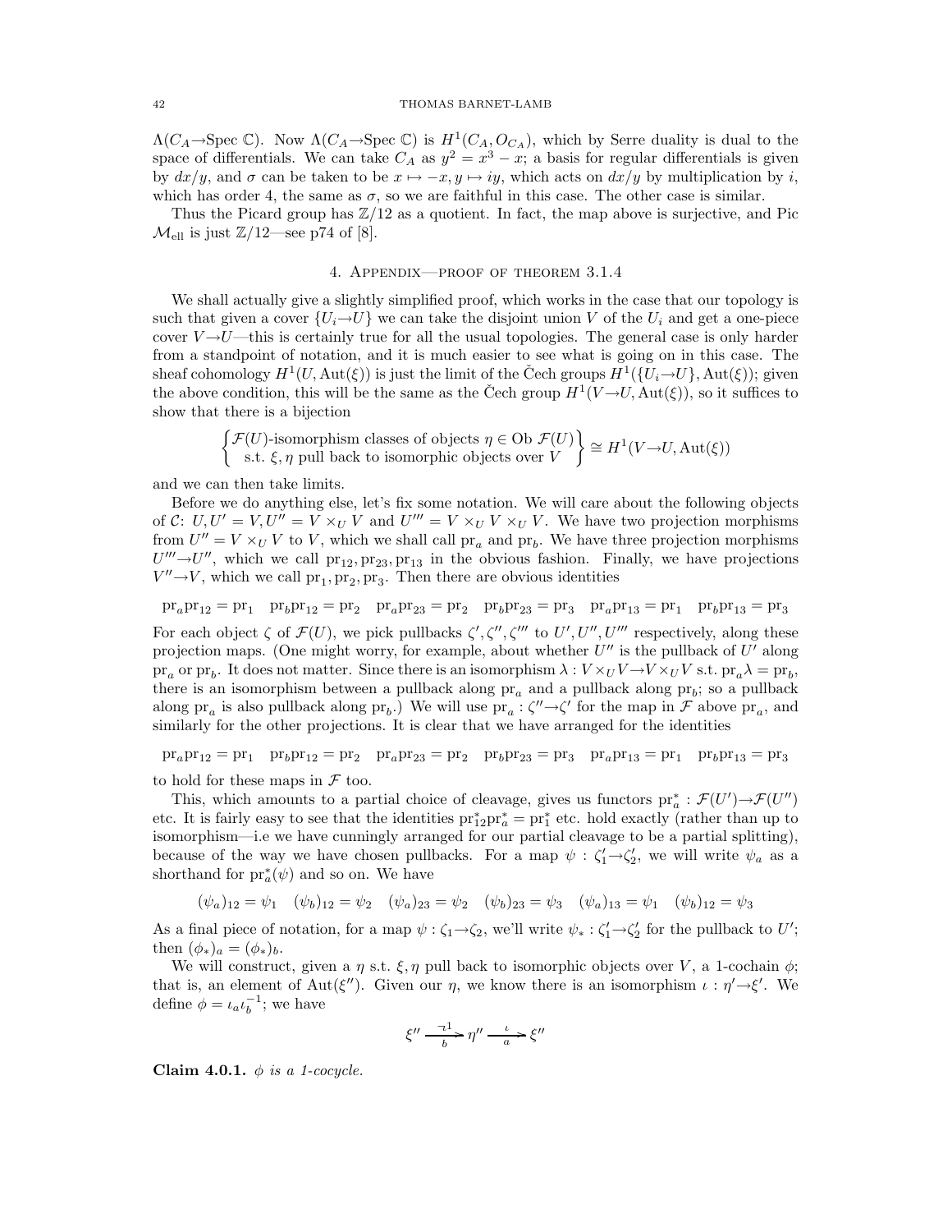$\Lambda(C_A \to \text{Spec }\mathbb{C})$. Now $\Lambda(C_A \to \text{Spec }\mathbb{C})$ is $H^1(C_A, O_{C_A})$, which by Serre duality is dual to the space of differentials. We can take $C_A$ as $y^2 = x^3 - x$; a basis for regular differentials is given by $dx/y$, and $\sigma$ can be taken to be $x \mapsto -x, y \mapsto iy$, which acts on $dx/y$ by multiplication by $i$, which has order 4, the same as $\sigma$, so we are faithful in this case. The other case is similar.

Thus the Picard group has $\mathbb{Z}/12$ as a quotient. In fact, the map above is surjective, and Pic $\mathcal{M}_{\text{ell}}$ is just $\mathbb{Z}/12$—see p74 of [8].

## 4. Appendix—proof of theorem 3.1.4

We shall actually give a slightly simplified proof, which works in the case that our topology is such that given a cover $\{U_i \to U\}$ we can take the disjoint union $V$ of the $U_i$ and get a one-piece cover $V \to U$—this is certainly true for all the usual topologies. The general case is only harder from a standpoint of notation, and it is much easier to see what is going on in this case. The sheaf cohomology $H^1(U, \text{Aut}(\xi))$ is just the limit of the Čech groups $H^1(\{U_i \to U\}, \text{Aut}(\xi))$; given the above condition, this will be the same as the Čech group $H^1(V \to U, \text{Aut}(\xi))$, so it suffices to show that there is a bijection

$$\left\{ \begin{array}{c} \mathcal{F}(U)\text{-isomorphism classes of objects } \eta \in \text{Ob } \mathcal{F}(U) \\ \text{s.t. } \xi, \eta \text{ pull back to isomorphic objects over } V \end{array} \right\} \cong H^1(V \to U, \text{Aut}(\xi))$$

and we can then take limits.

Before we do anything else, let's fix some notation. We will care about the following objects of $\mathcal{C}$: $U, U' = V, U'' = V \times_U V$ and $U''' = V \times_U V \times_U V$. We have two projection morphisms from $U'' = V \times_U V$ to $V$, which we shall call $\text{pr}_a$ and $\text{pr}_b$. We have three projection morphisms $U''' \to U''$, which we call $\text{pr}_{12}, \text{pr}_{23}, \text{pr}_{13}$ in the obvious fashion. Finally, we have projections $V'' \to V$, which we call $\text{pr}_1, \text{pr}_2, \text{pr}_3$. Then there are obvious identities

$$\text{pr}_a\text{pr}_{12} = \text{pr}_1 \quad \text{pr}_b\text{pr}_{12} = \text{pr}_2 \quad \text{pr}_a\text{pr}_{23} = \text{pr}_2 \quad \text{pr}_b\text{pr}_{23} = \text{pr}_3 \quad \text{pr}_a\text{pr}_{13} = \text{pr}_1 \quad \text{pr}_b\text{pr}_{13} = \text{pr}_3$$

For each object $\zeta$ of $\mathcal{F}(U)$, we pick pullbacks $\zeta', \zeta'', \zeta'''$ to $U', U'', U'''$ respectively, along these projection maps. (One might worry, for example, about whether $U''$ is the pullback of $U'$ along $\text{pr}_a$ or $\text{pr}_b$. It does not matter. Since there is an isomorphism $\lambda : V \times_U V \to V \times_U V$ s.t. $\text{pr}_a \lambda = \text{pr}_b$, there is an isomorphism between a pullback along $\text{pr}_a$ and a pullback along $\text{pr}_b$; so a pullback along $\text{pr}_a$ is also pullback along $\text{pr}_b$.) We will use $\text{pr}_a : \zeta'' \to \zeta'$ for the map in $\mathcal{F}$ above $\text{pr}_a$, and similarly for the other projections. It is clear that we have arranged for the identities

$$\text{pr}_a\text{pr}_{12} = \text{pr}_1 \quad \text{pr}_b\text{pr}_{12} = \text{pr}_2 \quad \text{pr}_a\text{pr}_{23} = \text{pr}_2 \quad \text{pr}_b\text{pr}_{23} = \text{pr}_3 \quad \text{pr}_a\text{pr}_{13} = \text{pr}_1 \quad \text{pr}_b\text{pr}_{13} = \text{pr}_3$$

to hold for these maps in $\mathcal{F}$ too.

This, which amounts to a partial choice of cleavage, gives us functors $\text{pr}_a^* : \mathcal{F}(U') \to \mathcal{F}(U'')$ etc. It is fairly easy to see that the identities $\text{pr}_{12}^*\text{pr}_a^* = \text{pr}_1^*$ etc. hold exactly (rather than up to isomorphism—i.e we have cunningly arranged for our partial cleavage to be a partial splitting), because of the way we have chosen pullbacks. For a map $\psi : \zeta_1' \to \zeta_2'$, we will write $\psi_a$ as a shorthand for $\text{pr}_a^*(\psi)$ and so on. We have

$$(\psi_a)_{12} = \psi_1 \quad (\psi_b)_{12} = \psi_2 \quad (\psi_a)_{23} = \psi_2 \quad (\psi_b)_{23} = \psi_3 \quad (\psi_a)_{13} = \psi_1 \quad (\psi_b)_{12} = \psi_3$$

As a final piece of notation, for a map $\psi : \zeta_1 \to \zeta_2$, we'll write $\psi_* : \zeta_1' \to \zeta_2'$ for the pullback to $U'$; then $(\phi_*)_a = (\phi_*)_b$.

We will construct, given a $\eta$ s.t. $\xi, \eta$ pull back to isomorphic objects over $V$, a 1-cochain $\phi$; that is, an element of $\text{Aut}(\xi'')$. Given our $\eta$, we know there is an isomorphism $\iota : \eta' \to \xi'$. We define $\phi = \iota_a \iota_b^{-1}$; we have

$$\xi'' \xrightarrow[b]{\iota^{-1}} \eta'' \xrightarrow[a]{\iota} \xi''$$

**Claim 4.0.1.** *$\phi$ is a 1-cocycle.*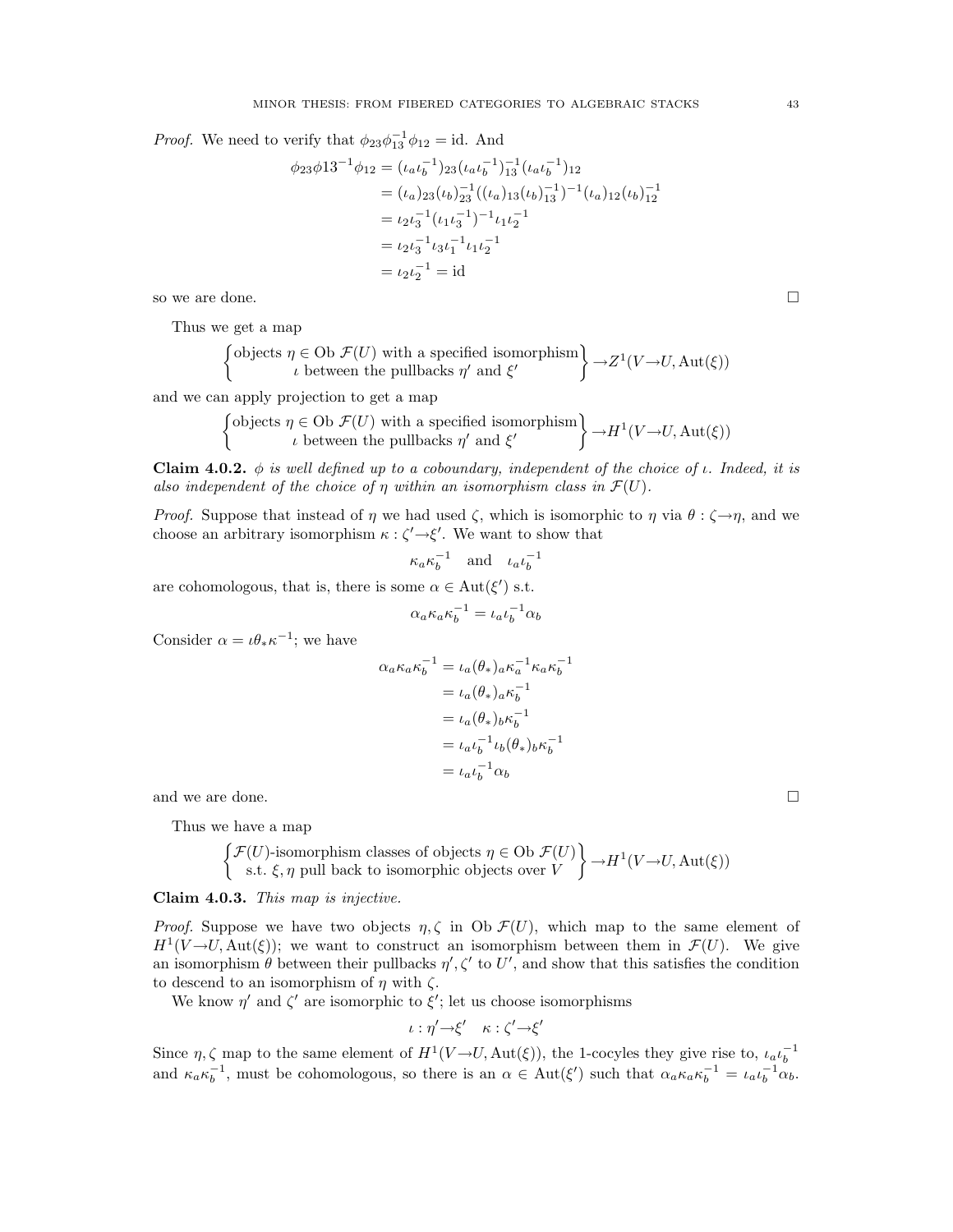*Proof.* We need to verify that $\phi_{23}\phi_{13}^{-1}\phi_{12} = \text{id}$. And

$$\begin{aligned}
\phi_{23}\phi 13^{-1}\phi_{12} &= (\iota_a\iota_b^{-1})_{23}(\iota_a\iota_b^{-1})_{13}^{-1}(\iota_a\iota_b^{-1})_{12} \\
&= (\iota_a)_{23}(\iota_b)_{23}^{-1}((\iota_a)_{13}(\iota_b)_{13}^{-1})^{-1}(\iota_a)_{12}(\iota_b)_{12}^{-1} \\
&= \iota_2\iota_3^{-1}(\iota_1\iota_3^{-1})^{-1}\iota_1\iota_2^{-1} \\
&= \iota_2\iota_3^{-1}\iota_3\iota_1^{-1}\iota_1\iota_2^{-1} \\
&= \iota_2\iota_2^{-1} = \text{id}
\end{aligned}$$

so we are done. □

Thus we get a map

$$\left\{\begin{matrix}\text{objects } \eta \in \text{Ob } \mathcal{F}(U) \text{ with a specified isomorphism} \\ \iota \text{ between the pullbacks } \eta' \text{ and } \xi'\end{matrix}\right\} \to Z^1(V \to U, \text{Aut}(\xi))$$

and we can apply projection to get a map

$$\left\{\begin{matrix}\text{objects } \eta \in \text{Ob } \mathcal{F}(U) \text{ with a specified isomorphism} \\ \iota \text{ between the pullbacks } \eta' \text{ and } \xi'\end{matrix}\right\} \to H^1(V \to U, \text{Aut}(\xi))$$

**Claim 4.0.2.** *$\phi$ is well defined up to a coboundary, independent of the choice of $\iota$. Indeed, it is also independent of the choice of $\eta$ within an isomorphism class in $\mathcal{F}(U)$.*

*Proof.* Suppose that instead of $\eta$ we had used $\zeta$, which is isomorphic to $\eta$ via $\theta : \zeta \to \eta$, and we choose an arbitrary isomorphism $\kappa : \zeta' \to \xi'$. We want to show that

$$\kappa_a\kappa_b^{-1} \quad \text{and} \quad \iota_a\iota_b^{-1}$$

are cohomologous, that is, there is some $\alpha \in \text{Aut}(\xi')$ s.t.

$$\alpha_a\kappa_a\kappa_b^{-1} = \iota_a\iota_b^{-1}\alpha_b$$

Consider $\alpha = \iota\theta_*\kappa^{-1}$; we have

$$\begin{aligned}
\alpha_a\kappa_a\kappa_b^{-1} &= \iota_a(\theta_*)_a\kappa_a^{-1}\kappa_a\kappa_b^{-1} \\
&= \iota_a(\theta_*)_a\kappa_b^{-1} \\
&= \iota_a(\theta_*)_b\kappa_b^{-1} \\
&= \iota_a\iota_b^{-1}\iota_b(\theta_*)_b\kappa_b^{-1} \\
&= \iota_a\iota_b^{-1}\alpha_b
\end{aligned}$$

and we are done. □

Thus we have a map

$$\left\{\begin{matrix}\mathcal{F}(U)\text{-isomorphism classes of objects } \eta \in \text{Ob } \mathcal{F}(U) \\ \text{s.t. } \xi, \eta \text{ pull back to isomorphic objects over } V\end{matrix}\right\} \to H^1(V \to U, \text{Aut}(\xi))$$

**Claim 4.0.3.** *This map is injective.*

*Proof.* Suppose we have two objects $\eta, \zeta$ in $\text{Ob } \mathcal{F}(U)$, which map to the same element of $H^1(V \to U, \text{Aut}(\xi))$; we want to construct an isomorphism between them in $\mathcal{F}(U)$. We give an isomorphism $\theta$ between their pullbacks $\eta', \zeta'$ to $U'$, and show that this satisfies the condition to descend to an isomorphism of $\eta$ with $\zeta$.

We know $\eta'$ and $\zeta'$ are isomorphic to $\xi'$; let us choose isomorphisms

$$\iota : \eta' \to \xi' \quad \kappa : \zeta' \to \xi'$$

Since $\eta, \zeta$ map to the same element of $H^1(V \to U, \text{Aut}(\xi))$, the 1-cocyles they give rise to, $\iota_a\iota_b^{-1}$ and $\kappa_a\kappa_b^{-1}$, must be cohomologous, so there is an $\alpha \in \text{Aut}(\xi')$ such that $\alpha_a\kappa_a\kappa_b^{-1} = \iota_a\iota_b^{-1}\alpha_b$.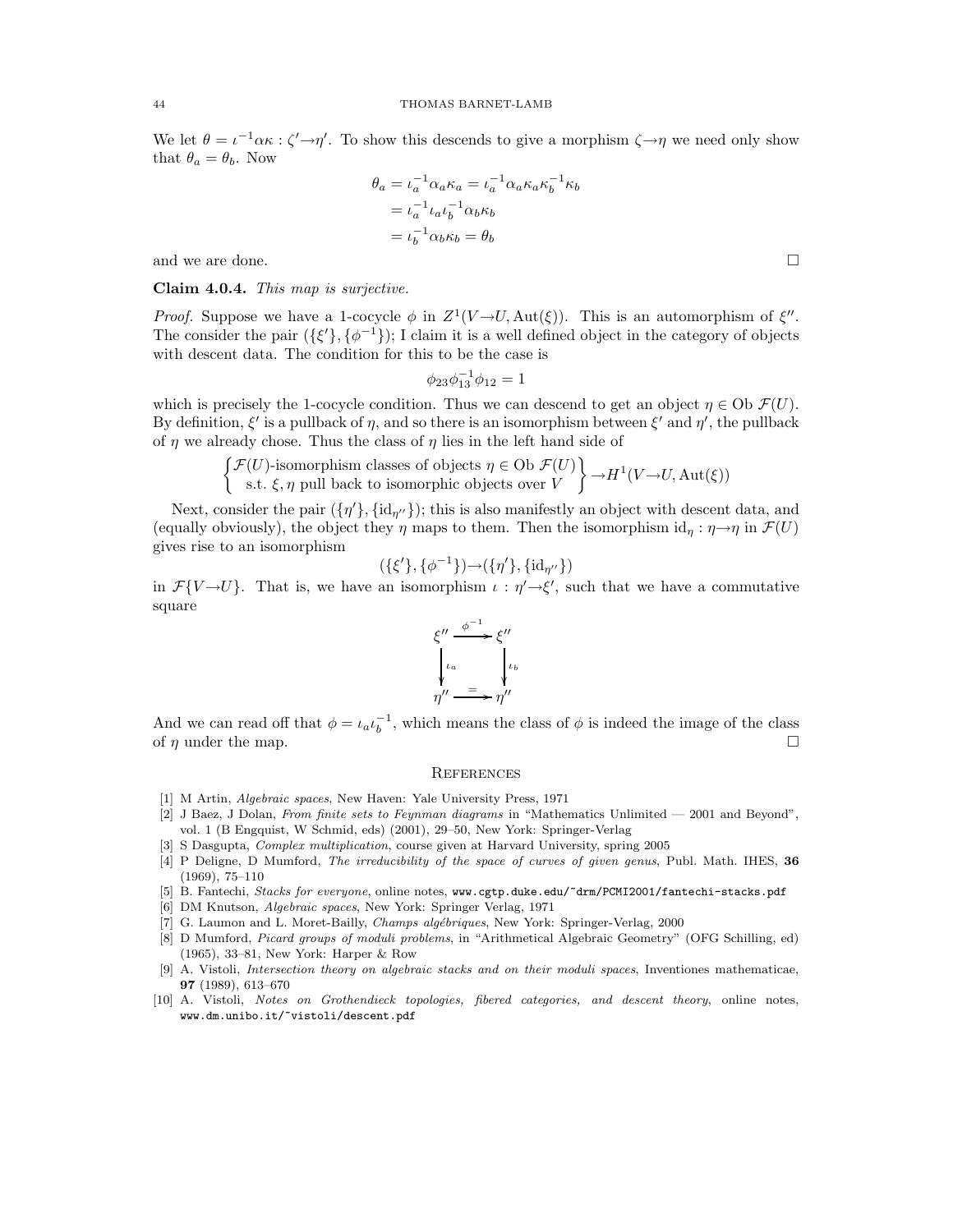We let $\theta = \iota^{-1}\alpha\kappa : \zeta' \to \eta'$. To show this descends to give a morphism $\zeta \to \eta$ we need only show that $\theta_a = \theta_b$. Now

$$\begin{aligned}\theta_a &= \iota_a^{-1}\alpha_a\kappa_a = \iota_a^{-1}\alpha_a\kappa_a\kappa_b^{-1}\kappa_b \\ &= \iota_a^{-1}\iota_a\iota_b^{-1}\alpha_b\kappa_b \\ &= \iota_b^{-1}\alpha_b\kappa_b = \theta_b\end{aligned}$$

and we are done. □

**Claim 4.0.4.** *This map is surjective.*

*Proof.* Suppose we have a 1-cocycle $\phi$ in $Z^1(V \to U, \mathrm{Aut}(\xi))$. This is an automorphism of $\xi''$. The consider the pair $(\{\xi'\}, \{\phi^{-1}\})$; I claim it is a well defined object in the category of objects with descent data. The condition for this to be the case is

$$\phi_{23}\phi_{13}^{-1}\phi_{12} = 1$$

which is precisely the 1-cocycle condition. Thus we can descend to get an object $\eta \in \mathrm{Ob}\ \mathcal{F}(U)$. By definition, $\xi'$ is a pullback of $\eta$, and so there is an isomorphism between $\xi'$ and $\eta'$, the pullback of $\eta$ we already chose. Thus the class of $\eta$ lies in the left hand side of

$$\left\{ \begin{array}{c} \mathcal{F}(U)\text{-isomorphism classes of objects } \eta \in \mathrm{Ob}\ \mathcal{F}(U) \\ \text{s.t. } \xi, \eta \text{ pull back to isomorphic objects over } V \end{array} \right\} \to H^1(V \to U, \mathrm{Aut}(\xi))$$

Next, consider the pair $(\{\eta'\}, \{\mathrm{id}_{\eta''}\})$; this is also manifestly an object with descent data, and (equally obviously), the object they $\eta$ maps to them. Then the isomorphism $\mathrm{id}_\eta : \eta \to \eta$ in $\mathcal{F}(U)$ gives rise to an isomorphism

$$(\{\xi'\}, \{\phi^{-1}\}) \to (\{\eta'\}, \{\mathrm{id}_{\eta''}\})$$

in $\mathcal{F}\{V \to U\}$. That is, we have an isomorphism $\iota : \eta' \to \xi'$, such that we have a commutative square

$$\begin{array}{ccc} \xi'' & \xrightarrow{\phi^{-1}} & \xi'' \\ \downarrow{\scriptstyle \iota_a} & & \downarrow{\scriptstyle \iota_b} \\ \eta'' & \xrightarrow{=} & \eta'' \end{array}$$

And we can read off that $\phi = \iota_a\iota_b^{-1}$, which means the class of $\phi$ is indeed the image of the class of $\eta$ under the map. □

## References

[1] M Artin, *Algebraic spaces*, New Haven: Yale University Press, 1971

[2] J Baez, J Dolan, *From finite sets to Feynman diagrams* in "Mathematics Unlimited — 2001 and Beyond", vol. 1 (B Engquist, W Schmid, eds) (2001), 29–50, New York: Springer-Verlag

[3] S Dasgupta, *Complex multiplication*, course given at Harvard University, spring 2005

[4] P Deligne, D Mumford, *The irreducibility of the space of curves of given genus*, Publ. Math. IHES, **36** (1969), 75–110

[5] B. Fantechi, *Stacks for everyone*, online notes, www.cgtp.duke.edu/~drm/PCMI2001/fantechi-stacks.pdf

[6] DM Knutson, *Algebraic spaces*, New York: Springer Verlag, 1971

[7] G. Laumon and L. Moret-Bailly, *Champs algébriques*, New York: Springer-Verlag, 2000

[8] D Mumford, *Picard groups of moduli problems*, in "Arithmetical Algebraic Geometry" (OFG Schilling, ed) (1965), 33–81, New York: Harper & Row

[9] A. Vistoli, *Intersection theory on algebraic stacks and on their moduli spaces*, Inventiones mathematicae, **97** (1989), 613–670

[10] A. Vistoli, *Notes on Grothendieck topologies, fibered categories, and descent theory*, online notes, www.dm.unibo.it/~vistoli/descent.pdf